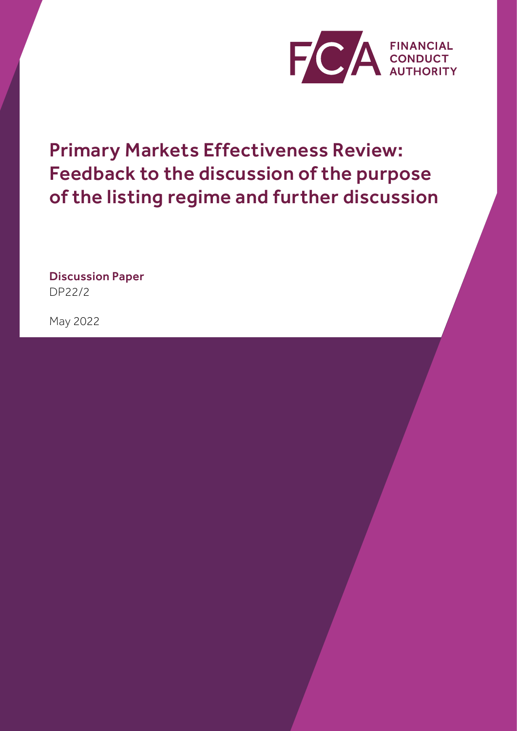FINANCIAL CONDUCT AUTHORITY

# Primary Markets Effectiveness Review: Feedback to the discussion of the purpose of the listing regime and further discussion

**Discussion Paper**
DP22/2

May 2022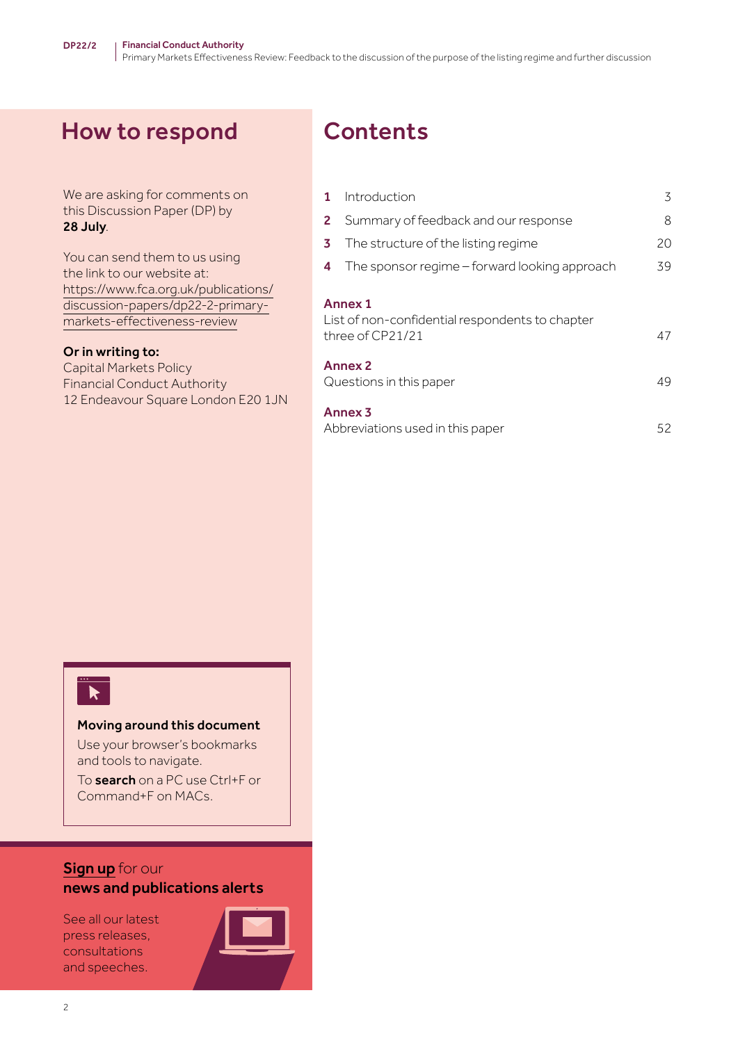## How to respond

We are asking for comments on this Discussion Paper (DP) by **28 July**.

You can send them to us using the link to our website at: https://www.fca.org.uk/publications/discussion-papers/dp22-2-primary-markets-effectiveness-review

**Or in writing to:**
Capital Markets Policy
Financial Conduct Authority
12 Endeavour Square London E20 1JN

## Contents

| | | |
|---|---|---|
| **1** | Introduction | 3 |
| **2** | Summary of feedback and our response | 8 |
| **3** | The structure of the listing regime | 20 |
| **4** | The sponsor regime – forward looking approach | 39 |

**Annex 1**
List of non-confidential respondents to chapter three of CP21/21 — 47

**Annex 2**
Questions in this paper — 49

**Annex 3**
Abbreviations used in this paper — 52

**Moving around this document**

Use your browser's bookmarks and tools to navigate.

To **search** on a PC use Ctrl+F or Command+F on MACs.

**Sign up** for our **news and publications alerts**

See all our latest press releases, consultations and speeches.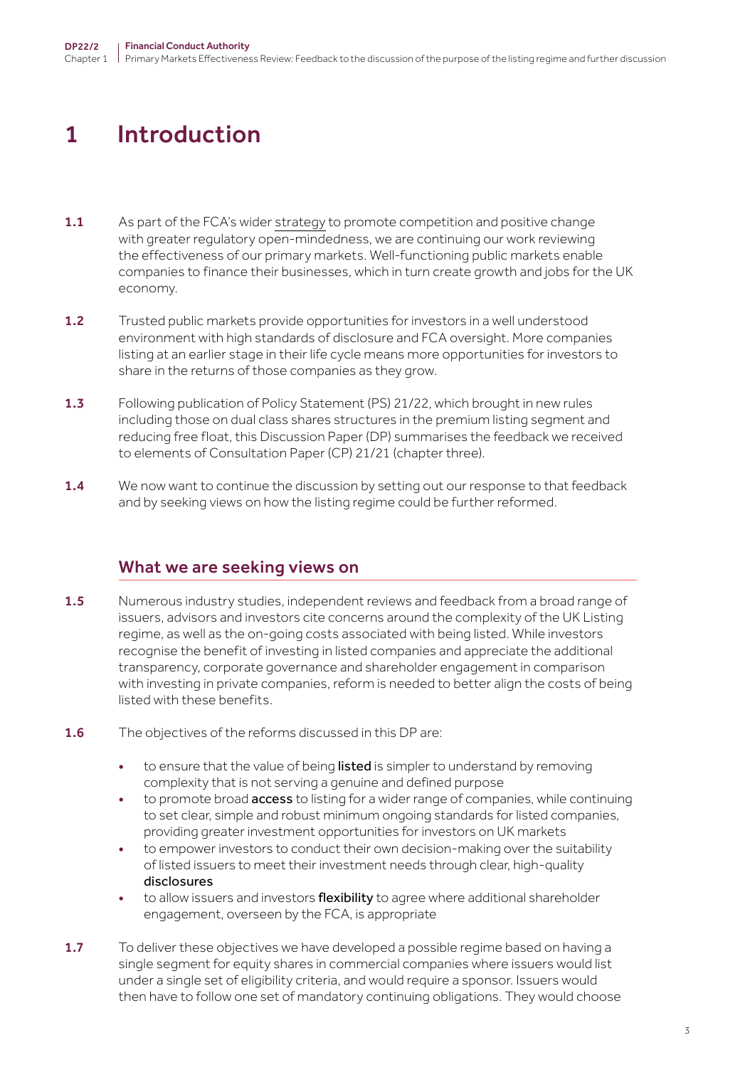# 1 Introduction

**1.1** As part of the FCA's wider strategy to promote competition and positive change with greater regulatory open-mindedness, we are continuing our work reviewing the effectiveness of our primary markets. Well-functioning public markets enable companies to finance their businesses, which in turn create growth and jobs for the UK economy.

**1.2** Trusted public markets provide opportunities for investors in a well understood environment with high standards of disclosure and FCA oversight. More companies listing at an earlier stage in their life cycle means more opportunities for investors to share in the returns of those companies as they grow.

**1.3** Following publication of Policy Statement (PS) 21/22, which brought in new rules including those on dual class shares structures in the premium listing segment and reducing free float, this Discussion Paper (DP) summarises the feedback we received to elements of Consultation Paper (CP) 21/21 (chapter three).

**1.4** We now want to continue the discussion by setting out our response to that feedback and by seeking views on how the listing regime could be further reformed.

## What we are seeking views on

**1.5** Numerous industry studies, independent reviews and feedback from a broad range of issuers, advisors and investors cite concerns around the complexity of the UK Listing regime, as well as the on-going costs associated with being listed. While investors recognise the benefit of investing in listed companies and appreciate the additional transparency, corporate governance and shareholder engagement in comparison with investing in private companies, reform is needed to better align the costs of being listed with these benefits.

**1.6** The objectives of the reforms discussed in this DP are:

- to ensure that the value of being **listed** is simpler to understand by removing complexity that is not serving a genuine and defined purpose
- to promote broad **access** to listing for a wider range of companies, while continuing to set clear, simple and robust minimum ongoing standards for listed companies, providing greater investment opportunities for investors on UK markets
- to empower investors to conduct their own decision-making over the suitability of listed issuers to meet their investment needs through clear, high-quality **disclosures**
- to allow issuers and investors **flexibility** to agree where additional shareholder engagement, overseen by the FCA, is appropriate

**1.7** To deliver these objectives we have developed a possible regime based on having a single segment for equity shares in commercial companies where issuers would list under a single set of eligibility criteria, and would require a sponsor. Issuers would then have to follow one set of mandatory continuing obligations. They would choose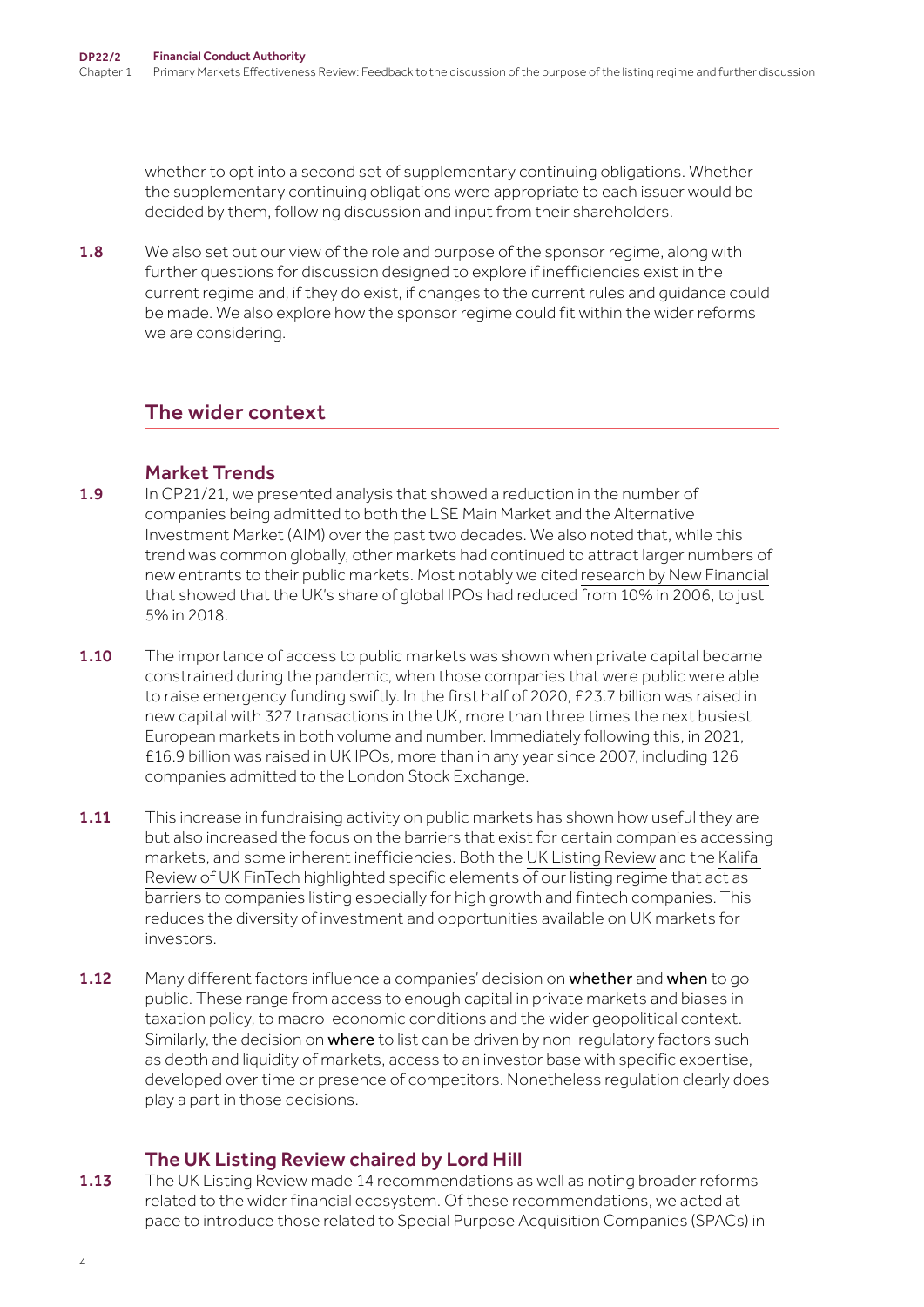whether to opt into a second set of supplementary continuing obligations. Whether the supplementary continuing obligations were appropriate to each issuer would be decided by them, following discussion and input from their shareholders.

**1.8** We also set out our view of the role and purpose of the sponsor regime, along with further questions for discussion designed to explore if inefficiencies exist in the current regime and, if they do exist, if changes to the current rules and guidance could be made. We also explore how the sponsor regime could fit within the wider reforms we are considering.

## The wider context

### Market Trends

**1.9** In CP21/21, we presented analysis that showed a reduction in the number of companies being admitted to both the LSE Main Market and the Alternative Investment Market (AIM) over the past two decades. We also noted that, while this trend was common globally, other markets had continued to attract larger numbers of new entrants to their public markets. Most notably we cited research by New Financial that showed that the UK's share of global IPOs had reduced from 10% in 2006, to just 5% in 2018.

**1.10** The importance of access to public markets was shown when private capital became constrained during the pandemic, when those companies that were public were able to raise emergency funding swiftly. In the first half of 2020, £23.7 billion was raised in new capital with 327 transactions in the UK, more than three times the next busiest European markets in both volume and number. Immediately following this, in 2021, £16.9 billion was raised in UK IPOs, more than in any year since 2007, including 126 companies admitted to the London Stock Exchange.

**1.11** This increase in fundraising activity on public markets has shown how useful they are but also increased the focus on the barriers that exist for certain companies accessing markets, and some inherent inefficiencies. Both the UK Listing Review and the Kalifa Review of UK FinTech highlighted specific elements of our listing regime that act as barriers to companies listing especially for high growth and fintech companies. This reduces the diversity of investment and opportunities available on UK markets for investors.

**1.12** Many different factors influence a companies' decision on **whether** and **when** to go public. These range from access to enough capital in private markets and biases in taxation policy, to macro-economic conditions and the wider geopolitical context. Similarly, the decision on **where** to list can be driven by non-regulatory factors such as depth and liquidity of markets, access to an investor base with specific expertise, developed over time or presence of competitors. Nonetheless regulation clearly does play a part in those decisions.

### The UK Listing Review chaired by Lord Hill

**1.13** The UK Listing Review made 14 recommendations as well as noting broader reforms related to the wider financial ecosystem. Of these recommendations, we acted at pace to introduce those related to Special Purpose Acquisition Companies (SPACs) in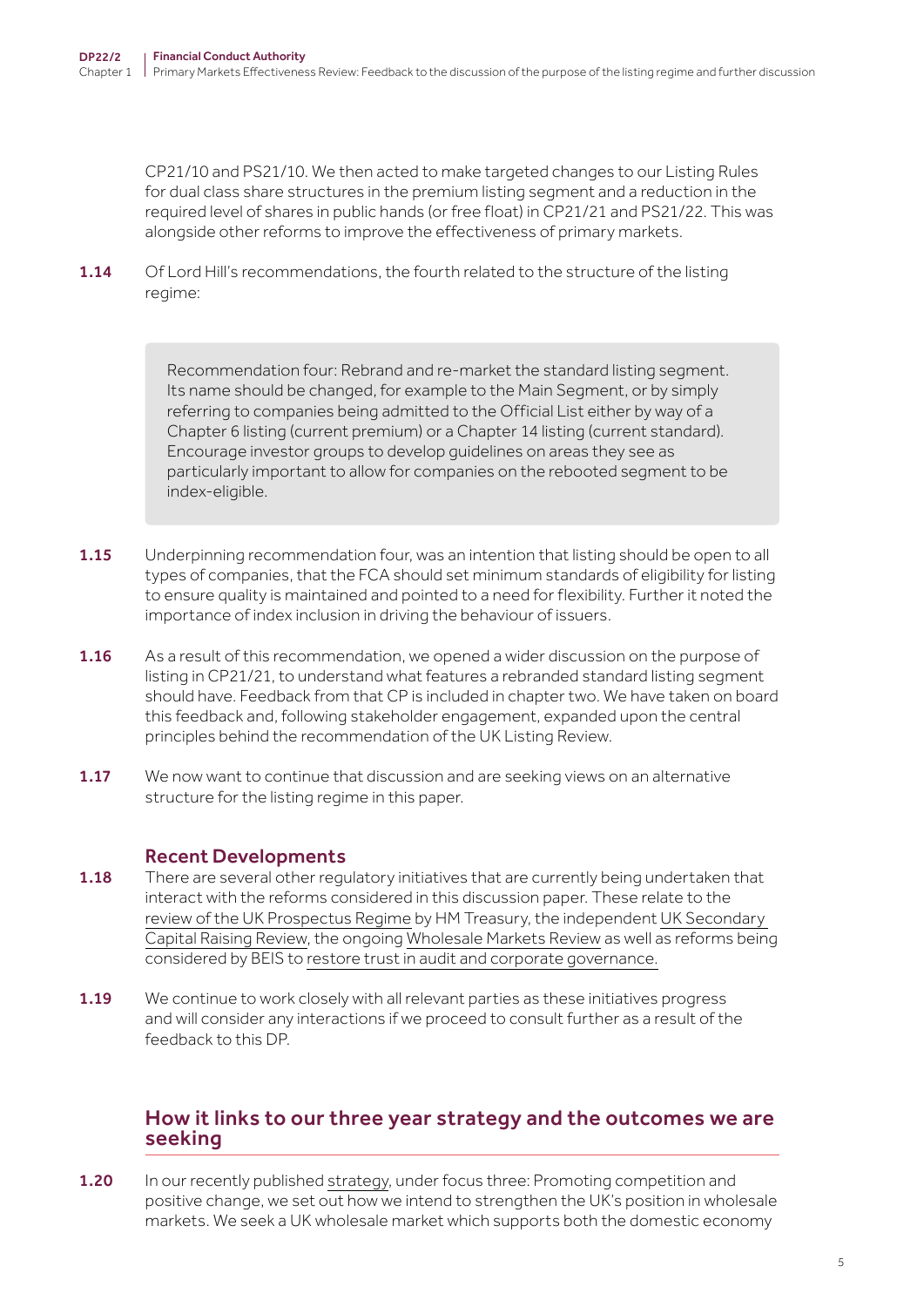CP21/10 and PS21/10. We then acted to make targeted changes to our Listing Rules for dual class share structures in the premium listing segment and a reduction in the required level of shares in public hands (or free float) in CP21/21 and PS21/22. This was alongside other reforms to improve the effectiveness of primary markets.

**1.14** Of Lord Hill's recommendations, the fourth related to the structure of the listing regime:

> Recommendation four: Rebrand and re-market the standard listing segment. Its name should be changed, for example to the Main Segment, or by simply referring to companies being admitted to the Official List either by way of a Chapter 6 listing (current premium) or a Chapter 14 listing (current standard). Encourage investor groups to develop guidelines on areas they see as particularly important to allow for companies on the rebooted segment to be index-eligible.

**1.15** Underpinning recommendation four, was an intention that listing should be open to all types of companies, that the FCA should set minimum standards of eligibility for listing to ensure quality is maintained and pointed to a need for flexibility. Further it noted the importance of index inclusion in driving the behaviour of issuers.

**1.16** As a result of this recommendation, we opened a wider discussion on the purpose of listing in CP21/21, to understand what features a rebranded standard listing segment should have. Feedback from that CP is included in chapter two. We have taken on board this feedback and, following stakeholder engagement, expanded upon the central principles behind the recommendation of the UK Listing Review.

**1.17** We now want to continue that discussion and are seeking views on an alternative structure for the listing regime in this paper.

### Recent Developments

**1.18** There are several other regulatory initiatives that are currently being undertaken that interact with the reforms considered in this discussion paper. These relate to the review of the UK Prospectus Regime by HM Treasury, the independent UK Secondary Capital Raising Review, the ongoing Wholesale Markets Review as well as reforms being considered by BEIS to restore trust in audit and corporate governance.

**1.19** We continue to work closely with all relevant parties as these initiatives progress and will consider any interactions if we proceed to consult further as a result of the feedback to this DP.

## How it links to our three year strategy and the outcomes we are seeking

**1.20** In our recently published strategy, under focus three: Promoting competition and positive change, we set out how we intend to strengthen the UK's position in wholesale markets. We seek a UK wholesale market which supports both the domestic economy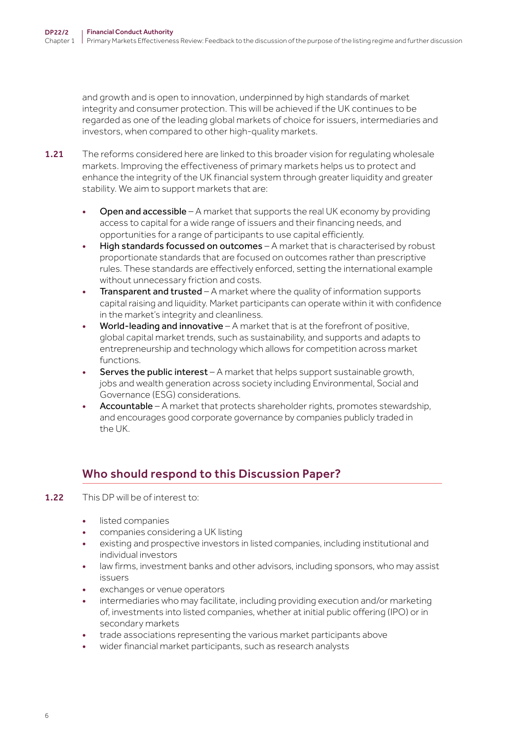and growth and is open to innovation, underpinned by high standards of market integrity and consumer protection. This will be achieved if the UK continues to be regarded as one of the leading global markets of choice for issuers, intermediaries and investors, when compared to other high-quality markets.

**1.21** The reforms considered here are linked to this broader vision for regulating wholesale markets. Improving the effectiveness of primary markets helps us to protect and enhance the integrity of the UK financial system through greater liquidity and greater stability. We aim to support markets that are:

- Open and accessible – A market that supports the real UK economy by providing access to capital for a wide range of issuers and their financing needs, and opportunities for a range of participants to use capital efficiently.
- High standards focussed on outcomes – A market that is characterised by robust proportionate standards that are focused on outcomes rather than prescriptive rules. These standards are effectively enforced, setting the international example without unnecessary friction and costs.
- Transparent and trusted – A market where the quality of information supports capital raising and liquidity. Market participants can operate within it with confidence in the market's integrity and cleanliness.
- World-leading and innovative – A market that is at the forefront of positive, global capital market trends, such as sustainability, and supports and adapts to entrepreneurship and technology which allows for competition across market functions.
- Serves the public interest – A market that helps support sustainable growth, jobs and wealth generation across society including Environmental, Social and Governance (ESG) considerations.
- Accountable – A market that protects shareholder rights, promotes stewardship, and encourages good corporate governance by companies publicly traded in the UK.

## Who should respond to this Discussion Paper?

**1.22** This DP will be of interest to:

- listed companies
- companies considering a UK listing
- existing and prospective investors in listed companies, including institutional and individual investors
- law firms, investment banks and other advisors, including sponsors, who may assist issuers
- exchanges or venue operators
- intermediaries who may facilitate, including providing execution and/or marketing of, investments into listed companies, whether at initial public offering (IPO) or in secondary markets
- trade associations representing the various market participants above
- wider financial market participants, such as research analysts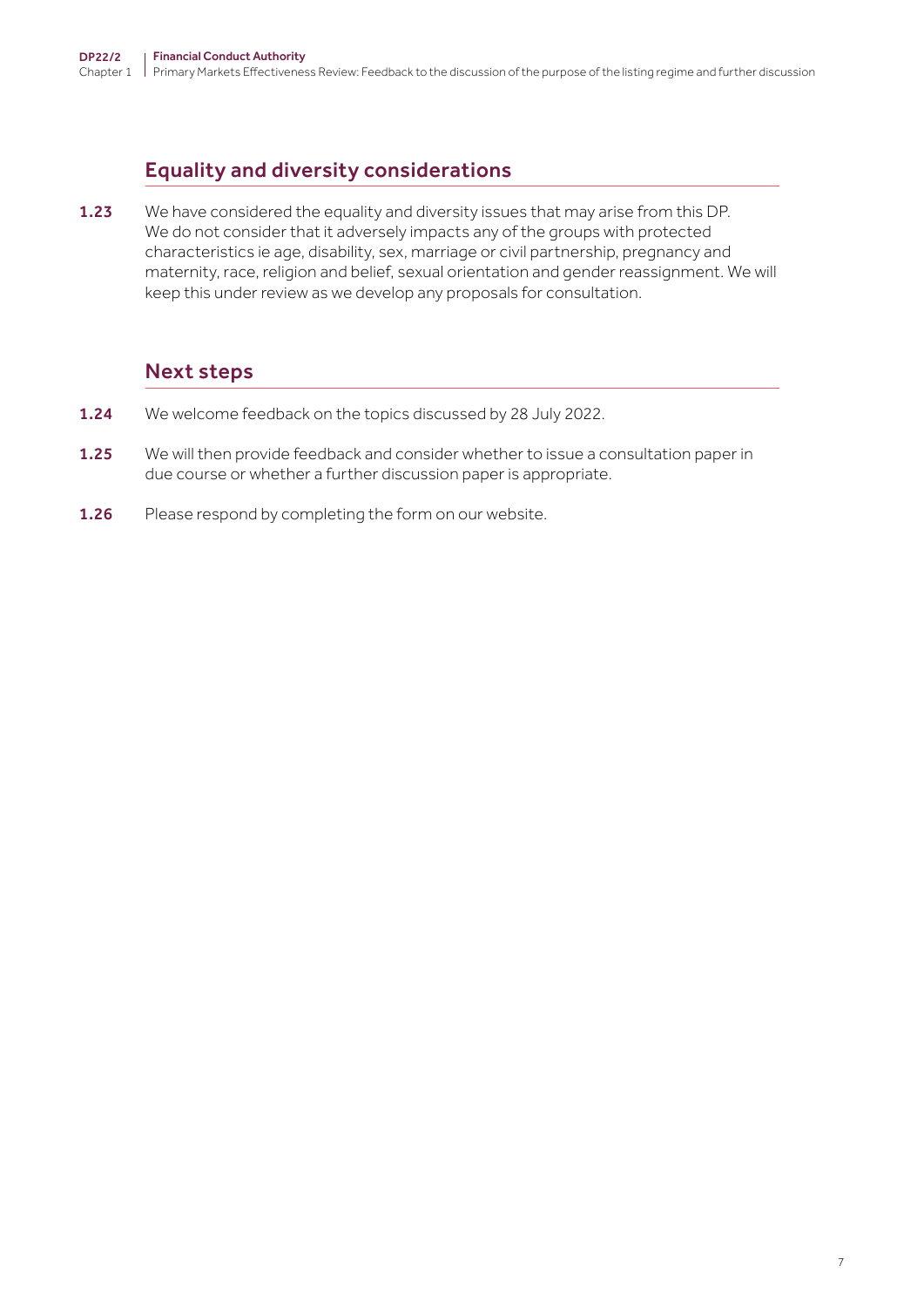## Equality and diversity considerations

**1.23** We have considered the equality and diversity issues that may arise from this DP. We do not consider that it adversely impacts any of the groups with protected characteristics ie age, disability, sex, marriage or civil partnership, pregnancy and maternity, race, religion and belief, sexual orientation and gender reassignment. We will keep this under review as we develop any proposals for consultation.

## Next steps

**1.24** We welcome feedback on the topics discussed by 28 July 2022.

**1.25** We will then provide feedback and consider whether to issue a consultation paper in due course or whether a further discussion paper is appropriate.

**1.26** Please respond by completing the form on our website.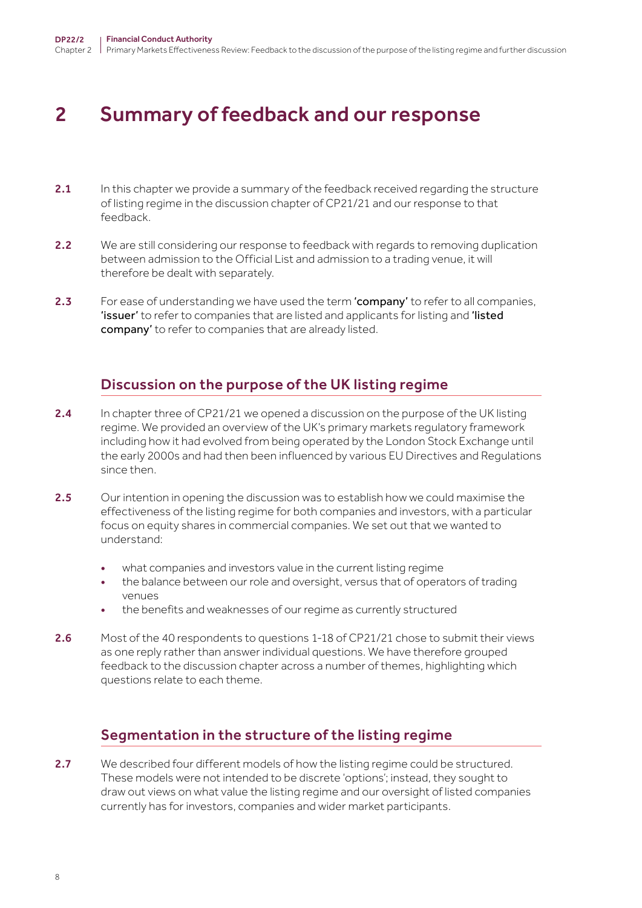# 2 Summary of feedback and our response

**2.1** In this chapter we provide a summary of the feedback received regarding the structure of listing regime in the discussion chapter of CP21/21 and our response to that feedback.

**2.2** We are still considering our response to feedback with regards to removing duplication between admission to the Official List and admission to a trading venue, it will therefore be dealt with separately.

**2.3** For ease of understanding we have used the term **'company'** to refer to all companies, **'issuer'** to refer to companies that are listed and applicants for listing and **'listed company'** to refer to companies that are already listed.

## Discussion on the purpose of the UK listing regime

**2.4** In chapter three of CP21/21 we opened a discussion on the purpose of the UK listing regime. We provided an overview of the UK's primary markets regulatory framework including how it had evolved from being operated by the London Stock Exchange until the early 2000s and had then been influenced by various EU Directives and Regulations since then.

**2.5** Our intention in opening the discussion was to establish how we could maximise the effectiveness of the listing regime for both companies and investors, with a particular focus on equity shares in commercial companies. We set out that we wanted to understand:

- what companies and investors value in the current listing regime
- the balance between our role and oversight, versus that of operators of trading venues
- the benefits and weaknesses of our regime as currently structured

**2.6** Most of the 40 respondents to questions 1-18 of CP21/21 chose to submit their views as one reply rather than answer individual questions. We have therefore grouped feedback to the discussion chapter across a number of themes, highlighting which questions relate to each theme.

## Segmentation in the structure of the listing regime

**2.7** We described four different models of how the listing regime could be structured. These models were not intended to be discrete 'options'; instead, they sought to draw out views on what value the listing regime and our oversight of listed companies currently has for investors, companies and wider market participants.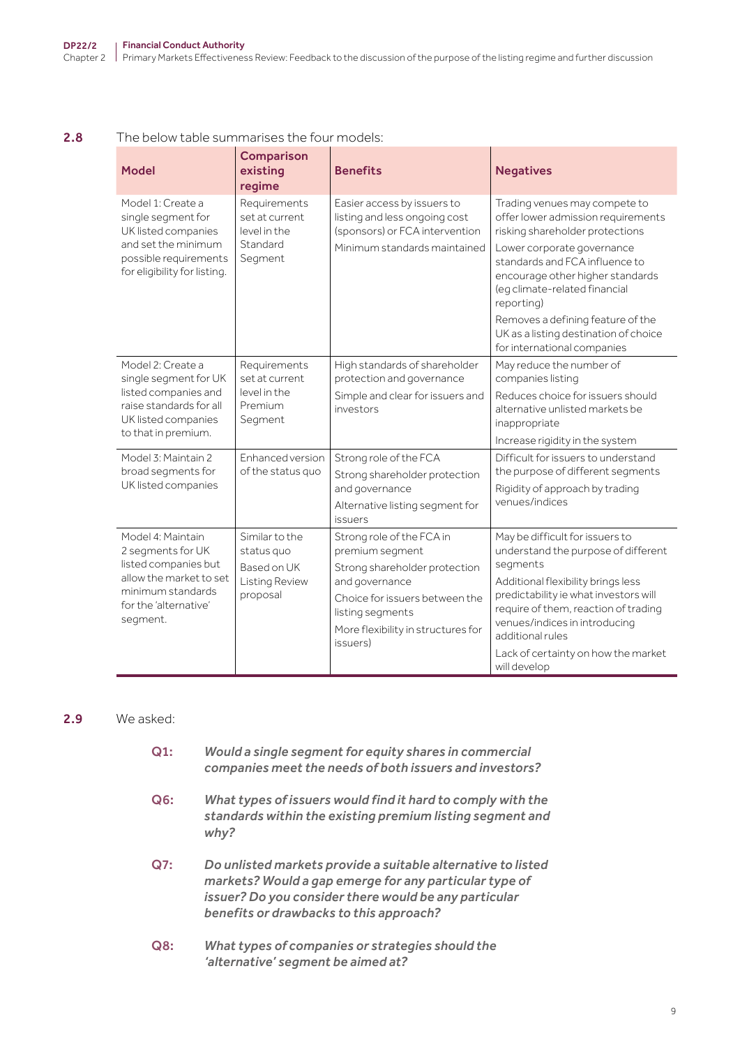**2.8** The below table summarises the four models:

| Model | Comparison existing regime | Benefits | Negatives |
|---|---|---|---|
| Model 1: Create a single segment for UK listed companies and set the minimum possible requirements for eligibility for listing. | Requirements set at current level in the Standard Segment | Easier access by issuers to listing and less ongoing cost (sponsors) or FCA intervention<br>Minimum standards maintained | Trading venues may compete to offer lower admission requirements risking shareholder protections<br>Lower corporate governance standards and FCA influence to encourage other higher standards (eg climate-related financial reporting)<br>Removes a defining feature of the UK as a listing destination of choice for international companies |
| Model 2: Create a single segment for UK listed companies and raise standards for all UK listed companies to that in premium. | Requirements set at current level in the Premium Segment | High standards of shareholder protection and governance<br>Simple and clear for issuers and investors | May reduce the number of companies listing<br>Reduces choice for issuers should alternative unlisted markets be inappropriate<br>Increase rigidity in the system |
| Model 3: Maintain 2 broad segments for UK listed companies | Enhanced version of the status quo | Strong role of the FCA<br>Strong shareholder protection and governance<br>Alternative listing segment for issuers | Difficult for issuers to understand the purpose of different segments<br>Rigidity of approach by trading venues/indices |
| Model 4: Maintain 2 segments for UK listed companies but allow the market to set minimum standards for the 'alternative' segment. | Similar to the status quo<br>Based on UK Listing Review proposal | Strong role of the FCA in premium segment<br>Strong shareholder protection and governance<br>Choice for issuers between the listing segments<br>More flexibility in structures for issuers) | May be difficult for issuers to understand the purpose of different segments<br>Additional flexibility brings less predictability ie what investors will require of them, reaction of trading venues/indices in introducing additional rules<br>Lack of certainty on how the market will develop |

**2.9** We asked:

> **Q1:** ***Would a single segment for equity shares in commercial companies meet the needs of both issuers and investors?***

> **Q6:** ***What types of issuers would find it hard to comply with the standards within the existing premium listing segment and why?***

> **Q7:** ***Do unlisted markets provide a suitable alternative to listed markets? Would a gap emerge for any particular type of issuer? Do you consider there would be any particular benefits or drawbacks to this approach?***

> **Q8:** ***What types of companies or strategies should the 'alternative' segment be aimed at?***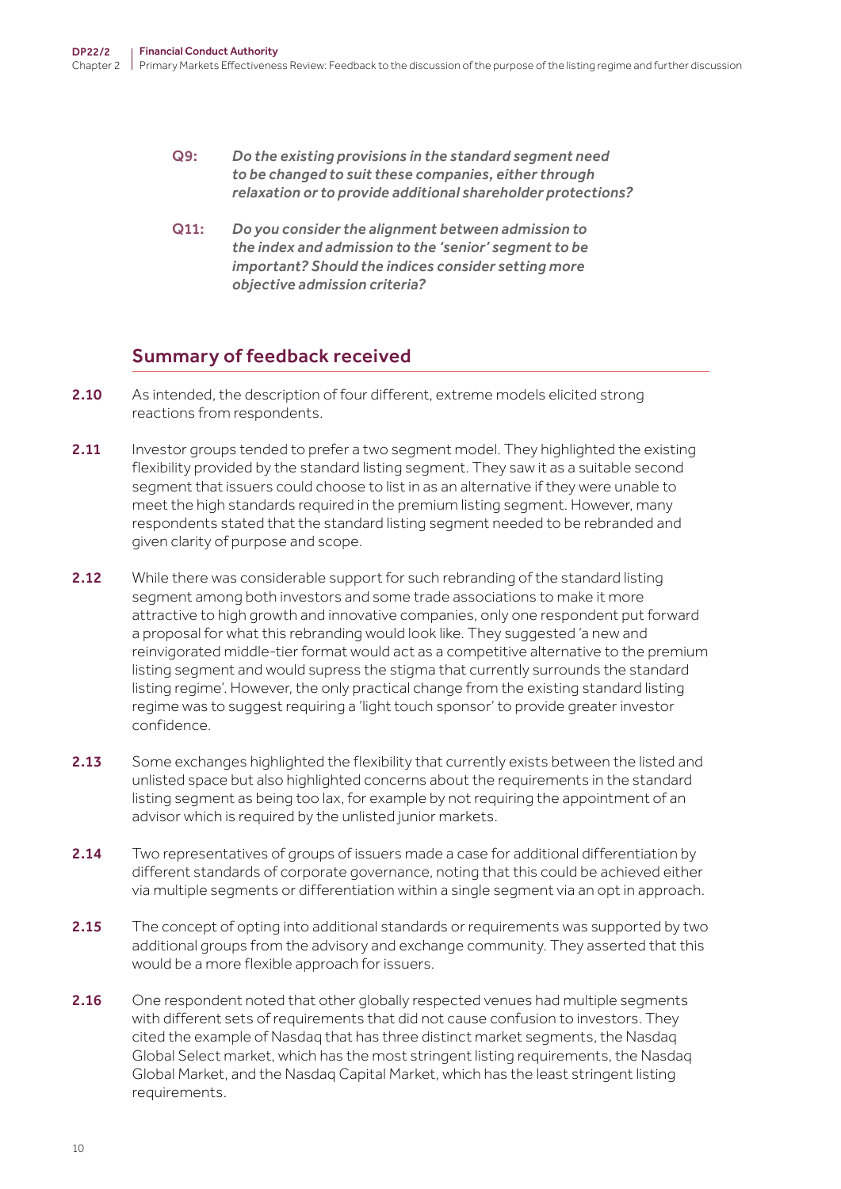**Q9:** *Do the existing provisions in the standard segment need to be changed to suit these companies, either through relaxation or to provide additional shareholder protections?*

**Q11:** *Do you consider the alignment between admission to the index and admission to the 'senior' segment to be important? Should the indices consider setting more objective admission criteria?*

## Summary of feedback received

**2.10** As intended, the description of four different, extreme models elicited strong reactions from respondents.

**2.11** Investor groups tended to prefer a two segment model. They highlighted the existing flexibility provided by the standard listing segment. They saw it as a suitable second segment that issuers could choose to list in as an alternative if they were unable to meet the high standards required in the premium listing segment. However, many respondents stated that the standard listing segment needed to be rebranded and given clarity of purpose and scope.

**2.12** While there was considerable support for such rebranding of the standard listing segment among both investors and some trade associations to make it more attractive to high growth and innovative companies, only one respondent put forward a proposal for what this rebranding would look like. They suggested 'a new and reinvigorated middle-tier format would act as a competitive alternative to the premium listing segment and would supress the stigma that currently surrounds the standard listing regime'. However, the only practical change from the existing standard listing regime was to suggest requiring a 'light touch sponsor' to provide greater investor confidence.

**2.13** Some exchanges highlighted the flexibility that currently exists between the listed and unlisted space but also highlighted concerns about the requirements in the standard listing segment as being too lax, for example by not requiring the appointment of an advisor which is required by the unlisted junior markets.

**2.14** Two representatives of groups of issuers made a case for additional differentiation by different standards of corporate governance, noting that this could be achieved either via multiple segments or differentiation within a single segment via an opt in approach.

**2.15** The concept of opting into additional standards or requirements was supported by two additional groups from the advisory and exchange community. They asserted that this would be a more flexible approach for issuers.

**2.16** One respondent noted that other globally respected venues had multiple segments with different sets of requirements that did not cause confusion to investors. They cited the example of Nasdaq that has three distinct market segments, the Nasdaq Global Select market, which has the most stringent listing requirements, the Nasdaq Global Market, and the Nasdaq Capital Market, which has the least stringent listing requirements.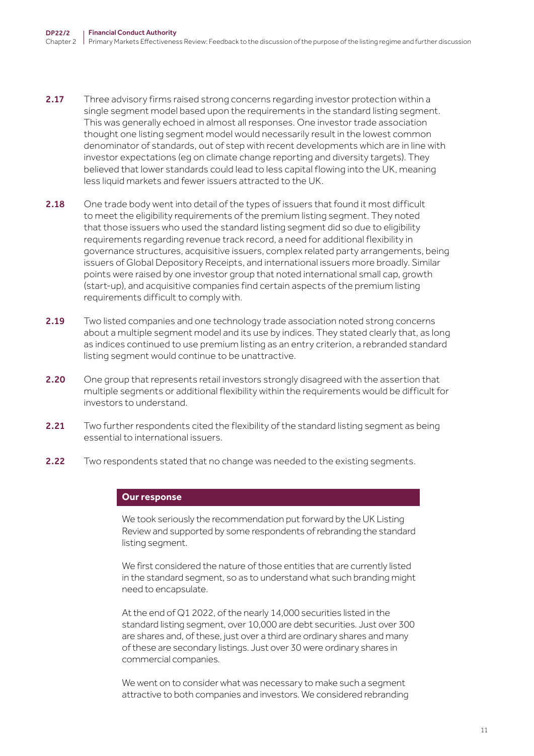**2.17** Three advisory firms raised strong concerns regarding investor protection within a single segment model based upon the requirements in the standard listing segment. This was generally echoed in almost all responses. One investor trade association thought one listing segment model would necessarily result in the lowest common denominator of standards, out of step with recent developments which are in line with investor expectations (eg on climate change reporting and diversity targets). They believed that lower standards could lead to less capital flowing into the UK, meaning less liquid markets and fewer issuers attracted to the UK.

**2.18** One trade body went into detail of the types of issuers that found it most difficult to meet the eligibility requirements of the premium listing segment. They noted that those issuers who used the standard listing segment did so due to eligibility requirements regarding revenue track record, a need for additional flexibility in governance structures, acquisitive issuers, complex related party arrangements, being issuers of Global Depository Receipts, and international issuers more broadly. Similar points were raised by one investor group that noted international small cap, growth (start-up), and acquisitive companies find certain aspects of the premium listing requirements difficult to comply with.

**2.19** Two listed companies and one technology trade association noted strong concerns about a multiple segment model and its use by indices. They stated clearly that, as long as indices continued to use premium listing as an entry criterion, a rebranded standard listing segment would continue to be unattractive.

**2.20** One group that represents retail investors strongly disagreed with the assertion that multiple segments or additional flexibility within the requirements would be difficult for investors to understand.

**2.21** Two further respondents cited the flexibility of the standard listing segment as being essential to international issuers.

**2.22** Two respondents stated that no change was needed to the existing segments.

**Our response**

We took seriously the recommendation put forward by the UK Listing Review and supported by some respondents of rebranding the standard listing segment.

We first considered the nature of those entities that are currently listed in the standard segment, so as to understand what such branding might need to encapsulate.

At the end of Q1 2022, of the nearly 14,000 securities listed in the standard listing segment, over 10,000 are debt securities. Just over 300 are shares and, of these, just over a third are ordinary shares and many of these are secondary listings. Just over 30 were ordinary shares in commercial companies.

We went on to consider what was necessary to make such a segment attractive to both companies and investors. We considered rebranding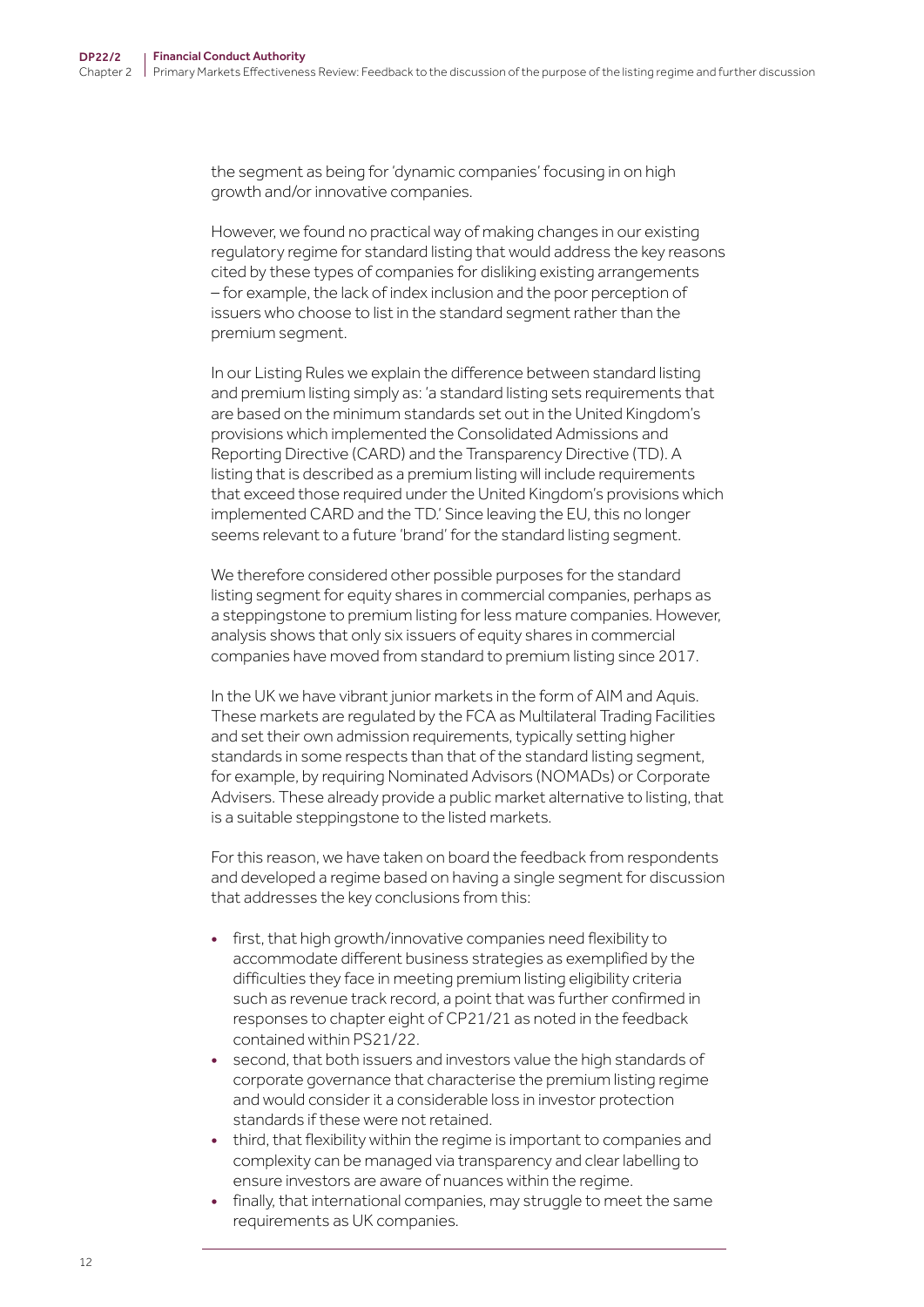the segment as being for 'dynamic companies' focusing in on high growth and/or innovative companies.

However, we found no practical way of making changes in our existing regulatory regime for standard listing that would address the key reasons cited by these types of companies for disliking existing arrangements – for example, the lack of index inclusion and the poor perception of issuers who choose to list in the standard segment rather than the premium segment.

In our Listing Rules we explain the difference between standard listing and premium listing simply as: 'a standard listing sets requirements that are based on the minimum standards set out in the United Kingdom's provisions which implemented the Consolidated Admissions and Reporting Directive (CARD) and the Transparency Directive (TD). A listing that is described as a premium listing will include requirements that exceed those required under the United Kingdom's provisions which implemented CARD and the TD.' Since leaving the EU, this no longer seems relevant to a future 'brand' for the standard listing segment.

We therefore considered other possible purposes for the standard listing segment for equity shares in commercial companies, perhaps as a steppingstone to premium listing for less mature companies. However, analysis shows that only six issuers of equity shares in commercial companies have moved from standard to premium listing since 2017.

In the UK we have vibrant junior markets in the form of AIM and Aquis. These markets are regulated by the FCA as Multilateral Trading Facilities and set their own admission requirements, typically setting higher standards in some respects than that of the standard listing segment, for example, by requiring Nominated Advisors (NOMADs) or Corporate Advisers. These already provide a public market alternative to listing, that is a suitable steppingstone to the listed markets.

For this reason, we have taken on board the feedback from respondents and developed a regime based on having a single segment for discussion that addresses the key conclusions from this:

- first, that high growth/innovative companies need flexibility to accommodate different business strategies as exemplified by the difficulties they face in meeting premium listing eligibility criteria such as revenue track record, a point that was further confirmed in responses to chapter eight of CP21/21 as noted in the feedback contained within PS21/22.
- second, that both issuers and investors value the high standards of corporate governance that characterise the premium listing regime and would consider it a considerable loss in investor protection standards if these were not retained.
- third, that flexibility within the regime is important to companies and complexity can be managed via transparency and clear labelling to ensure investors are aware of nuances within the regime.
- finally, that international companies, may struggle to meet the same requirements as UK companies.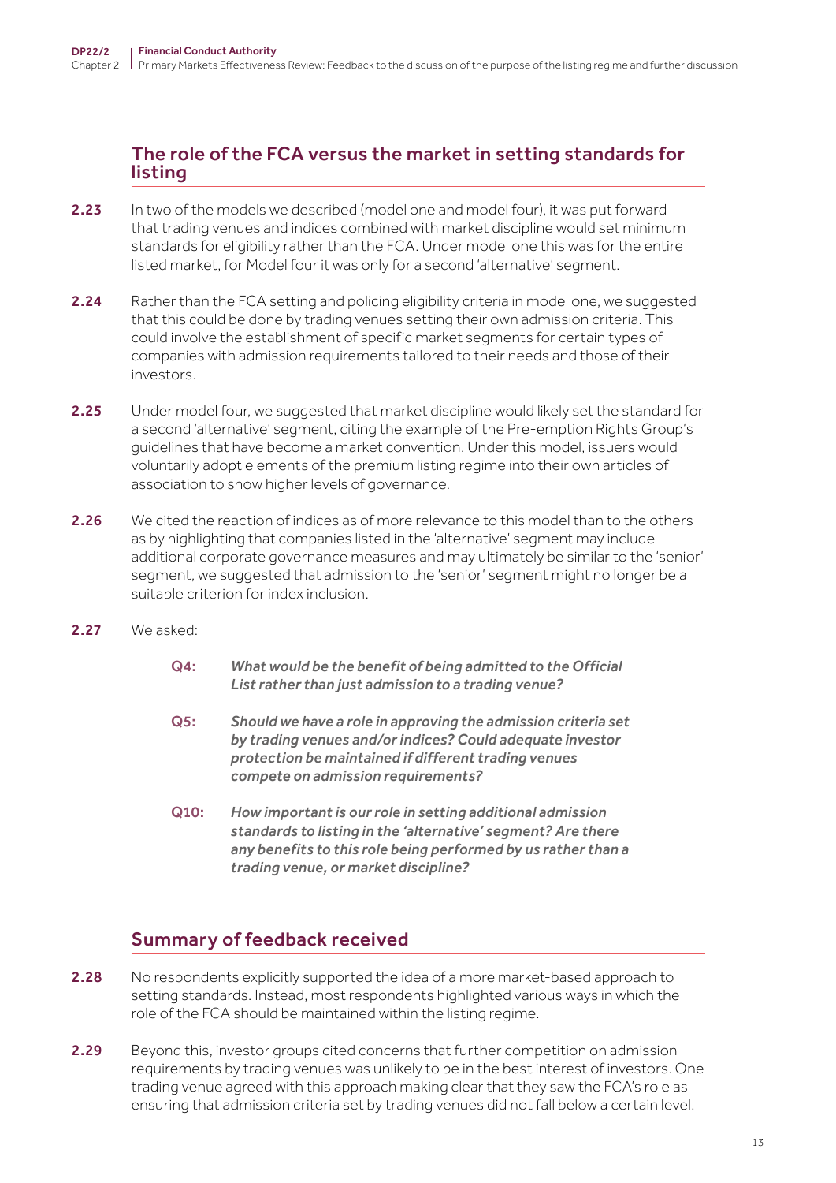## The role of the FCA versus the market in setting standards for listing

**2.23** In two of the models we described (model one and model four), it was put forward that trading venues and indices combined with market discipline would set minimum standards for eligibility rather than the FCA. Under model one this was for the entire listed market, for Model four it was only for a second 'alternative' segment.

**2.24** Rather than the FCA setting and policing eligibility criteria in model one, we suggested that this could be done by trading venues setting their own admission criteria. This could involve the establishment of specific market segments for certain types of companies with admission requirements tailored to their needs and those of their investors.

**2.25** Under model four, we suggested that market discipline would likely set the standard for a second 'alternative' segment, citing the example of the Pre-emption Rights Group's guidelines that have become a market convention. Under this model, issuers would voluntarily adopt elements of the premium listing regime into their own articles of association to show higher levels of governance.

**2.26** We cited the reaction of indices as of more relevance to this model than to the others as by highlighting that companies listed in the 'alternative' segment may include additional corporate governance measures and may ultimately be similar to the 'senior' segment, we suggested that admission to the 'senior' segment might no longer be a suitable criterion for index inclusion.

**2.27** We asked:

> **Q4:** ***What would be the benefit of being admitted to the Official List rather than just admission to a trading venue?***
>
> **Q5:** ***Should we have a role in approving the admission criteria set by trading venues and/or indices? Could adequate investor protection be maintained if different trading venues compete on admission requirements?***
>
> **Q10:** ***How important is our role in setting additional admission standards to listing in the 'alternative' segment? Are there any benefits to this role being performed by us rather than a trading venue, or market discipline?***

## Summary of feedback received

**2.28** No respondents explicitly supported the idea of a more market-based approach to setting standards. Instead, most respondents highlighted various ways in which the role of the FCA should be maintained within the listing regime.

**2.29** Beyond this, investor groups cited concerns that further competition on admission requirements by trading venues was unlikely to be in the best interest of investors. One trading venue agreed with this approach making clear that they saw the FCA's role as ensuring that admission criteria set by trading venues did not fall below a certain level.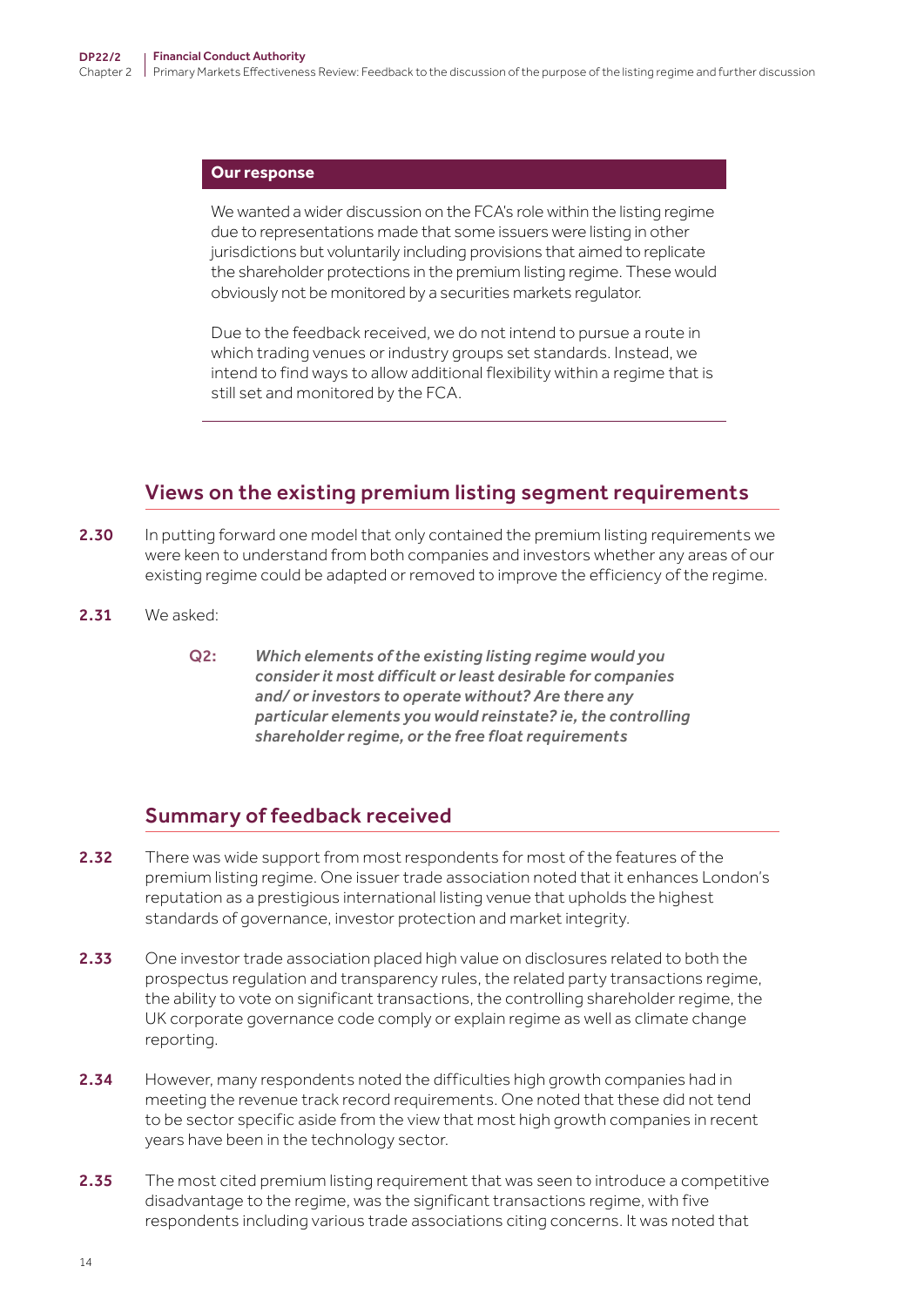**Our response**

We wanted a wider discussion on the FCA's role within the listing regime due to representations made that some issuers were listing in other jurisdictions but voluntarily including provisions that aimed to replicate the shareholder protections in the premium listing regime. These would obviously not be monitored by a securities markets regulator.

Due to the feedback received, we do not intend to pursue a route in which trading venues or industry groups set standards. Instead, we intend to find ways to allow additional flexibility within a regime that is still set and monitored by the FCA.

## Views on the existing premium listing segment requirements

**2.30** In putting forward one model that only contained the premium listing requirements we were keen to understand from both companies and investors whether any areas of our existing regime could be adapted or removed to improve the efficiency of the regime.

**2.31** We asked:

> **Q2:** ***Which elements of the existing listing regime would you consider it most difficult or least desirable for companies and/ or investors to operate without? Are there any particular elements you would reinstate? ie, the controlling shareholder regime, or the free float requirements***

## Summary of feedback received

**2.32** There was wide support from most respondents for most of the features of the premium listing regime. One issuer trade association noted that it enhances London's reputation as a prestigious international listing venue that upholds the highest standards of governance, investor protection and market integrity.

**2.33** One investor trade association placed high value on disclosures related to both the prospectus regulation and transparency rules, the related party transactions regime, the ability to vote on significant transactions, the controlling shareholder regime, the UK corporate governance code comply or explain regime as well as climate change reporting.

**2.34** However, many respondents noted the difficulties high growth companies had in meeting the revenue track record requirements. One noted that these did not tend to be sector specific aside from the view that most high growth companies in recent years have been in the technology sector.

**2.35** The most cited premium listing requirement that was seen to introduce a competitive disadvantage to the regime, was the significant transactions regime, with five respondents including various trade associations citing concerns. It was noted that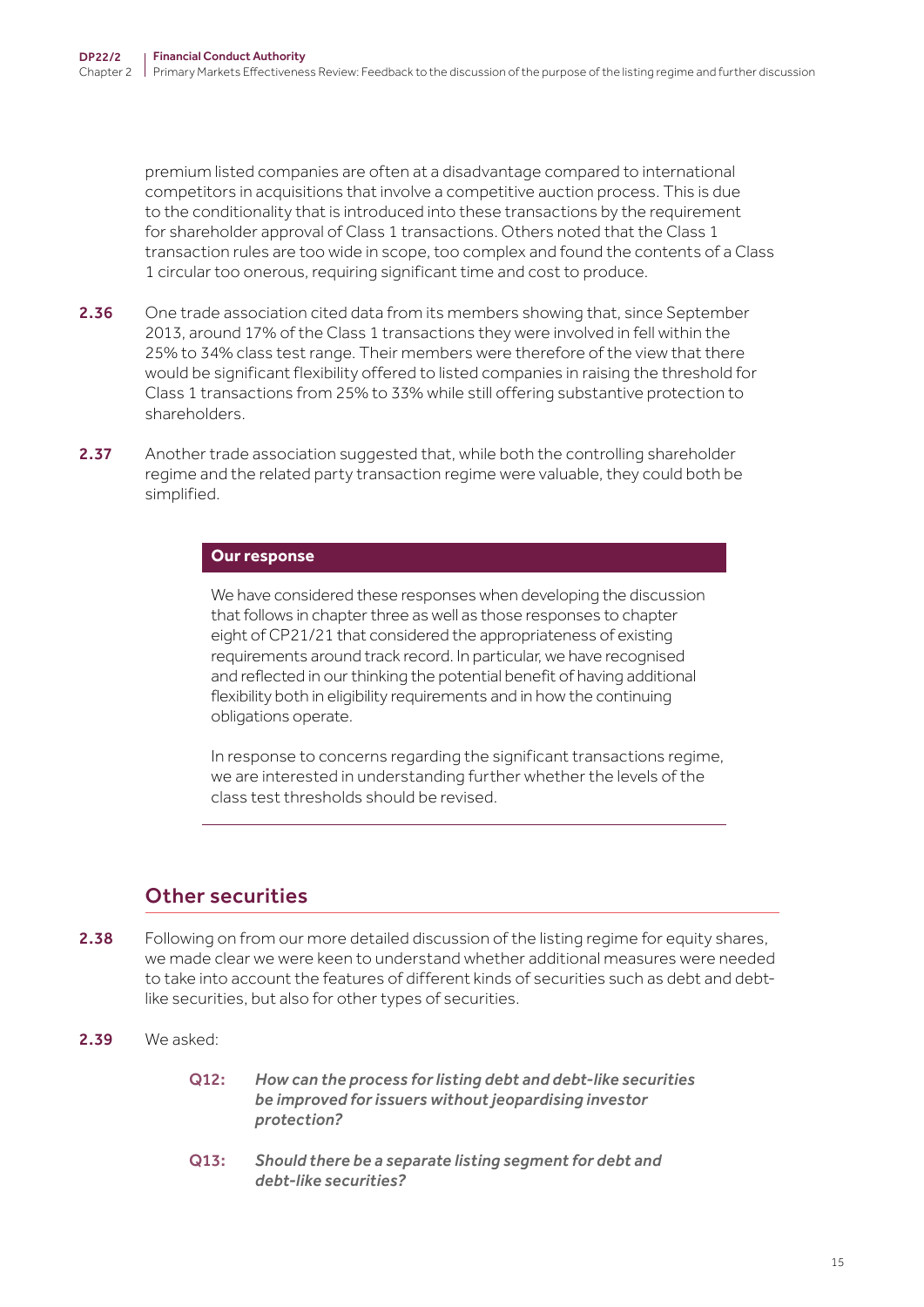premium listed companies are often at a disadvantage compared to international competitors in acquisitions that involve a competitive auction process. This is due to the conditionality that is introduced into these transactions by the requirement for shareholder approval of Class 1 transactions. Others noted that the Class 1 transaction rules are too wide in scope, too complex and found the contents of a Class 1 circular too onerous, requiring significant time and cost to produce.

**2.36** One trade association cited data from its members showing that, since September 2013, around 17% of the Class 1 transactions they were involved in fell within the 25% to 34% class test range. Their members were therefore of the view that there would be significant flexibility offered to listed companies in raising the threshold for Class 1 transactions from 25% to 33% while still offering substantive protection to shareholders.

**2.37** Another trade association suggested that, while both the controlling shareholder regime and the related party transaction regime were valuable, they could both be simplified.

**Our response**

We have considered these responses when developing the discussion that follows in chapter three as well as those responses to chapter eight of CP21/21 that considered the appropriateness of existing requirements around track record. In particular, we have recognised and reflected in our thinking the potential benefit of having additional flexibility both in eligibility requirements and in how the continuing obligations operate.

In response to concerns regarding the significant transactions regime, we are interested in understanding further whether the levels of the class test thresholds should be revised.

## Other securities

**2.38** Following on from our more detailed discussion of the listing regime for equity shares, we made clear we were keen to understand whether additional measures were needed to take into account the features of different kinds of securities such as debt and debt-like securities, but also for other types of securities.

**2.39** We asked:

**Q12:** ***How can the process for listing debt and debt-like securities be improved for issuers without jeopardising investor protection?***

**Q13:** ***Should there be a separate listing segment for debt and debt-like securities?***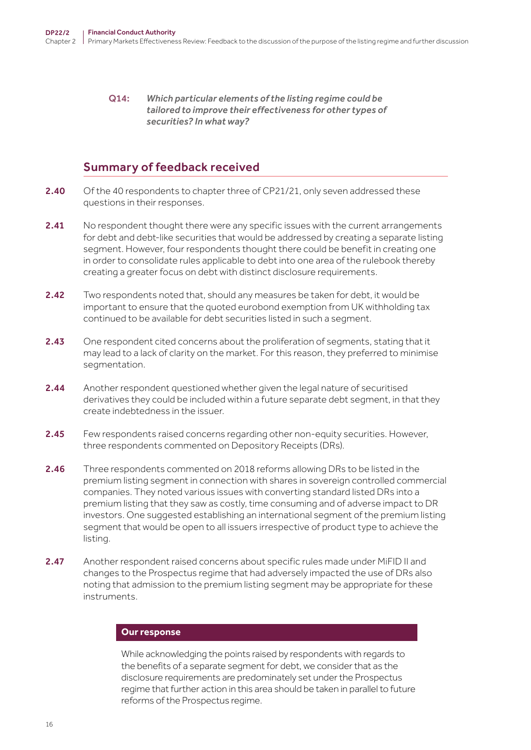**Q14:** *Which particular elements of the listing regime could be tailored to improve their effectiveness for other types of securities? In what way?*

## Summary of feedback received

**2.40** Of the 40 respondents to chapter three of CP21/21, only seven addressed these questions in their responses.

**2.41** No respondent thought there were any specific issues with the current arrangements for debt and debt-like securities that would be addressed by creating a separate listing segment. However, four respondents thought there could be benefit in creating one in order to consolidate rules applicable to debt into one area of the rulebook thereby creating a greater focus on debt with distinct disclosure requirements.

**2.42** Two respondents noted that, should any measures be taken for debt, it would be important to ensure that the quoted eurobond exemption from UK withholding tax continued to be available for debt securities listed in such a segment.

**2.43** One respondent cited concerns about the proliferation of segments, stating that it may lead to a lack of clarity on the market. For this reason, they preferred to minimise segmentation.

**2.44** Another respondent questioned whether given the legal nature of securitised derivatives they could be included within a future separate debt segment, in that they create indebtedness in the issuer.

**2.45** Few respondents raised concerns regarding other non-equity securities. However, three respondents commented on Depository Receipts (DRs).

**2.46** Three respondents commented on 2018 reforms allowing DRs to be listed in the premium listing segment in connection with shares in sovereign controlled commercial companies. They noted various issues with converting standard listed DRs into a premium listing that they saw as costly, time consuming and of adverse impact to DR investors. One suggested establishing an international segment of the premium listing segment that would be open to all issuers irrespective of product type to achieve the listing.

**2.47** Another respondent raised concerns about specific rules made under MiFID II and changes to the Prospectus regime that had adversely impacted the use of DRs also noting that admission to the premium listing segment may be appropriate for these instruments.

**Our response**

While acknowledging the points raised by respondents with regards to the benefits of a separate segment for debt, we consider that as the disclosure requirements are predominately set under the Prospectus regime that further action in this area should be taken in parallel to future reforms of the Prospectus regime.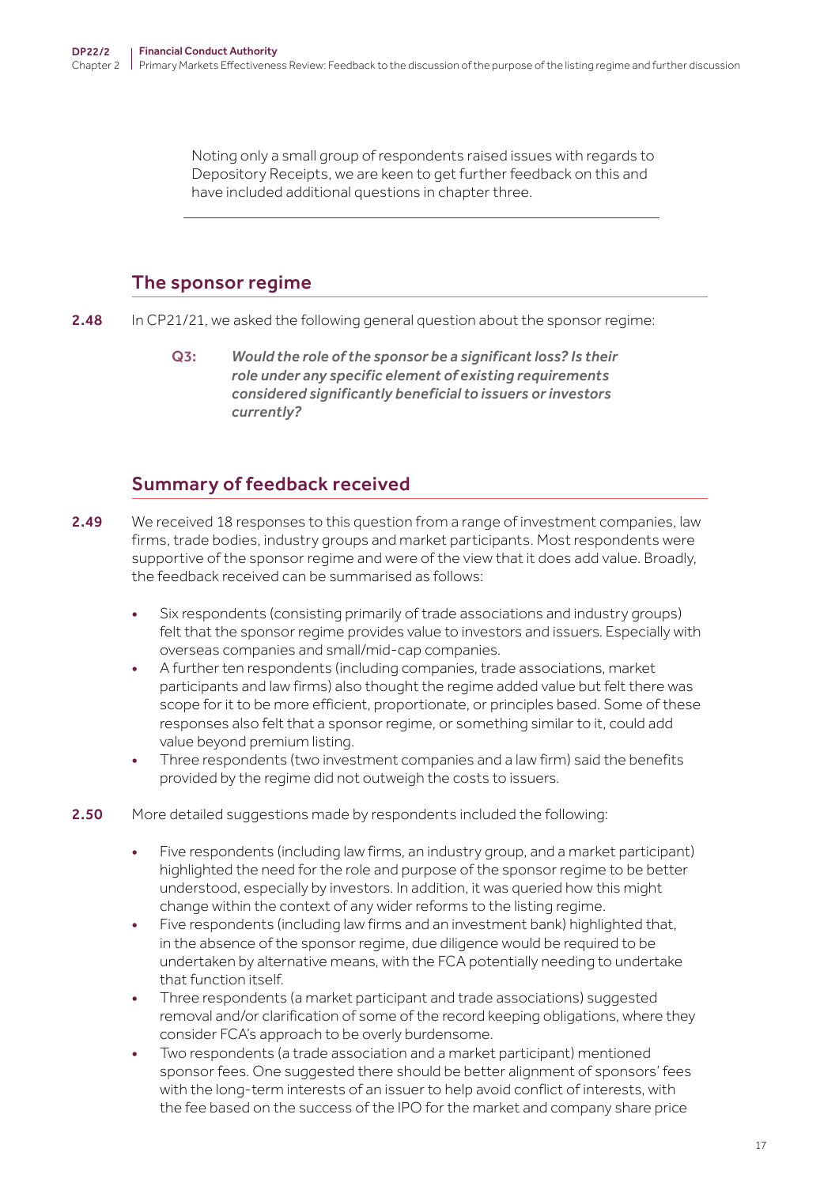Noting only a small group of respondents raised issues with regards to Depository Receipts, we are keen to get further feedback on this and have included additional questions in chapter three.

## The sponsor regime

**2.48** In CP21/21, we asked the following general question about the sponsor regime:

> **Q3:** ***Would the role of the sponsor be a significant loss? Is their role under any specific element of existing requirements considered significantly beneficial to issuers or investors currently?***

## Summary of feedback received

**2.49** We received 18 responses to this question from a range of investment companies, law firms, trade bodies, industry groups and market participants. Most respondents were supportive of the sponsor regime and were of the view that it does add value. Broadly, the feedback received can be summarised as follows:

- Six respondents (consisting primarily of trade associations and industry groups) felt that the sponsor regime provides value to investors and issuers. Especially with overseas companies and small/mid-cap companies.
- A further ten respondents (including companies, trade associations, market participants and law firms) also thought the regime added value but felt there was scope for it to be more efficient, proportionate, or principles based. Some of these responses also felt that a sponsor regime, or something similar to it, could add value beyond premium listing.
- Three respondents (two investment companies and a law firm) said the benefits provided by the regime did not outweigh the costs to issuers.

**2.50** More detailed suggestions made by respondents included the following:

- Five respondents (including law firms, an industry group, and a market participant) highlighted the need for the role and purpose of the sponsor regime to be better understood, especially by investors. In addition, it was queried how this might change within the context of any wider reforms to the listing regime.
- Five respondents (including law firms and an investment bank) highlighted that, in the absence of the sponsor regime, due diligence would be required to be undertaken by alternative means, with the FCA potentially needing to undertake that function itself.
- Three respondents (a market participant and trade associations) suggested removal and/or clarification of some of the record keeping obligations, where they consider FCA's approach to be overly burdensome.
- Two respondents (a trade association and a market participant) mentioned sponsor fees. One suggested there should be better alignment of sponsors' fees with the long-term interests of an issuer to help avoid conflict of interests, with the fee based on the success of the IPO for the market and company share price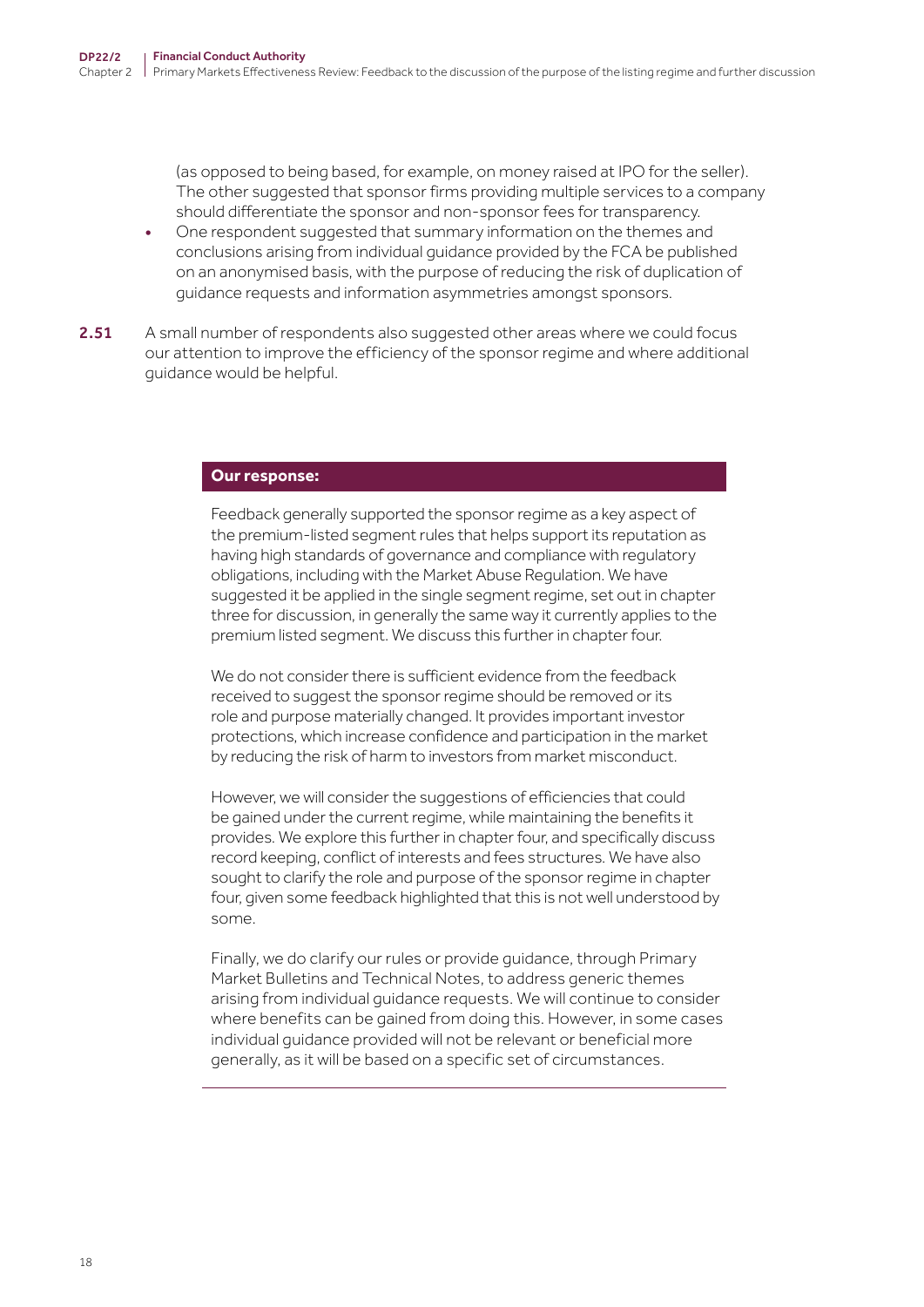(as opposed to being based, for example, on money raised at IPO for the seller). The other suggested that sponsor firms providing multiple services to a company should differentiate the sponsor and non-sponsor fees for transparency.

- One respondent suggested that summary information on the themes and conclusions arising from individual guidance provided by the FCA be published on an anonymised basis, with the purpose of reducing the risk of duplication of guidance requests and information asymmetries amongst sponsors.

**2.51** A small number of respondents also suggested other areas where we could focus our attention to improve the efficiency of the sponsor regime and where additional guidance would be helpful.

**Our response:**

Feedback generally supported the sponsor regime as a key aspect of the premium-listed segment rules that helps support its reputation as having high standards of governance and compliance with regulatory obligations, including with the Market Abuse Regulation. We have suggested it be applied in the single segment regime, set out in chapter three for discussion, in generally the same way it currently applies to the premium listed segment. We discuss this further in chapter four.

We do not consider there is sufficient evidence from the feedback received to suggest the sponsor regime should be removed or its role and purpose materially changed. It provides important investor protections, which increase confidence and participation in the market by reducing the risk of harm to investors from market misconduct.

However, we will consider the suggestions of efficiencies that could be gained under the current regime, while maintaining the benefits it provides. We explore this further in chapter four, and specifically discuss record keeping, conflict of interests and fees structures. We have also sought to clarify the role and purpose of the sponsor regime in chapter four, given some feedback highlighted that this is not well understood by some.

Finally, we do clarify our rules or provide guidance, through Primary Market Bulletins and Technical Notes, to address generic themes arising from individual guidance requests. We will continue to consider where benefits can be gained from doing this. However, in some cases individual guidance provided will not be relevant or beneficial more generally, as it will be based on a specific set of circumstances.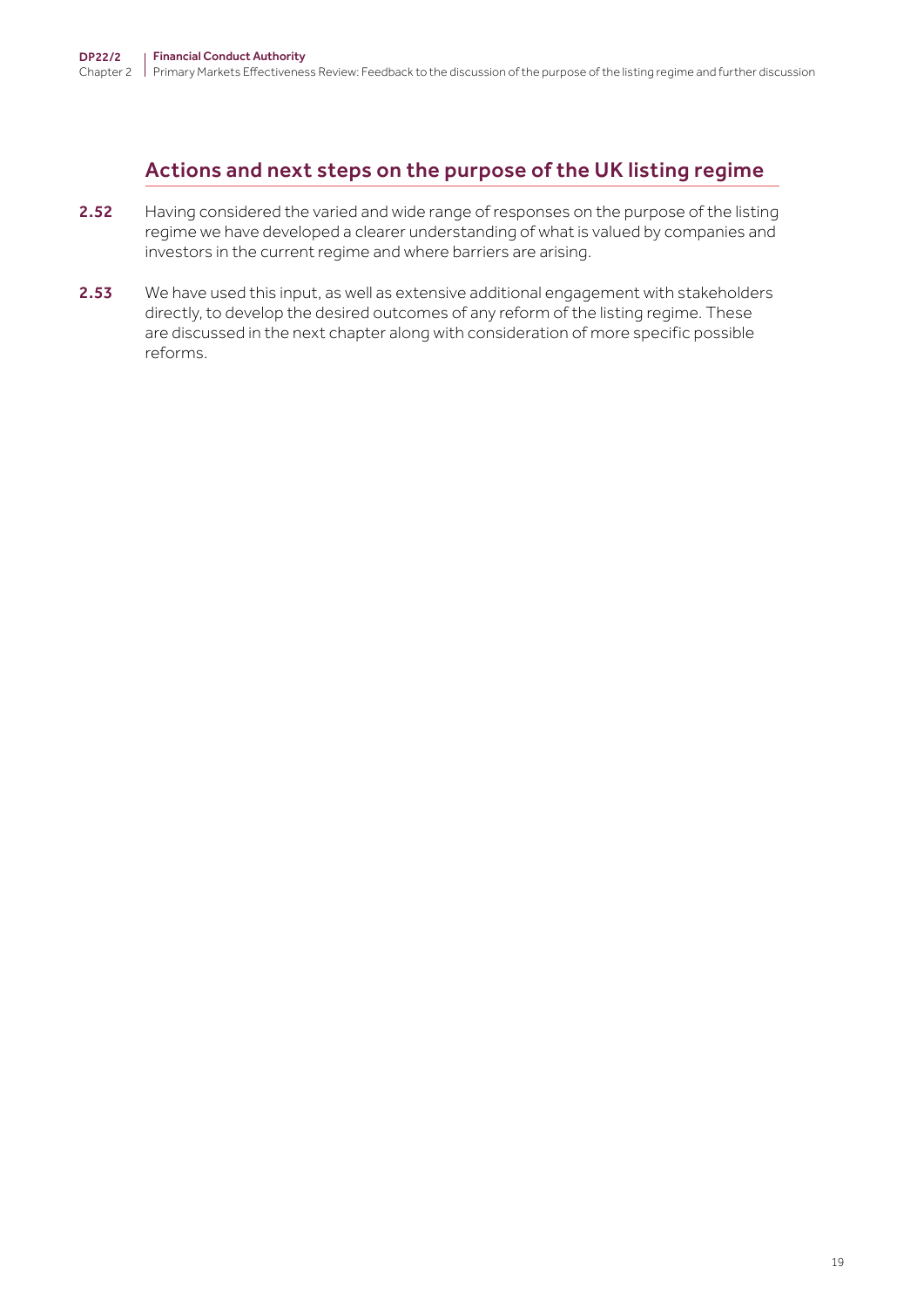## Actions and next steps on the purpose of the UK listing regime

**2.52** Having considered the varied and wide range of responses on the purpose of the listing regime we have developed a clearer understanding of what is valued by companies and investors in the current regime and where barriers are arising.

**2.53** We have used this input, as well as extensive additional engagement with stakeholders directly, to develop the desired outcomes of any reform of the listing regime. These are discussed in the next chapter along with consideration of more specific possible reforms.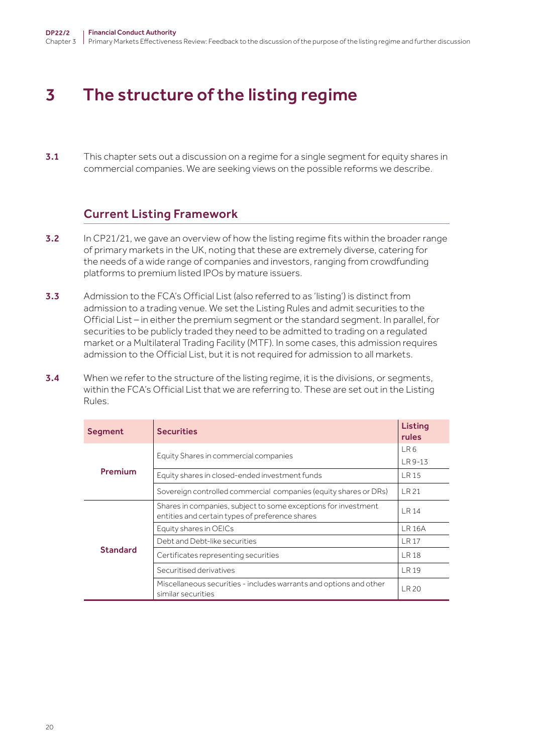# 3 The structure of the listing regime

**3.1** This chapter sets out a discussion on a regime for a single segment for equity shares in commercial companies. We are seeking views on the possible reforms we describe.

## Current Listing Framework

**3.2** In CP21/21, we gave an overview of how the listing regime fits within the broader range of primary markets in the UK, noting that these are extremely diverse, catering for the needs of a wide range of companies and investors, ranging from crowdfunding platforms to premium listed IPOs by mature issuers.

**3.3** Admission to the FCA's Official List (also referred to as 'listing') is distinct from admission to a trading venue. We set the Listing Rules and admit securities to the Official List – in either the premium segment or the standard segment. In parallel, for securities to be publicly traded they need to be admitted to trading on a regulated market or a Multilateral Trading Facility (MTF). In some cases, this admission requires admission to the Official List, but it is not required for admission to all markets.

**3.4** When we refer to the structure of the listing regime, it is the divisions, or segments, within the FCA's Official List that we are referring to. These are set out in the Listing Rules.

| Segment | Securities | Listing rules |
|---|---|---|
| Premium | Equity Shares in commercial companies | LR 6<br>LR 9-13 |
| | Equity shares in closed-ended investment funds | LR 15 |
| | Sovereign controlled commercial companies (equity shares or DRs) | LR 21 |
| Standard | Shares in companies, subject to some exceptions for investment entities and certain types of preference shares | LR 14 |
| | Equity shares in OEICs | LR 16A |
| | Debt and Debt-like securities | LR 17 |
| | Certificates representing securities | LR 18 |
| | Securitised derivatives | LR 19 |
| | Miscellaneous securities - includes warrants and options and other similar securities | LR 20 |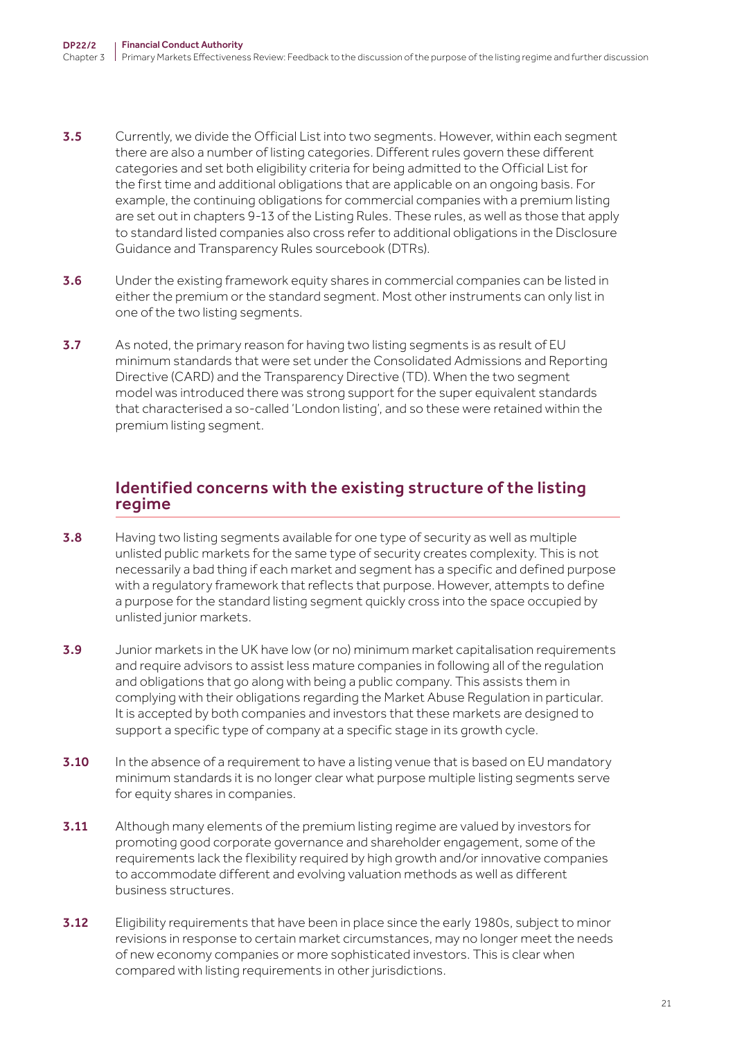3.5 Currently, we divide the Official List into two segments. However, within each segment there are also a number of listing categories. Different rules govern these different categories and set both eligibility criteria for being admitted to the Official List for the first time and additional obligations that are applicable on an ongoing basis. For example, the continuing obligations for commercial companies with a premium listing are set out in chapters 9-13 of the Listing Rules. These rules, as well as those that apply to standard listed companies also cross refer to additional obligations in the Disclosure Guidance and Transparency Rules sourcebook (DTRs).

3.6 Under the existing framework equity shares in commercial companies can be listed in either the premium or the standard segment. Most other instruments can only list in one of the two listing segments.

3.7 As noted, the primary reason for having two listing segments is as result of EU minimum standards that were set under the Consolidated Admissions and Reporting Directive (CARD) and the Transparency Directive (TD). When the two segment model was introduced there was strong support for the super equivalent standards that characterised a so-called 'London listing', and so these were retained within the premium listing segment.

## Identified concerns with the existing structure of the listing regime

3.8 Having two listing segments available for one type of security as well as multiple unlisted public markets for the same type of security creates complexity. This is not necessarily a bad thing if each market and segment has a specific and defined purpose with a regulatory framework that reflects that purpose. However, attempts to define a purpose for the standard listing segment quickly cross into the space occupied by unlisted junior markets.

3.9 Junior markets in the UK have low (or no) minimum market capitalisation requirements and require advisors to assist less mature companies in following all of the regulation and obligations that go along with being a public company. This assists them in complying with their obligations regarding the Market Abuse Regulation in particular. It is accepted by both companies and investors that these markets are designed to support a specific type of company at a specific stage in its growth cycle.

3.10 In the absence of a requirement to have a listing venue that is based on EU mandatory minimum standards it is no longer clear what purpose multiple listing segments serve for equity shares in companies.

3.11 Although many elements of the premium listing regime are valued by investors for promoting good corporate governance and shareholder engagement, some of the requirements lack the flexibility required by high growth and/or innovative companies to accommodate different and evolving valuation methods as well as different business structures.

3.12 Eligibility requirements that have been in place since the early 1980s, subject to minor revisions in response to certain market circumstances, may no longer meet the needs of new economy companies or more sophisticated investors. This is clear when compared with listing requirements in other jurisdictions.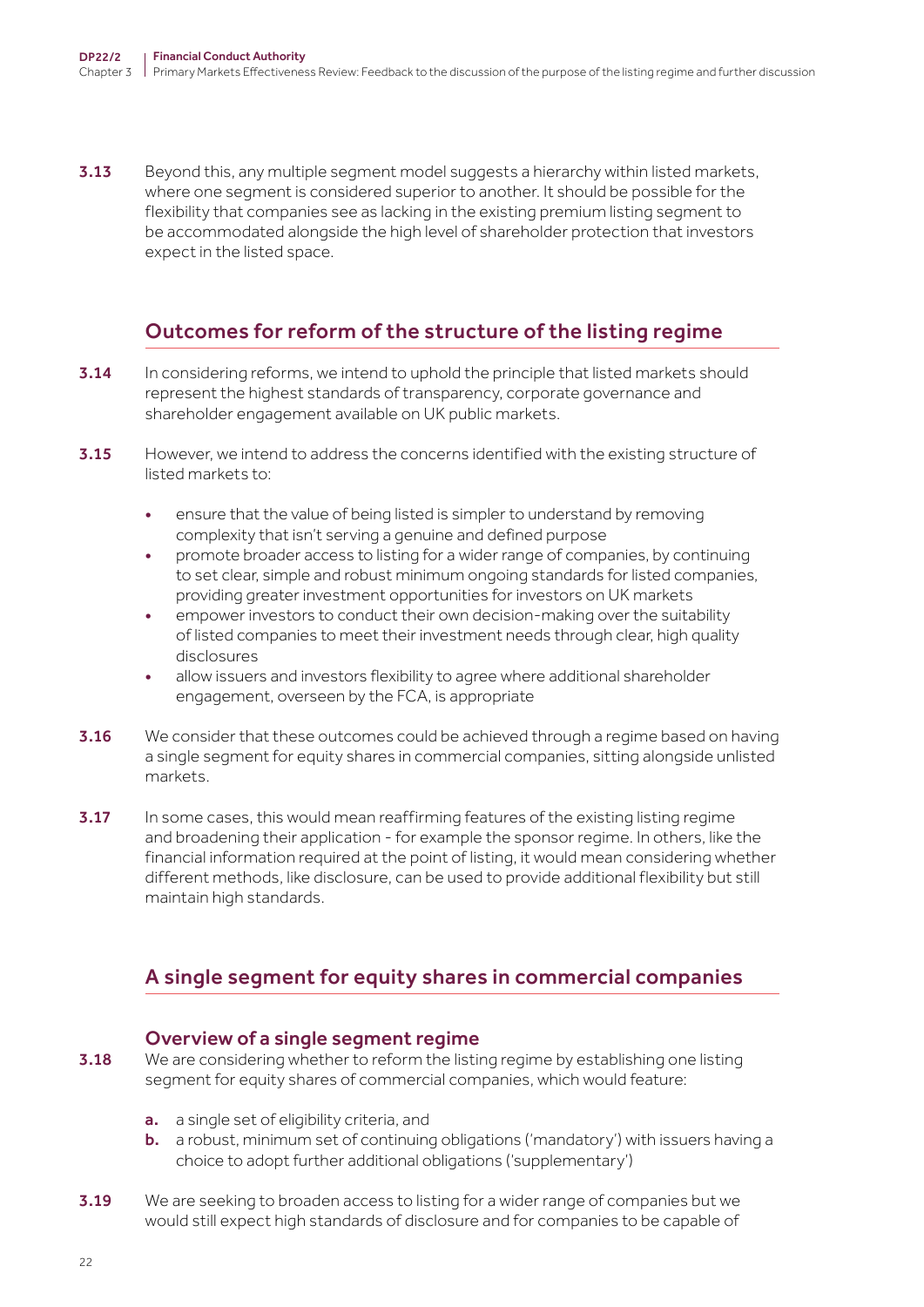**3.13** Beyond this, any multiple segment model suggests a hierarchy within listed markets, where one segment is considered superior to another. It should be possible for the flexibility that companies see as lacking in the existing premium listing segment to be accommodated alongside the high level of shareholder protection that investors expect in the listed space.

## Outcomes for reform of the structure of the listing regime

**3.14** In considering reforms, we intend to uphold the principle that listed markets should represent the highest standards of transparency, corporate governance and shareholder engagement available on UK public markets.

**3.15** However, we intend to address the concerns identified with the existing structure of listed markets to:

- ensure that the value of being listed is simpler to understand by removing complexity that isn't serving a genuine and defined purpose
- promote broader access to listing for a wider range of companies, by continuing to set clear, simple and robust minimum ongoing standards for listed companies, providing greater investment opportunities for investors on UK markets
- empower investors to conduct their own decision-making over the suitability of listed companies to meet their investment needs through clear, high quality disclosures
- allow issuers and investors flexibility to agree where additional shareholder engagement, overseen by the FCA, is appropriate

**3.16** We consider that these outcomes could be achieved through a regime based on having a single segment for equity shares in commercial companies, sitting alongside unlisted markets.

**3.17** In some cases, this would mean reaffirming features of the existing listing regime and broadening their application - for example the sponsor regime. In others, like the financial information required at the point of listing, it would mean considering whether different methods, like disclosure, can be used to provide additional flexibility but still maintain high standards.

## A single segment for equity shares in commercial companies

### Overview of a single segment regime

**3.18** We are considering whether to reform the listing regime by establishing one listing segment for equity shares of commercial companies, which would feature:

**a.** a single set of eligibility criteria, and
**b.** a robust, minimum set of continuing obligations ('mandatory') with issuers having a choice to adopt further additional obligations ('supplementary')

**3.19** We are seeking to broaden access to listing for a wider range of companies but we would still expect high standards of disclosure and for companies to be capable of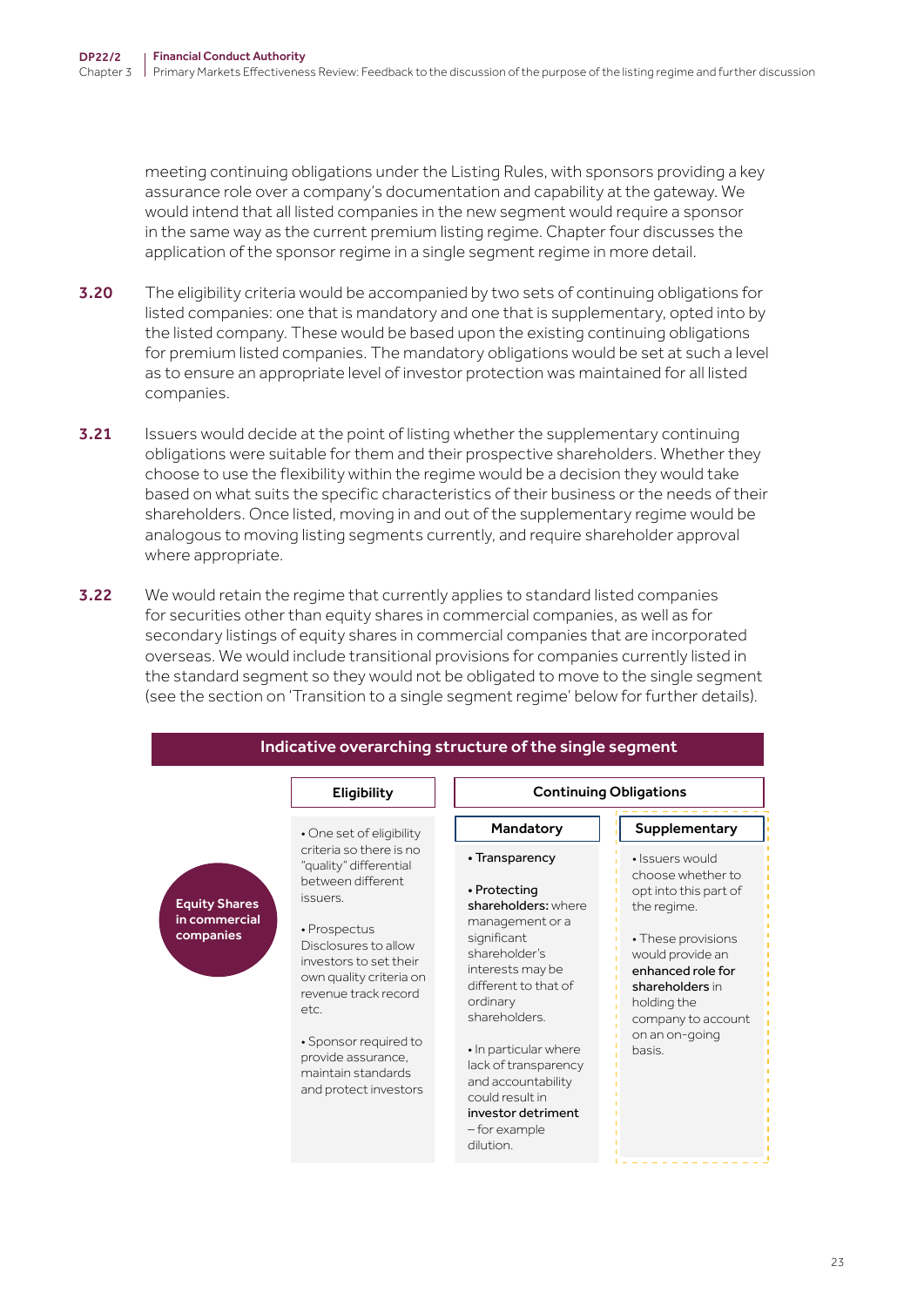meeting continuing obligations under the Listing Rules, with sponsors providing a key assurance role over a company's documentation and capability at the gateway. We would intend that all listed companies in the new segment would require a sponsor in the same way as the current premium listing regime. Chapter four discusses the application of the sponsor regime in a single segment regime in more detail.

**3.20** The eligibility criteria would be accompanied by two sets of continuing obligations for listed companies: one that is mandatory and one that is supplementary, opted into by the listed company. These would be based upon the existing continuing obligations for premium listed companies. The mandatory obligations would be set at such a level as to ensure an appropriate level of investor protection was maintained for all listed companies.

**3.21** Issuers would decide at the point of listing whether the supplementary continuing obligations were suitable for them and their prospective shareholders. Whether they choose to use the flexibility within the regime would be a decision they would take based on what suits the specific characteristics of their business or the needs of their shareholders. Once listed, moving in and out of the supplementary regime would be analogous to moving listing segments currently, and require shareholder approval where appropriate.

**3.22** We would retain the regime that currently applies to standard listed companies for securities other than equity shares in commercial companies, as well as for secondary listings of equity shares in commercial companies that are incorporated overseas. We would include transitional provisions for companies currently listed in the standard segment so they would not be obligated to move to the single segment (see the section on 'Transition to a single segment regime' below for further details).

**Indicative overarching structure of the single segment**

| | Eligibility | Continuing Obligations | |
|---|---|---|---|
| | | **Mandatory** | **Supplementary** |
| **Equity Shares in commercial companies** | • One set of eligibility criteria so there is no "quality" differential between different issuers.<br><br>• Prospectus Disclosures to allow investors to set their own quality criteria on revenue track record etc.<br><br>• Sponsor required to provide assurance, maintain standards and protect investors | • **Transparency**<br><br>• **Protecting shareholders:** where management or a significant shareholder's interests may be different to that of ordinary shareholders.<br><br>• In particular where lack of transparency and accountability could result in **investor detriment** – for example dilution. | • Issuers would choose whether to opt into this part of the regime.<br><br>• These provisions would provide an **enhanced role for shareholders** in holding the company to account on an on-going basis. |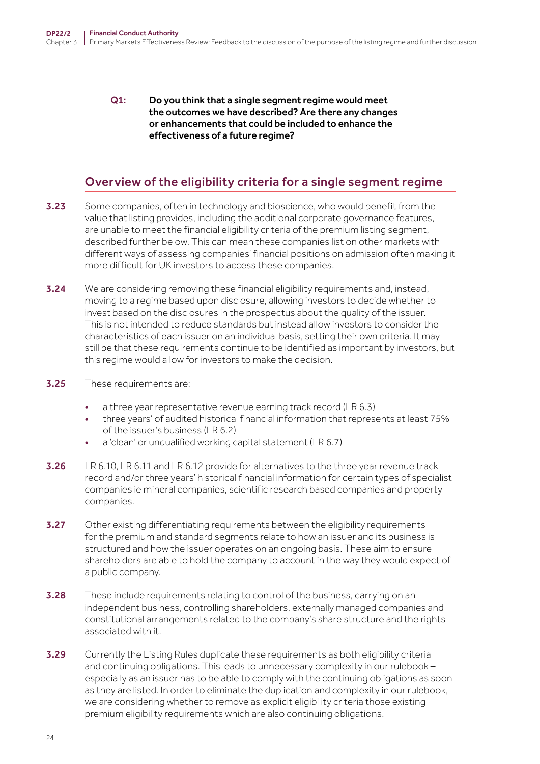**Q1: Do you think that a single segment regime would meet the outcomes we have described? Are there any changes or enhancements that could be included to enhance the effectiveness of a future regime?**

## Overview of the eligibility criteria for a single segment regime

**3.23** Some companies, often in technology and bioscience, who would benefit from the value that listing provides, including the additional corporate governance features, are unable to meet the financial eligibility criteria of the premium listing segment, described further below. This can mean these companies list on other markets with different ways of assessing companies' financial positions on admission often making it more difficult for UK investors to access these companies.

**3.24** We are considering removing these financial eligibility requirements and, instead, moving to a regime based upon disclosure, allowing investors to decide whether to invest based on the disclosures in the prospectus about the quality of the issuer. This is not intended to reduce standards but instead allow investors to consider the characteristics of each issuer on an individual basis, setting their own criteria. It may still be that these requirements continue to be identified as important by investors, but this regime would allow for investors to make the decision.

**3.25** These requirements are:

- a three year representative revenue earning track record (LR 6.3)
- three years' of audited historical financial information that represents at least 75% of the issuer's business (LR 6.2)
- a 'clean' or unqualified working capital statement (LR 6.7)

**3.26** LR 6.10, LR 6.11 and LR 6.12 provide for alternatives to the three year revenue track record and/or three years' historical financial information for certain types of specialist companies ie mineral companies, scientific research based companies and property companies.

**3.27** Other existing differentiating requirements between the eligibility requirements for the premium and standard segments relate to how an issuer and its business is structured and how the issuer operates on an ongoing basis. These aim to ensure shareholders are able to hold the company to account in the way they would expect of a public company.

**3.28** These include requirements relating to control of the business, carrying on an independent business, controlling shareholders, externally managed companies and constitutional arrangements related to the company's share structure and the rights associated with it.

**3.29** Currently the Listing Rules duplicate these requirements as both eligibility criteria and continuing obligations. This leads to unnecessary complexity in our rulebook – especially as an issuer has to be able to comply with the continuing obligations as soon as they are listed. In order to eliminate the duplication and complexity in our rulebook, we are considering whether to remove as explicit eligibility criteria those existing premium eligibility requirements which are also continuing obligations.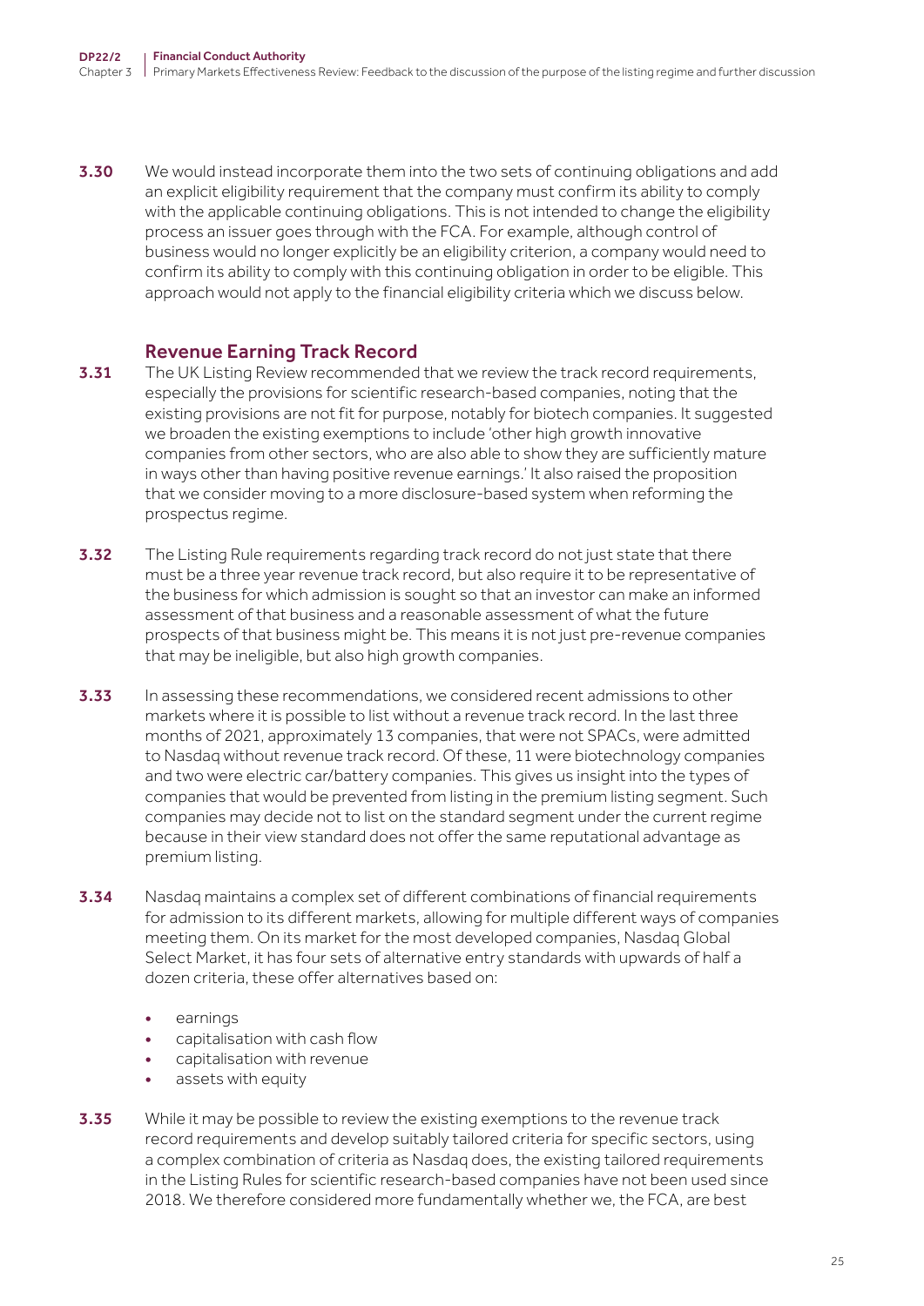**3.30** We would instead incorporate them into the two sets of continuing obligations and add an explicit eligibility requirement that the company must confirm its ability to comply with the applicable continuing obligations. This is not intended to change the eligibility process an issuer goes through with the FCA. For example, although control of business would no longer explicitly be an eligibility criterion, a company would need to confirm its ability to comply with this continuing obligation in order to be eligible. This approach would not apply to the financial eligibility criteria which we discuss below.

### Revenue Earning Track Record

**3.31** The UK Listing Review recommended that we review the track record requirements, especially the provisions for scientific research-based companies, noting that the existing provisions are not fit for purpose, notably for biotech companies. It suggested we broaden the existing exemptions to include 'other high growth innovative companies from other sectors, who are also able to show they are sufficiently mature in ways other than having positive revenue earnings.' It also raised the proposition that we consider moving to a more disclosure-based system when reforming the prospectus regime.

**3.32** The Listing Rule requirements regarding track record do not just state that there must be a three year revenue track record, but also require it to be representative of the business for which admission is sought so that an investor can make an informed assessment of that business and a reasonable assessment of what the future prospects of that business might be. This means it is not just pre-revenue companies that may be ineligible, but also high growth companies.

**3.33** In assessing these recommendations, we considered recent admissions to other markets where it is possible to list without a revenue track record. In the last three months of 2021, approximately 13 companies, that were not SPACs, were admitted to Nasdaq without revenue track record. Of these, 11 were biotechnology companies and two were electric car/battery companies. This gives us insight into the types of companies that would be prevented from listing in the premium listing segment. Such companies may decide not to list on the standard segment under the current regime because in their view standard does not offer the same reputational advantage as premium listing.

**3.34** Nasdaq maintains a complex set of different combinations of financial requirements for admission to its different markets, allowing for multiple different ways of companies meeting them. On its market for the most developed companies, Nasdaq Global Select Market, it has four sets of alternative entry standards with upwards of half a dozen criteria, these offer alternatives based on:

- earnings
- capitalisation with cash flow
- capitalisation with revenue
- assets with equity

**3.35** While it may be possible to review the existing exemptions to the revenue track record requirements and develop suitably tailored criteria for specific sectors, using a complex combination of criteria as Nasdaq does, the existing tailored requirements in the Listing Rules for scientific research-based companies have not been used since 2018. We therefore considered more fundamentally whether we, the FCA, are best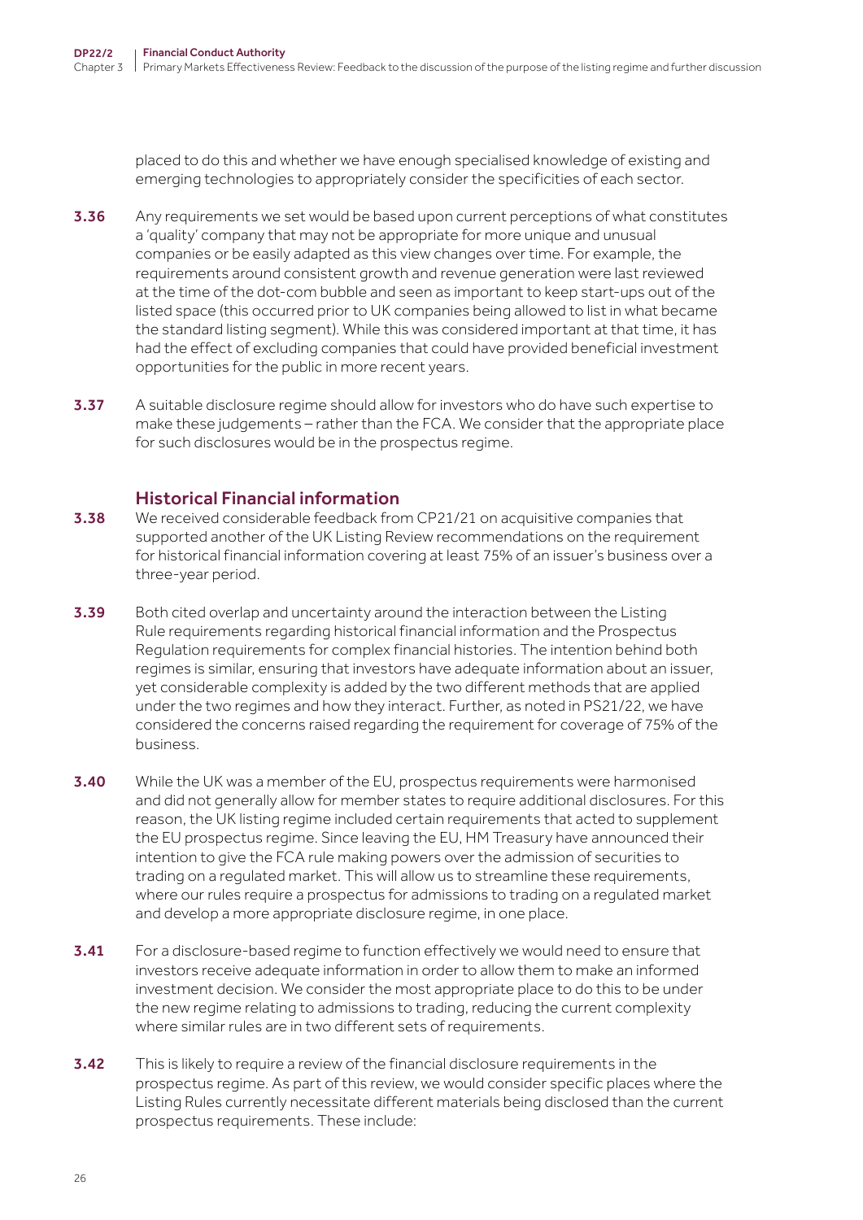placed to do this and whether we have enough specialised knowledge of existing and emerging technologies to appropriately consider the specificities of each sector.

**3.36** Any requirements we set would be based upon current perceptions of what constitutes a 'quality' company that may not be appropriate for more unique and unusual companies or be easily adapted as this view changes over time. For example, the requirements around consistent growth and revenue generation were last reviewed at the time of the dot-com bubble and seen as important to keep start-ups out of the listed space (this occurred prior to UK companies being allowed to list in what became the standard listing segment). While this was considered important at that time, it has had the effect of excluding companies that could have provided beneficial investment opportunities for the public in more recent years.

**3.37** A suitable disclosure regime should allow for investors who do have such expertise to make these judgements – rather than the FCA. We consider that the appropriate place for such disclosures would be in the prospectus regime.

### Historical Financial information

**3.38** We received considerable feedback from CP21/21 on acquisitive companies that supported another of the UK Listing Review recommendations on the requirement for historical financial information covering at least 75% of an issuer's business over a three-year period.

**3.39** Both cited overlap and uncertainty around the interaction between the Listing Rule requirements regarding historical financial information and the Prospectus Regulation requirements for complex financial histories. The intention behind both regimes is similar, ensuring that investors have adequate information about an issuer, yet considerable complexity is added by the two different methods that are applied under the two regimes and how they interact. Further, as noted in PS21/22, we have considered the concerns raised regarding the requirement for coverage of 75% of the business.

**3.40** While the UK was a member of the EU, prospectus requirements were harmonised and did not generally allow for member states to require additional disclosures. For this reason, the UK listing regime included certain requirements that acted to supplement the EU prospectus regime. Since leaving the EU, HM Treasury have announced their intention to give the FCA rule making powers over the admission of securities to trading on a regulated market. This will allow us to streamline these requirements, where our rules require a prospectus for admissions to trading on a regulated market and develop a more appropriate disclosure regime, in one place.

**3.41** For a disclosure-based regime to function effectively we would need to ensure that investors receive adequate information in order to allow them to make an informed investment decision. We consider the most appropriate place to do this to be under the new regime relating to admissions to trading, reducing the current complexity where similar rules are in two different sets of requirements.

**3.42** This is likely to require a review of the financial disclosure requirements in the prospectus regime. As part of this review, we would consider specific places where the Listing Rules currently necessitate different materials being disclosed than the current prospectus requirements. These include: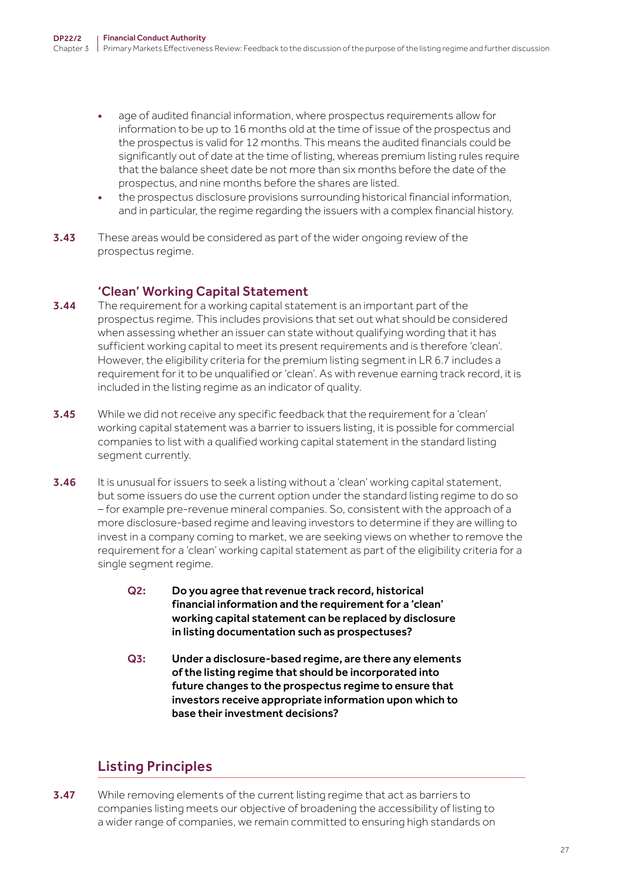- age of audited financial information, where prospectus requirements allow for information to be up to 16 months old at the time of issue of the prospectus and the prospectus is valid for 12 months. This means the audited financials could be significantly out of date at the time of listing, whereas premium listing rules require that the balance sheet date be not more than six months before the date of the prospectus, and nine months before the shares are listed.
- the prospectus disclosure provisions surrounding historical financial information, and in particular, the regime regarding the issuers with a complex financial history.

**3.43** These areas would be considered as part of the wider ongoing review of the prospectus regime.

### 'Clean' Working Capital Statement

**3.44** The requirement for a working capital statement is an important part of the prospectus regime. This includes provisions that set out what should be considered when assessing whether an issuer can state without qualifying wording that it has sufficient working capital to meet its present requirements and is therefore 'clean'. However, the eligibility criteria for the premium listing segment in LR 6.7 includes a requirement for it to be unqualified or 'clean'. As with revenue earning track record, it is included in the listing regime as an indicator of quality.

**3.45** While we did not receive any specific feedback that the requirement for a 'clean' working capital statement was a barrier to issuers listing, it is possible for commercial companies to list with a qualified working capital statement in the standard listing segment currently.

**3.46** It is unusual for issuers to seek a listing without a 'clean' working capital statement, but some issuers do use the current option under the standard listing regime to do so – for example pre-revenue mineral companies. So, consistent with the approach of a more disclosure-based regime and leaving investors to determine if they are willing to invest in a company coming to market, we are seeking views on whether to remove the requirement for a 'clean' working capital statement as part of the eligibility criteria for a single segment regime.

> **Q2: Do you agree that revenue track record, historical financial information and the requirement for a 'clean' working capital statement can be replaced by disclosure in listing documentation such as prospectuses?**
>
> **Q3: Under a disclosure-based regime, are there any elements of the listing regime that should be incorporated into future changes to the prospectus regime to ensure that investors receive appropriate information upon which to base their investment decisions?**

## Listing Principles

**3.47** While removing elements of the current listing regime that act as barriers to companies listing meets our objective of broadening the accessibility of listing to a wider range of companies, we remain committed to ensuring high standards on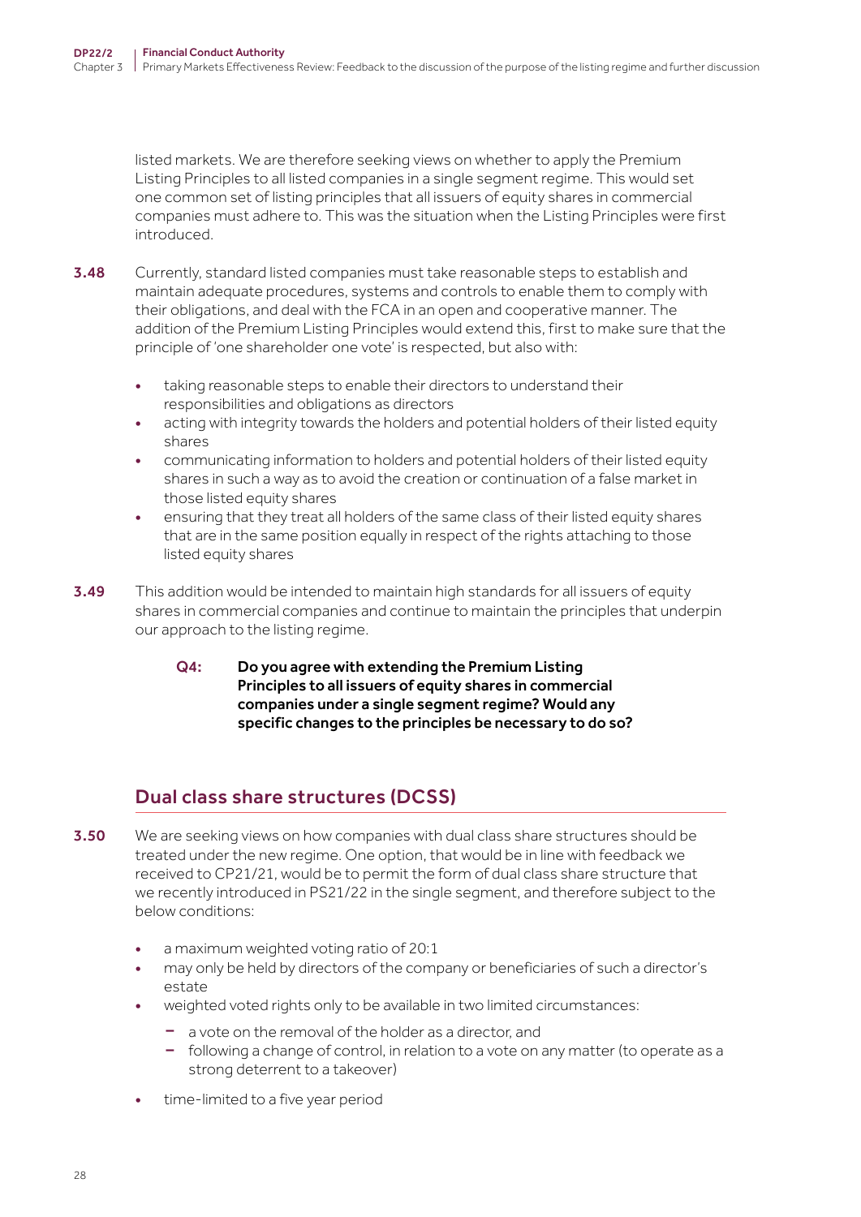listed markets. We are therefore seeking views on whether to apply the Premium Listing Principles to all listed companies in a single segment regime. This would set one common set of listing principles that all issuers of equity shares in commercial companies must adhere to. This was the situation when the Listing Principles were first introduced.

**3.48** Currently, standard listed companies must take reasonable steps to establish and maintain adequate procedures, systems and controls to enable them to comply with their obligations, and deal with the FCA in an open and cooperative manner. The addition of the Premium Listing Principles would extend this, first to make sure that the principle of 'one shareholder one vote' is respected, but also with:

- taking reasonable steps to enable their directors to understand their responsibilities and obligations as directors
- acting with integrity towards the holders and potential holders of their listed equity shares
- communicating information to holders and potential holders of their listed equity shares in such a way as to avoid the creation or continuation of a false market in those listed equity shares
- ensuring that they treat all holders of the same class of their listed equity shares that are in the same position equally in respect of the rights attaching to those listed equity shares

**3.49** This addition would be intended to maintain high standards for all issuers of equity shares in commercial companies and continue to maintain the principles that underpin our approach to the listing regime.

> **Q4: Do you agree with extending the Premium Listing Principles to all issuers of equity shares in commercial companies under a single segment regime? Would any specific changes to the principles be necessary to do so?**

## Dual class share structures (DCSS)

**3.50** We are seeking views on how companies with dual class share structures should be treated under the new regime. One option, that would be in line with feedback we received to CP21/21, would be to permit the form of dual class share structure that we recently introduced in PS21/22 in the single segment, and therefore subject to the below conditions:

- a maximum weighted voting ratio of 20:1
- may only be held by directors of the company or beneficiaries of such a director's estate
- weighted voted rights only to be available in two limited circumstances:
  - a vote on the removal of the holder as a director, and
  - following a change of control, in relation to a vote on any matter (to operate as a strong deterrent to a takeover)
- time-limited to a five year period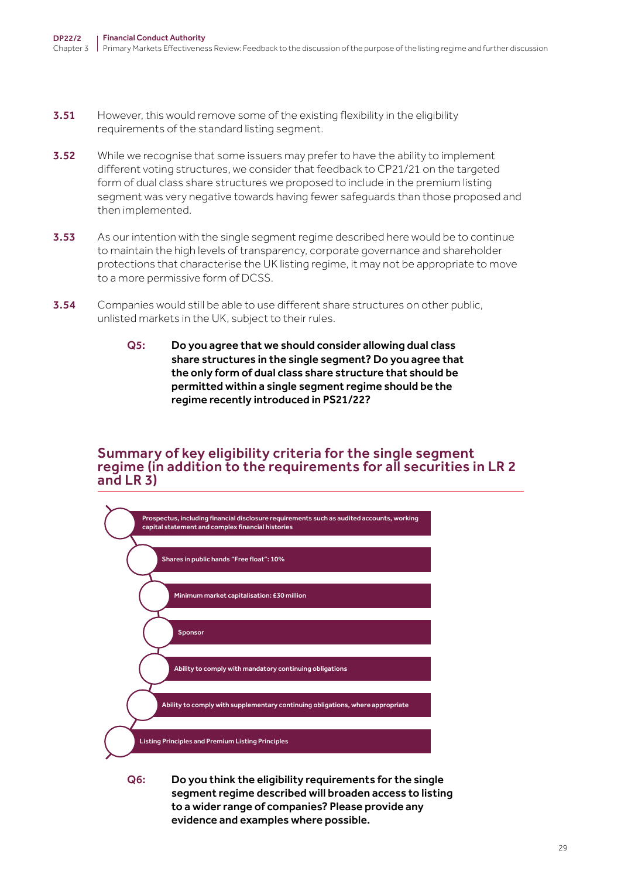**3.51** However, this would remove some of the existing flexibility in the eligibility requirements of the standard listing segment.

**3.52** While we recognise that some issuers may prefer to have the ability to implement different voting structures, we consider that feedback to CP21/21 on the targeted form of dual class share structures we proposed to include in the premium listing segment was very negative towards having fewer safeguards than those proposed and then implemented.

**3.53** As our intention with the single segment regime described here would be to continue to maintain the high levels of transparency, corporate governance and shareholder protections that characterise the UK listing regime, it may not be appropriate to move to a more permissive form of DCSS.

**3.54** Companies would still be able to use different share structures on other public, unlisted markets in the UK, subject to their rules.

> **Q5: Do you agree that we should consider allowing dual class share structures in the single segment? Do you agree that the only form of dual class share structure that should be permitted within a single segment regime should be the regime recently introduced in PS21/22?**

## Summary of key eligibility criteria for the single segment regime (in addition to the requirements for all securities in LR 2 and LR 3)

- Prospectus, including financial disclosure requirements such as audited accounts, working capital statement and complex financial histories
- Shares in public hands "Free float": 10%
- Minimum market capitalisation: £30 million
- Sponsor
- Ability to comply with mandatory continuing obligations
- Ability to comply with supplementary continuing obligations, where appropriate
- Listing Principles and Premium Listing Principles

> **Q6: Do you think the eligibility requirements for the single segment regime described will broaden access to listing to a wider range of companies? Please provide any evidence and examples where possible.**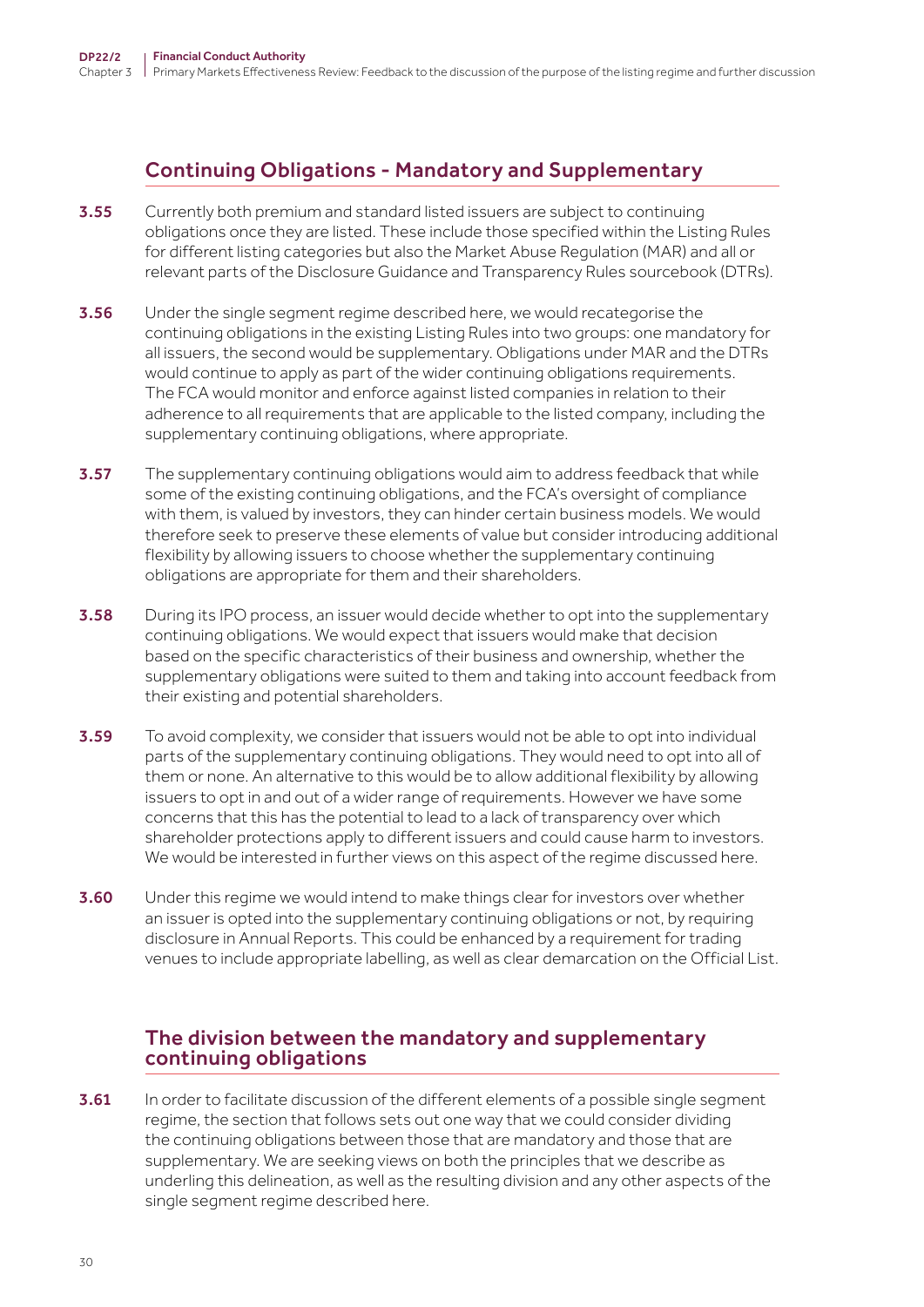## Continuing Obligations - Mandatory and Supplementary

**3.55** Currently both premium and standard listed issuers are subject to continuing obligations once they are listed. These include those specified within the Listing Rules for different listing categories but also the Market Abuse Regulation (MAR) and all or relevant parts of the Disclosure Guidance and Transparency Rules sourcebook (DTRs).

**3.56** Under the single segment regime described here, we would recategorise the continuing obligations in the existing Listing Rules into two groups: one mandatory for all issuers, the second would be supplementary. Obligations under MAR and the DTRs would continue to apply as part of the wider continuing obligations requirements. The FCA would monitor and enforce against listed companies in relation to their adherence to all requirements that are applicable to the listed company, including the supplementary continuing obligations, where appropriate.

**3.57** The supplementary continuing obligations would aim to address feedback that while some of the existing continuing obligations, and the FCA's oversight of compliance with them, is valued by investors, they can hinder certain business models. We would therefore seek to preserve these elements of value but consider introducing additional flexibility by allowing issuers to choose whether the supplementary continuing obligations are appropriate for them and their shareholders.

**3.58** During its IPO process, an issuer would decide whether to opt into the supplementary continuing obligations. We would expect that issuers would make that decision based on the specific characteristics of their business and ownership, whether the supplementary obligations were suited to them and taking into account feedback from their existing and potential shareholders.

**3.59** To avoid complexity, we consider that issuers would not be able to opt into individual parts of the supplementary continuing obligations. They would need to opt into all of them or none. An alternative to this would be to allow additional flexibility by allowing issuers to opt in and out of a wider range of requirements. However we have some concerns that this has the potential to lead to a lack of transparency over which shareholder protections apply to different issuers and could cause harm to investors. We would be interested in further views on this aspect of the regime discussed here.

**3.60** Under this regime we would intend to make things clear for investors over whether an issuer is opted into the supplementary continuing obligations or not, by requiring disclosure in Annual Reports. This could be enhanced by a requirement for trading venues to include appropriate labelling, as well as clear demarcation on the Official List.

### The division between the mandatory and supplementary continuing obligations

**3.61** In order to facilitate discussion of the different elements of a possible single segment regime, the section that follows sets out one way that we could consider dividing the continuing obligations between those that are mandatory and those that are supplementary. We are seeking views on both the principles that we describe as underling this delineation, as well as the resulting division and any other aspects of the single segment regime described here.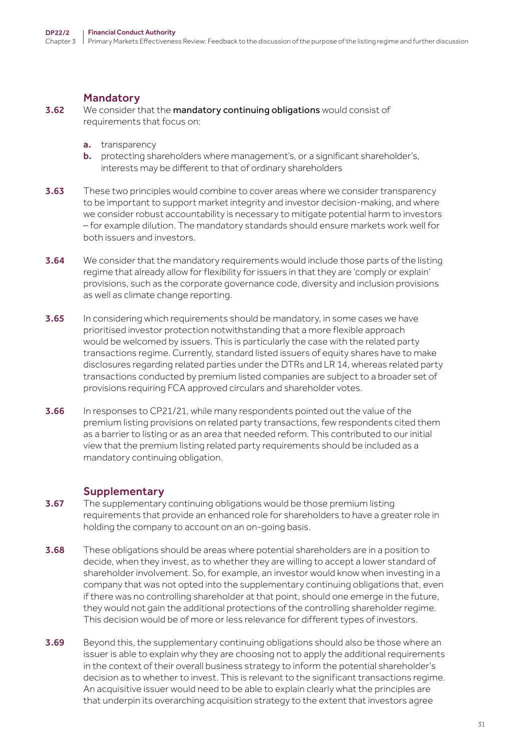### Mandatory

**3.62** We consider that the **mandatory continuing obligations** would consist of requirements that focus on:

- **a.** transparency
- **b.** protecting shareholders where management's, or a significant shareholder's, interests may be different to that of ordinary shareholders

**3.63** These two principles would combine to cover areas where we consider transparency to be important to support market integrity and investor decision-making, and where we consider robust accountability is necessary to mitigate potential harm to investors – for example dilution. The mandatory standards should ensure markets work well for both issuers and investors.

**3.64** We consider that the mandatory requirements would include those parts of the listing regime that already allow for flexibility for issuers in that they are 'comply or explain' provisions, such as the corporate governance code, diversity and inclusion provisions as well as climate change reporting.

**3.65** In considering which requirements should be mandatory, in some cases we have prioritised investor protection notwithstanding that a more flexible approach would be welcomed by issuers. This is particularly the case with the related party transactions regime. Currently, standard listed issuers of equity shares have to make disclosures regarding related parties under the DTRs and LR 14, whereas related party transactions conducted by premium listed companies are subject to a broader set of provisions requiring FCA approved circulars and shareholder votes.

**3.66** In responses to CP21/21, while many respondents pointed out the value of the premium listing provisions on related party transactions, few respondents cited them as a barrier to listing or as an area that needed reform. This contributed to our initial view that the premium listing related party requirements should be included as a mandatory continuing obligation.

### Supplementary

**3.67** The supplementary continuing obligations would be those premium listing requirements that provide an enhanced role for shareholders to have a greater role in holding the company to account on an on-going basis.

**3.68** These obligations should be areas where potential shareholders are in a position to decide, when they invest, as to whether they are willing to accept a lower standard of shareholder involvement. So, for example, an investor would know when investing in a company that was not opted into the supplementary continuing obligations that, even if there was no controlling shareholder at that point, should one emerge in the future, they would not gain the additional protections of the controlling shareholder regime. This decision would be of more or less relevance for different types of investors.

**3.69** Beyond this, the supplementary continuing obligations should also be those where an issuer is able to explain why they are choosing not to apply the additional requirements in the context of their overall business strategy to inform the potential shareholder's decision as to whether to invest. This is relevant to the significant transactions regime. An acquisitive issuer would need to be able to explain clearly what the principles are that underpin its overarching acquisition strategy to the extent that investors agree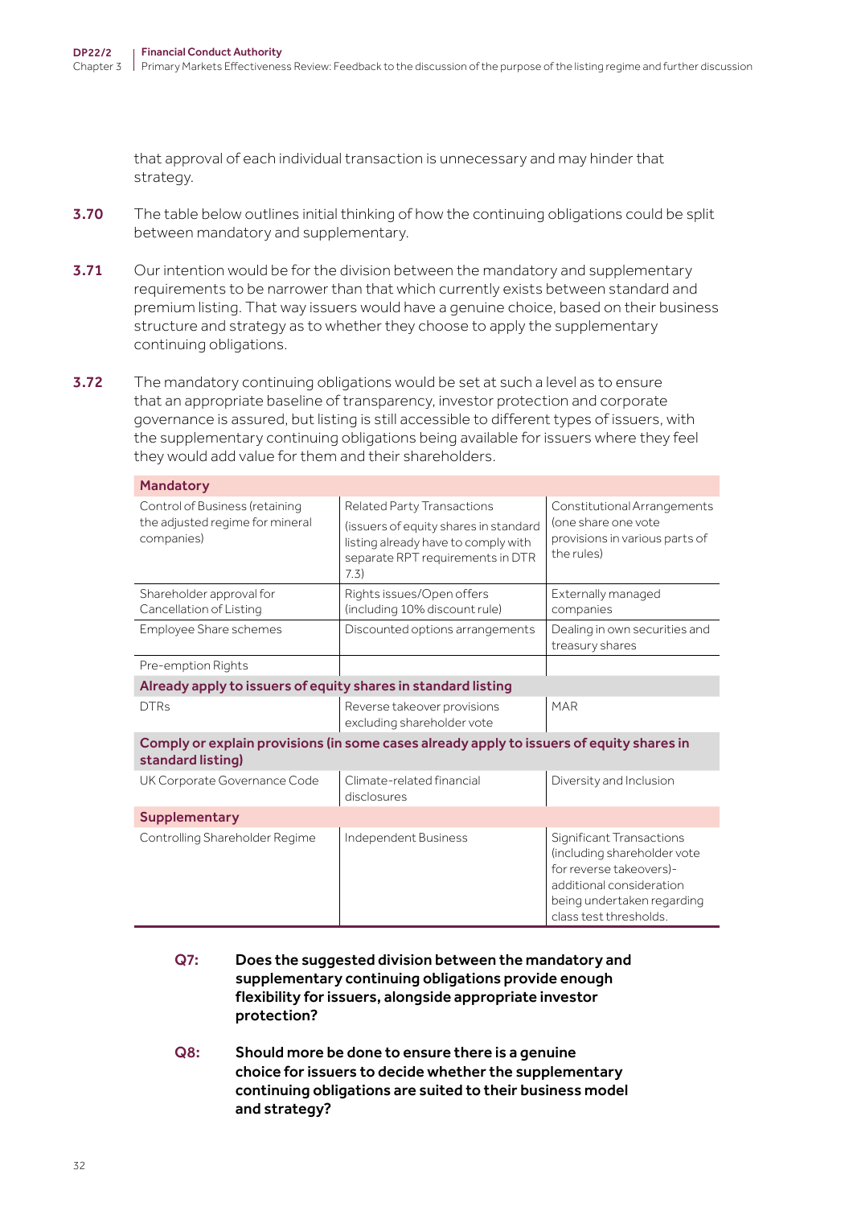that approval of each individual transaction is unnecessary and may hinder that strategy.

**3.70** The table below outlines initial thinking of how the continuing obligations could be split between mandatory and supplementary.

**3.71** Our intention would be for the division between the mandatory and supplementary requirements to be narrower than that which currently exists between standard and premium listing. That way issuers would have a genuine choice, based on their business structure and strategy as to whether they choose to apply the supplementary continuing obligations.

**3.72** The mandatory continuing obligations would be set at such a level as to ensure that an appropriate baseline of transparency, investor protection and corporate governance is assured, but listing is still accessible to different types of issuers, with the supplementary continuing obligations being available for issuers where they feel they would add value for them and their shareholders.

| **Mandatory** | | |
|---|---|---|
| Control of Business (retaining the adjusted regime for mineral companies) | Related Party Transactions (issuers of equity shares in standard listing already have to comply with separate RPT requirements in DTR 7.3) | Constitutional Arrangements (one share one vote provisions in various parts of the rules) |
| Shareholder approval for Cancellation of Listing | Rights issues/Open offers (including 10% discount rule) | Externally managed companies |
| Employee Share schemes | Discounted options arrangements | Dealing in own securities and treasury shares |
| Pre-emption Rights | | |
| **Already apply to issuers of equity shares in standard listing** | | |
| DTRs | Reverse takeover provisions excluding shareholder vote | MAR |
| **Comply or explain provisions (in some cases already apply to issuers of equity shares in standard listing)** | | |
| UK Corporate Governance Code | Climate-related financial disclosures | Diversity and Inclusion |
| **Supplementary** | | |
| Controlling Shareholder Regime | Independent Business | Significant Transactions (including shareholder vote for reverse takeovers)- additional consideration being undertaken regarding class test thresholds. |

**Q7:** **Does the suggested division between the mandatory and supplementary continuing obligations provide enough flexibility for issuers, alongside appropriate investor protection?**

**Q8:** **Should more be done to ensure there is a genuine choice for issuers to decide whether the supplementary continuing obligations are suited to their business model and strategy?**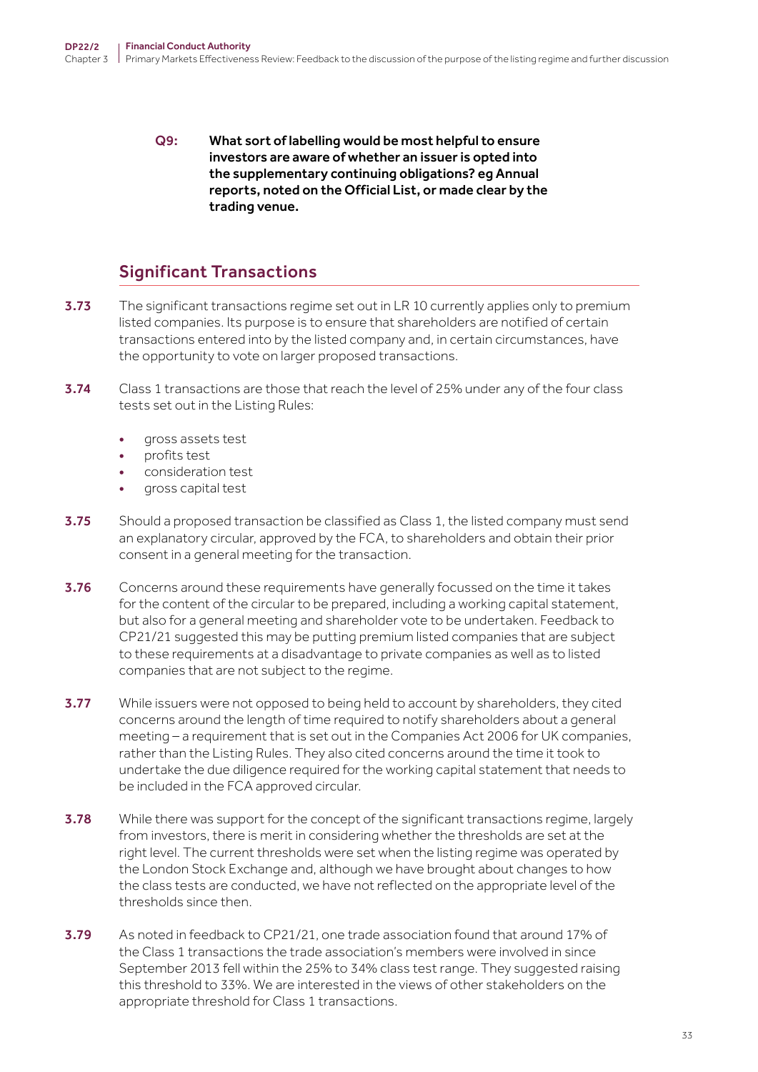**Q9: What sort of labelling would be most helpful to ensure investors are aware of whether an issuer is opted into the supplementary continuing obligations? eg Annual reports, noted on the Official List, or made clear by the trading venue.**

## Significant Transactions

**3.73** The significant transactions regime set out in LR 10 currently applies only to premium listed companies. Its purpose is to ensure that shareholders are notified of certain transactions entered into by the listed company and, in certain circumstances, have the opportunity to vote on larger proposed transactions.

**3.74** Class 1 transactions are those that reach the level of 25% under any of the four class tests set out in the Listing Rules:

- gross assets test
- profits test
- consideration test
- gross capital test

**3.75** Should a proposed transaction be classified as Class 1, the listed company must send an explanatory circular, approved by the FCA, to shareholders and obtain their prior consent in a general meeting for the transaction.

**3.76** Concerns around these requirements have generally focussed on the time it takes for the content of the circular to be prepared, including a working capital statement, but also for a general meeting and shareholder vote to be undertaken. Feedback to CP21/21 suggested this may be putting premium listed companies that are subject to these requirements at a disadvantage to private companies as well as to listed companies that are not subject to the regime.

**3.77** While issuers were not opposed to being held to account by shareholders, they cited concerns around the length of time required to notify shareholders about a general meeting – a requirement that is set out in the Companies Act 2006 for UK companies, rather than the Listing Rules. They also cited concerns around the time it took to undertake the due diligence required for the working capital statement that needs to be included in the FCA approved circular.

**3.78** While there was support for the concept of the significant transactions regime, largely from investors, there is merit in considering whether the thresholds are set at the right level. The current thresholds were set when the listing regime was operated by the London Stock Exchange and, although we have brought about changes to how the class tests are conducted, we have not reflected on the appropriate level of the thresholds since then.

**3.79** As noted in feedback to CP21/21, one trade association found that around 17% of the Class 1 transactions the trade association's members were involved in since September 2013 fell within the 25% to 34% class test range. They suggested raising this threshold to 33%. We are interested in the views of other stakeholders on the appropriate threshold for Class 1 transactions.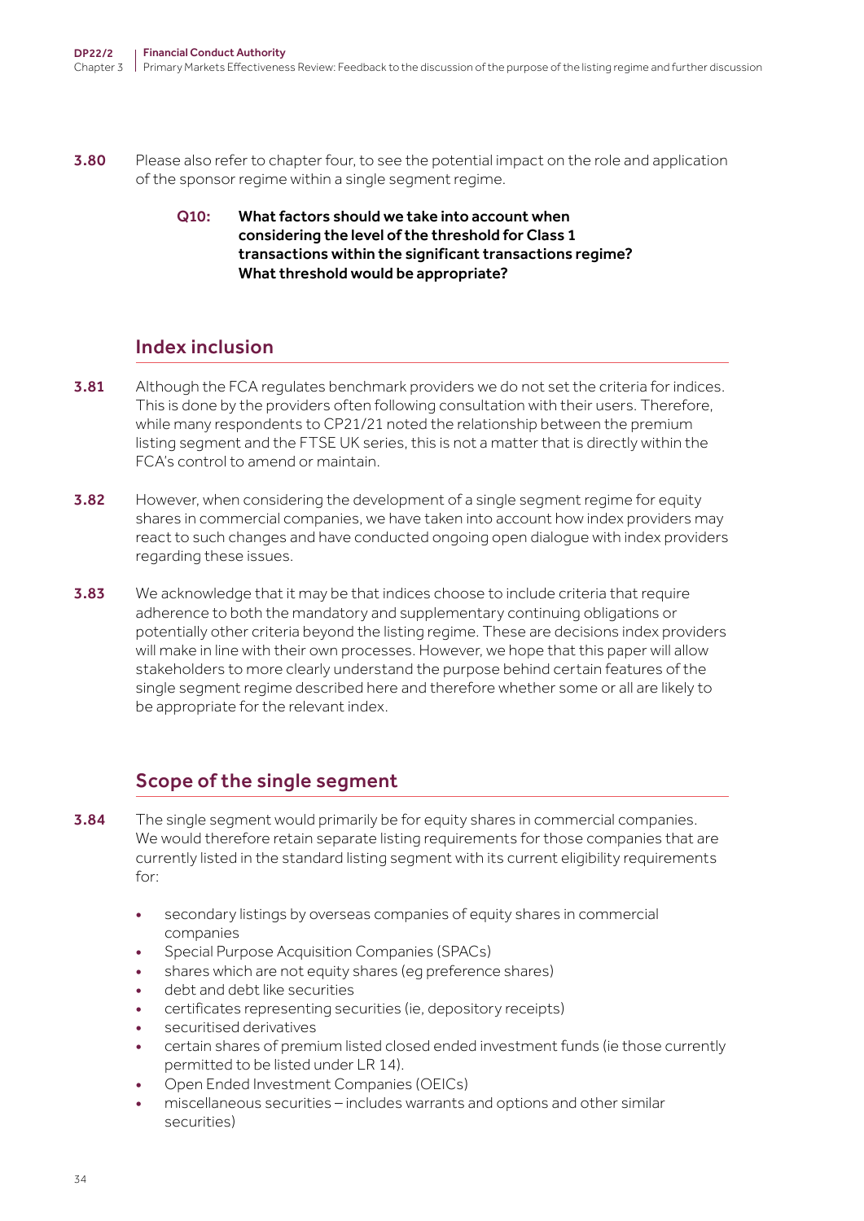3.80 Please also refer to chapter four, to see the potential impact on the role and application of the sponsor regime within a single segment regime.

> **Q10: What factors should we take into account when considering the level of the threshold for Class 1 transactions within the significant transactions regime? What threshold would be appropriate?**

## Index inclusion

3.81 Although the FCA regulates benchmark providers we do not set the criteria for indices. This is done by the providers often following consultation with their users. Therefore, while many respondents to CP21/21 noted the relationship between the premium listing segment and the FTSE UK series, this is not a matter that is directly within the FCA's control to amend or maintain.

3.82 However, when considering the development of a single segment regime for equity shares in commercial companies, we have taken into account how index providers may react to such changes and have conducted ongoing open dialogue with index providers regarding these issues.

3.83 We acknowledge that it may be that indices choose to include criteria that require adherence to both the mandatory and supplementary continuing obligations or potentially other criteria beyond the listing regime. These are decisions index providers will make in line with their own processes. However, we hope that this paper will allow stakeholders to more clearly understand the purpose behind certain features of the single segment regime described here and therefore whether some or all are likely to be appropriate for the relevant index.

## Scope of the single segment

3.84 The single segment would primarily be for equity shares in commercial companies. We would therefore retain separate listing requirements for those companies that are currently listed in the standard listing segment with its current eligibility requirements for:

- secondary listings by overseas companies of equity shares in commercial companies
- Special Purpose Acquisition Companies (SPACs)
- shares which are not equity shares (eg preference shares)
- debt and debt like securities
- certificates representing securities (ie, depository receipts)
- securitised derivatives
- certain shares of premium listed closed ended investment funds (ie those currently permitted to be listed under LR 14).
- Open Ended Investment Companies (OEICs)
- miscellaneous securities – includes warrants and options and other similar securities)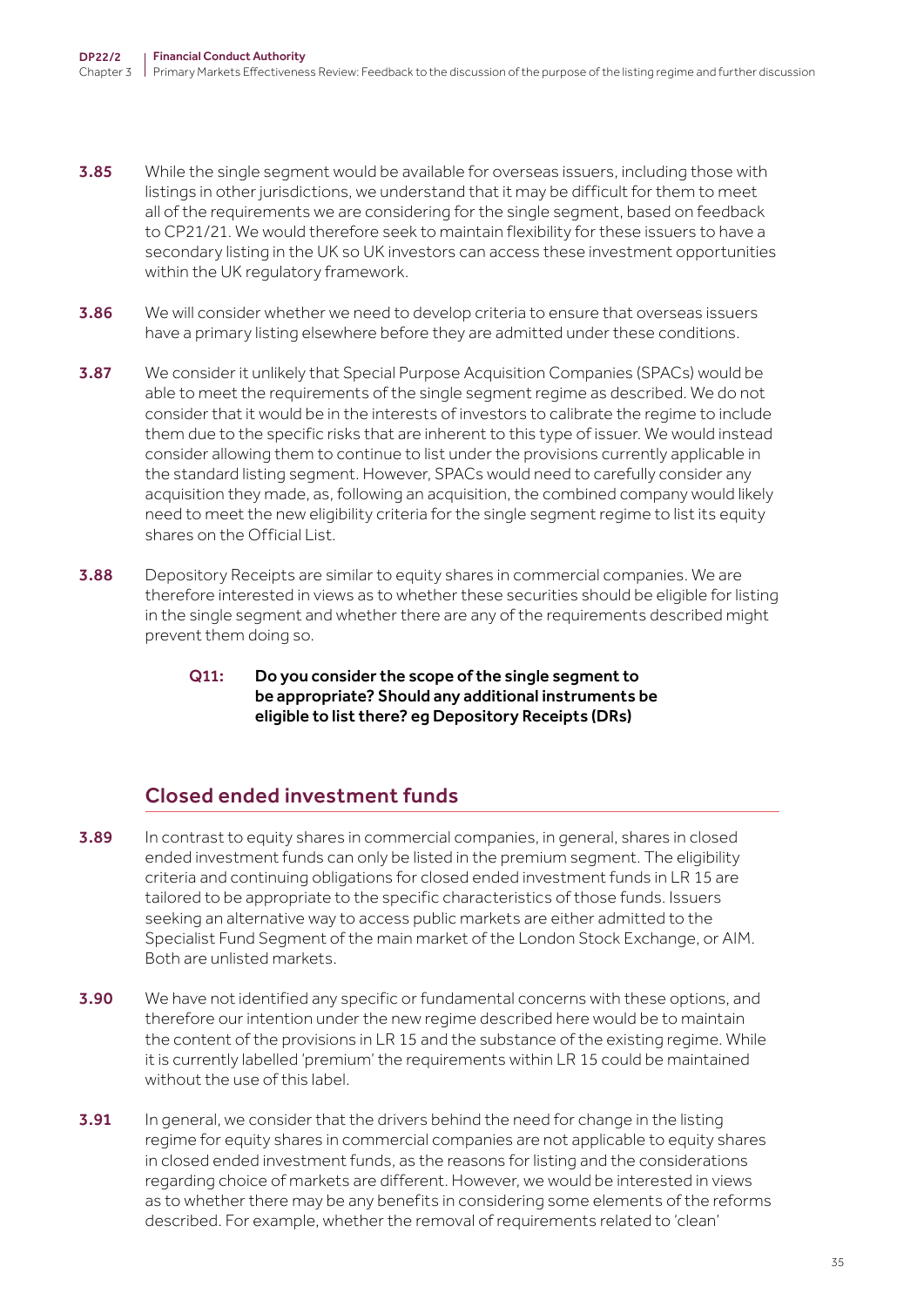**3.85** While the single segment would be available for overseas issuers, including those with listings in other jurisdictions, we understand that it may be difficult for them to meet all of the requirements we are considering for the single segment, based on feedback to CP21/21. We would therefore seek to maintain flexibility for these issuers to have a secondary listing in the UK so UK investors can access these investment opportunities within the UK regulatory framework.

**3.86** We will consider whether we need to develop criteria to ensure that overseas issuers have a primary listing elsewhere before they are admitted under these conditions.

**3.87** We consider it unlikely that Special Purpose Acquisition Companies (SPACs) would be able to meet the requirements of the single segment regime as described. We do not consider that it would be in the interests of investors to calibrate the regime to include them due to the specific risks that are inherent to this type of issuer. We would instead consider allowing them to continue to list under the provisions currently applicable in the standard listing segment. However, SPACs would need to carefully consider any acquisition they made, as, following an acquisition, the combined company would likely need to meet the new eligibility criteria for the single segment regime to list its equity shares on the Official List.

**3.88** Depository Receipts are similar to equity shares in commercial companies. We are therefore interested in views as to whether these securities should be eligible for listing in the single segment and whether there are any of the requirements described might prevent them doing so.

> **Q11: Do you consider the scope of the single segment to be appropriate? Should any additional instruments be eligible to list there? eg Depository Receipts (DRs)**

## Closed ended investment funds

**3.89** In contrast to equity shares in commercial companies, in general, shares in closed ended investment funds can only be listed in the premium segment. The eligibility criteria and continuing obligations for closed ended investment funds in LR 15 are tailored to be appropriate to the specific characteristics of those funds. Issuers seeking an alternative way to access public markets are either admitted to the Specialist Fund Segment of the main market of the London Stock Exchange, or AIM. Both are unlisted markets.

**3.90** We have not identified any specific or fundamental concerns with these options, and therefore our intention under the new regime described here would be to maintain the content of the provisions in LR 15 and the substance of the existing regime. While it is currently labelled 'premium' the requirements within LR 15 could be maintained without the use of this label.

**3.91** In general, we consider that the drivers behind the need for change in the listing regime for equity shares in commercial companies are not applicable to equity shares in closed ended investment funds, as the reasons for listing and the considerations regarding choice of markets are different. However, we would be interested in views as to whether there may be any benefits in considering some elements of the reforms described. For example, whether the removal of requirements related to 'clean'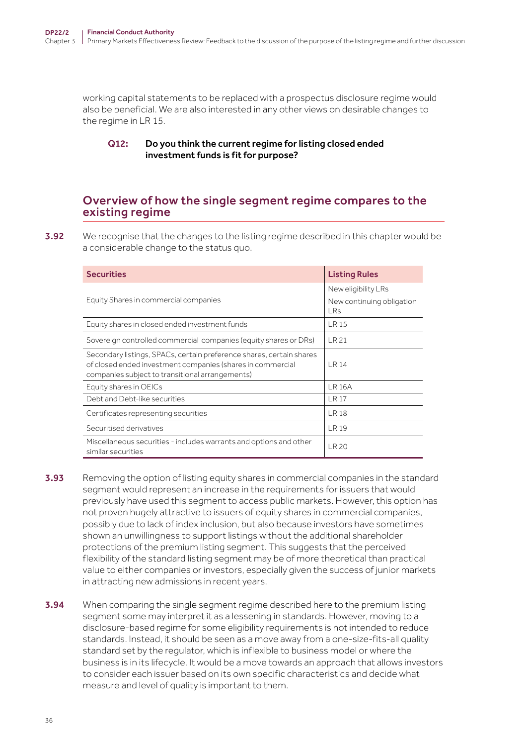working capital statements to be replaced with a prospectus disclosure regime would also be beneficial. We are also interested in any other views on desirable changes to the regime in LR 15.

**Q12: Do you think the current regime for listing closed ended investment funds is fit for purpose?**

## Overview of how the single segment regime compares to the existing regime

**3.92** We recognise that the changes to the listing regime described in this chapter would be a considerable change to the status quo.

| Securities | Listing Rules |
| --- | --- |
| Equity Shares in commercial companies | New eligibility LRs<br>New continuing obligation LRs |
| Equity shares in closed ended investment funds | LR 15 |
| Sovereign controlled commercial companies (equity shares or DRs) | LR 21 |
| Secondary listings, SPACs, certain preference shares, certain shares of closed ended investment companies (shares in commercial companies subject to transitional arrangements) | LR 14 |
| Equity shares in OEICs | LR 16A |
| Debt and Debt-like securities | LR 17 |
| Certificates representing securities | LR 18 |
| Securitised derivatives | LR 19 |
| Miscellaneous securities - includes warrants and options and other similar securities | LR 20 |

**3.93** Removing the option of listing equity shares in commercial companies in the standard segment would represent an increase in the requirements for issuers that would previously have used this segment to access public markets. However, this option has not proven hugely attractive to issuers of equity shares in commercial companies, possibly due to lack of index inclusion, but also because investors have sometimes shown an unwillingness to support listings without the additional shareholder protections of the premium listing segment. This suggests that the perceived flexibility of the standard listing segment may be of more theoretical than practical value to either companies or investors, especially given the success of junior markets in attracting new admissions in recent years.

**3.94** When comparing the single segment regime described here to the premium listing segment some may interpret it as a lessening in standards. However, moving to a disclosure-based regime for some eligibility requirements is not intended to reduce standards. Instead, it should be seen as a move away from a one-size-fits-all quality standard set by the regulator, which is inflexible to business model or where the business is in its lifecycle. It would be a move towards an approach that allows investors to consider each issuer based on its own specific characteristics and decide what measure and level of quality is important to them.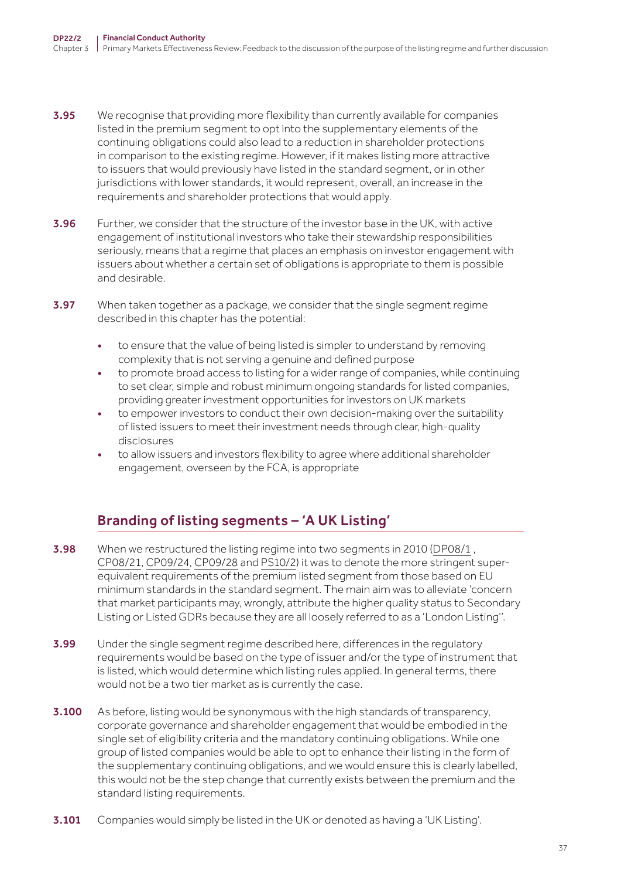**3.95** We recognise that providing more flexibility than currently available for companies listed in the premium segment to opt into the supplementary elements of the continuing obligations could also lead to a reduction in shareholder protections in comparison to the existing regime. However, if it makes listing more attractive to issuers that would previously have listed in the standard segment, or in other jurisdictions with lower standards, it would represent, overall, an increase in the requirements and shareholder protections that would apply.

**3.96** Further, we consider that the structure of the investor base in the UK, with active engagement of institutional investors who take their stewardship responsibilities seriously, means that a regime that places an emphasis on investor engagement with issuers about whether a certain set of obligations is appropriate to them is possible and desirable.

**3.97** When taken together as a package, we consider that the single segment regime described in this chapter has the potential:

- to ensure that the value of being listed is simpler to understand by removing complexity that is not serving a genuine and defined purpose
- to promote broad access to listing for a wider range of companies, while continuing to set clear, simple and robust minimum ongoing standards for listed companies, providing greater investment opportunities for investors on UK markets
- to empower investors to conduct their own decision-making over the suitability of listed issuers to meet their investment needs through clear, high-quality disclosures
- to allow issuers and investors flexibility to agree where additional shareholder engagement, overseen by the FCA, is appropriate

## Branding of listing segments – 'A UK Listing'

**3.98** When we restructured the listing regime into two segments in 2010 (DP08/1, CP08/21, CP09/24, CP09/28 and PS10/2) it was to denote the more stringent super-equivalent requirements of the premium listed segment from those based on EU minimum standards in the standard segment. The main aim was to alleviate 'concern that market participants may, wrongly, attribute the higher quality status to Secondary Listing or Listed GDRs because they are all loosely referred to as a 'London Listing''.

**3.99** Under the single segment regime described here, differences in the regulatory requirements would be based on the type of issuer and/or the type of instrument that is listed, which would determine which listing rules applied. In general terms, there would not be a two tier market as is currently the case.

**3.100** As before, listing would be synonymous with the high standards of transparency, corporate governance and shareholder engagement that would be embodied in the single set of eligibility criteria and the mandatory continuing obligations. While one group of listed companies would be able to opt to enhance their listing in the form of the supplementary continuing obligations, and we would ensure this is clearly labelled, this would not be the step change that currently exists between the premium and the standard listing requirements.

**3.101** Companies would simply be listed in the UK or denoted as having a 'UK Listing'.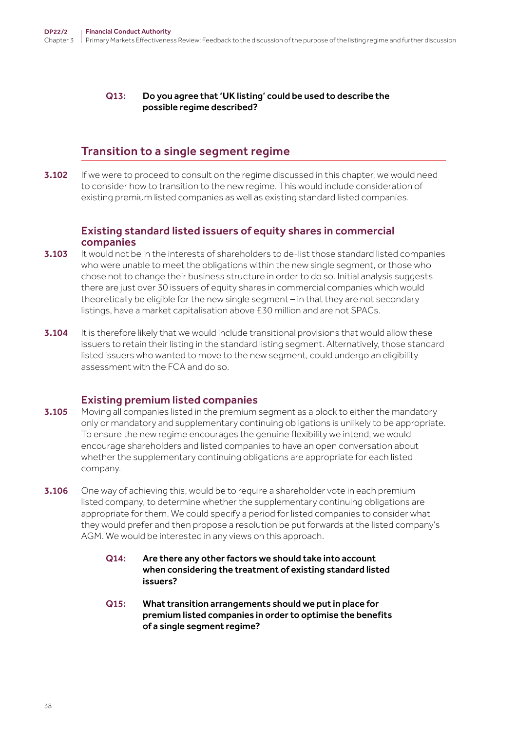**Q13: Do you agree that 'UK listing' could be used to describe the possible regime described?**

## Transition to a single segment regime

**3.102** If we were to proceed to consult on the regime discussed in this chapter, we would need to consider how to transition to the new regime. This would include consideration of existing premium listed companies as well as existing standard listed companies.

### Existing standard listed issuers of equity shares in commercial companies

**3.103** It would not be in the interests of shareholders to de-list those standard listed companies who were unable to meet the obligations within the new single segment, or those who chose not to change their business structure in order to do so. Initial analysis suggests there are just over 30 issuers of equity shares in commercial companies which would theoretically be eligible for the new single segment – in that they are not secondary listings, have a market capitalisation above £30 million and are not SPACs.

**3.104** It is therefore likely that we would include transitional provisions that would allow these issuers to retain their listing in the standard listing segment. Alternatively, those standard listed issuers who wanted to move to the new segment, could undergo an eligibility assessment with the FCA and do so.

### Existing premium listed companies

**3.105** Moving all companies listed in the premium segment as a block to either the mandatory only or mandatory and supplementary continuing obligations is unlikely to be appropriate. To ensure the new regime encourages the genuine flexibility we intend, we would encourage shareholders and listed companies to have an open conversation about whether the supplementary continuing obligations are appropriate for each listed company.

**3.106** One way of achieving this, would be to require a shareholder vote in each premium listed company, to determine whether the supplementary continuing obligations are appropriate for them. We could specify a period for listed companies to consider what they would prefer and then propose a resolution be put forwards at the listed company's AGM. We would be interested in any views on this approach.

**Q14: Are there any other factors we should take into account when considering the treatment of existing standard listed issuers?**

**Q15: What transition arrangements should we put in place for premium listed companies in order to optimise the benefits of a single segment regime?**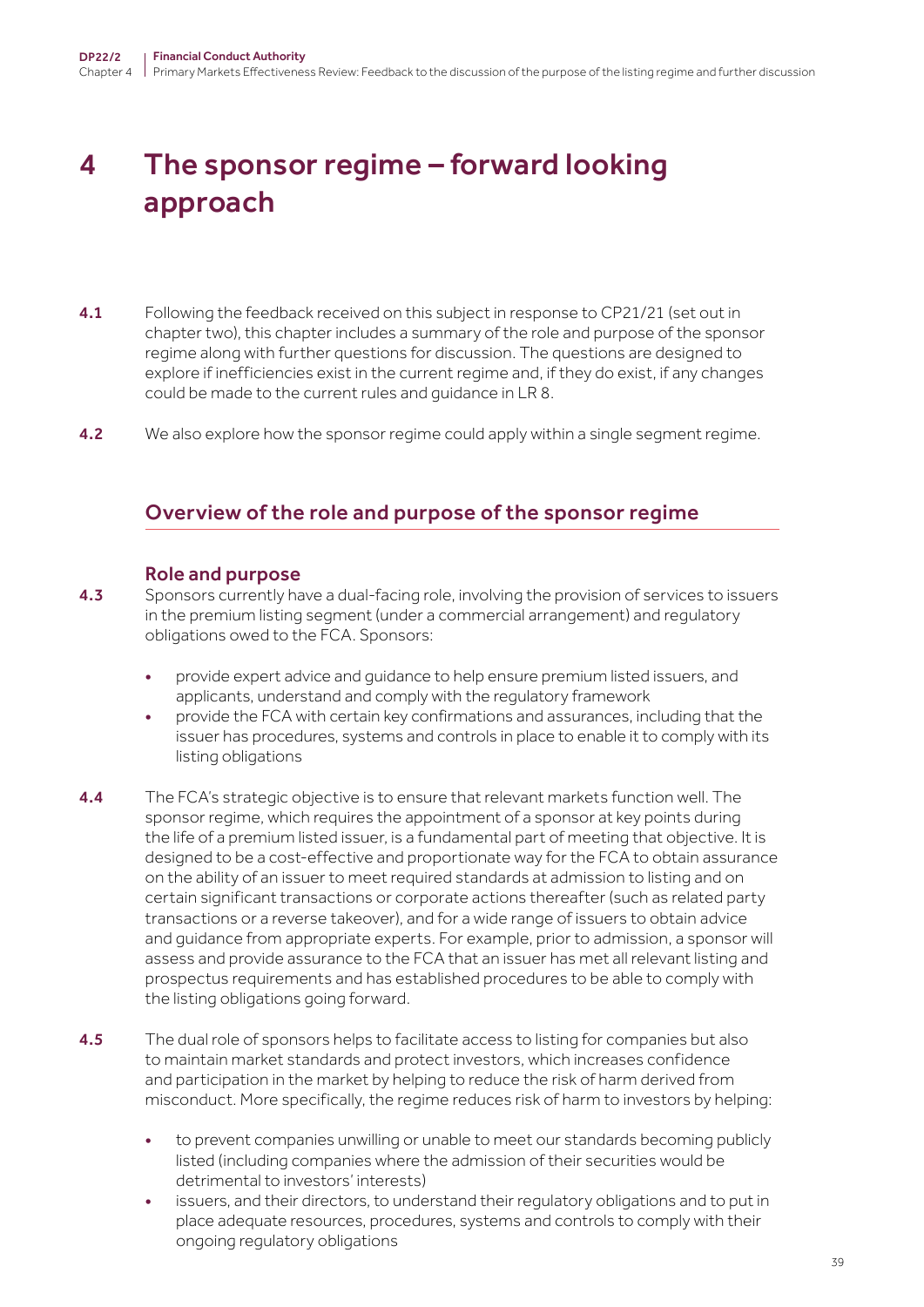# 4 The sponsor regime – forward looking approach

4.1 Following the feedback received on this subject in response to CP21/21 (set out in chapter two), this chapter includes a summary of the role and purpose of the sponsor regime along with further questions for discussion. The questions are designed to explore if inefficiencies exist in the current regime and, if they do exist, if any changes could be made to the current rules and guidance in LR 8.

4.2 We also explore how the sponsor regime could apply within a single segment regime.

## Overview of the role and purpose of the sponsor regime

### Role and purpose

4.3 Sponsors currently have a dual-facing role, involving the provision of services to issuers in the premium listing segment (under a commercial arrangement) and regulatory obligations owed to the FCA. Sponsors:

- provide expert advice and guidance to help ensure premium listed issuers, and applicants, understand and comply with the regulatory framework
- provide the FCA with certain key confirmations and assurances, including that the issuer has procedures, systems and controls in place to enable it to comply with its listing obligations

4.4 The FCA's strategic objective is to ensure that relevant markets function well. The sponsor regime, which requires the appointment of a sponsor at key points during the life of a premium listed issuer, is a fundamental part of meeting that objective. It is designed to be a cost-effective and proportionate way for the FCA to obtain assurance on the ability of an issuer to meet required standards at admission to listing and on certain significant transactions or corporate actions thereafter (such as related party transactions or a reverse takeover), and for a wide range of issuers to obtain advice and guidance from appropriate experts. For example, prior to admission, a sponsor will assess and provide assurance to the FCA that an issuer has met all relevant listing and prospectus requirements and has established procedures to be able to comply with the listing obligations going forward.

4.5 The dual role of sponsors helps to facilitate access to listing for companies but also to maintain market standards and protect investors, which increases confidence and participation in the market by helping to reduce the risk of harm derived from misconduct. More specifically, the regime reduces risk of harm to investors by helping:

- to prevent companies unwilling or unable to meet our standards becoming publicly listed (including companies where the admission of their securities would be detrimental to investors' interests)
- issuers, and their directors, to understand their regulatory obligations and to put in place adequate resources, procedures, systems and controls to comply with their ongoing regulatory obligations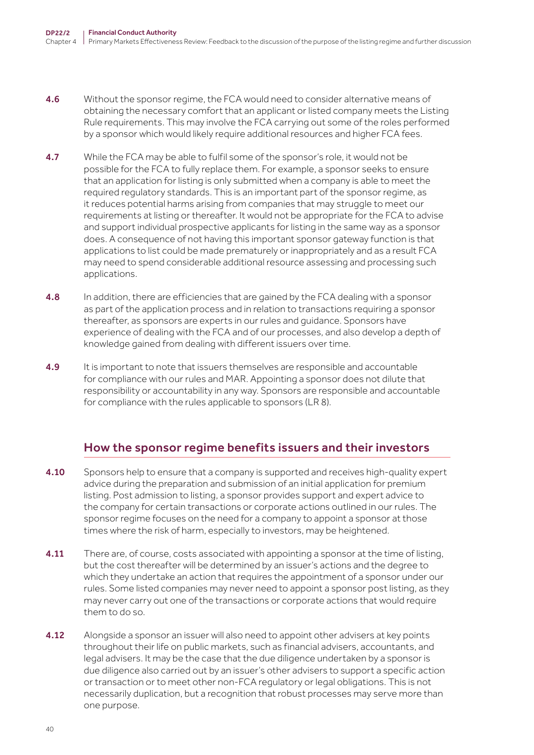4.6 Without the sponsor regime, the FCA would need to consider alternative means of obtaining the necessary comfort that an applicant or listed company meets the Listing Rule requirements. This may involve the FCA carrying out some of the roles performed by a sponsor which would likely require additional resources and higher FCA fees.

4.7 While the FCA may be able to fulfil some of the sponsor's role, it would not be possible for the FCA to fully replace them. For example, a sponsor seeks to ensure that an application for listing is only submitted when a company is able to meet the required regulatory standards. This is an important part of the sponsor regime, as it reduces potential harms arising from companies that may struggle to meet our requirements at listing or thereafter. It would not be appropriate for the FCA to advise and support individual prospective applicants for listing in the same way as a sponsor does. A consequence of not having this important sponsor gateway function is that applications to list could be made prematurely or inappropriately and as a result FCA may need to spend considerable additional resource assessing and processing such applications.

4.8 In addition, there are efficiencies that are gained by the FCA dealing with a sponsor as part of the application process and in relation to transactions requiring a sponsor thereafter, as sponsors are experts in our rules and guidance. Sponsors have experience of dealing with the FCA and of our processes, and also develop a depth of knowledge gained from dealing with different issuers over time.

4.9 It is important to note that issuers themselves are responsible and accountable for compliance with our rules and MAR. Appointing a sponsor does not dilute that responsibility or accountability in any way. Sponsors are responsible and accountable for compliance with the rules applicable to sponsors (LR 8).

## How the sponsor regime benefits issuers and their investors

4.10 Sponsors help to ensure that a company is supported and receives high-quality expert advice during the preparation and submission of an initial application for premium listing. Post admission to listing, a sponsor provides support and expert advice to the company for certain transactions or corporate actions outlined in our rules. The sponsor regime focuses on the need for a company to appoint a sponsor at those times where the risk of harm, especially to investors, may be heightened.

4.11 There are, of course, costs associated with appointing a sponsor at the time of listing, but the cost thereafter will be determined by an issuer's actions and the degree to which they undertake an action that requires the appointment of a sponsor under our rules. Some listed companies may never need to appoint a sponsor post listing, as they may never carry out one of the transactions or corporate actions that would require them to do so.

4.12 Alongside a sponsor an issuer will also need to appoint other advisers at key points throughout their life on public markets, such as financial advisers, accountants, and legal advisers. It may be the case that the due diligence undertaken by a sponsor is due diligence also carried out by an issuer's other advisers to support a specific action or transaction or to meet other non-FCA regulatory or legal obligations. This is not necessarily duplication, but a recognition that robust processes may serve more than one purpose.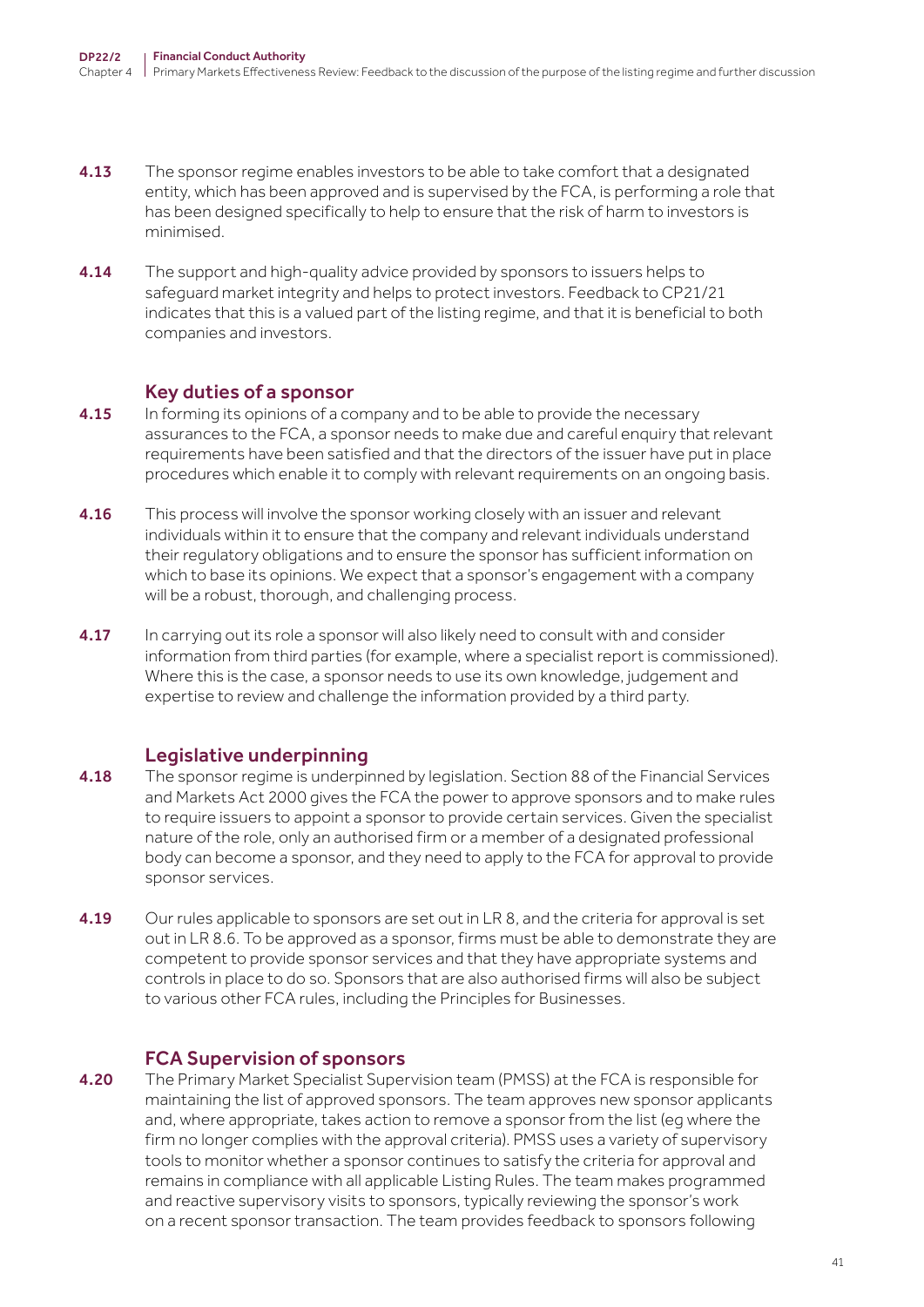4.13 The sponsor regime enables investors to be able to take comfort that a designated entity, which has been approved and is supervised by the FCA, is performing a role that has been designed specifically to help to ensure that the risk of harm to investors is minimised.

4.14 The support and high-quality advice provided by sponsors to issuers helps to safeguard market integrity and helps to protect investors. Feedback to CP21/21 indicates that this is a valued part of the listing regime, and that it is beneficial to both companies and investors.

### Key duties of a sponsor

4.15 In forming its opinions of a company and to be able to provide the necessary assurances to the FCA, a sponsor needs to make due and careful enquiry that relevant requirements have been satisfied and that the directors of the issuer have put in place procedures which enable it to comply with relevant requirements on an ongoing basis.

4.16 This process will involve the sponsor working closely with an issuer and relevant individuals within it to ensure that the company and relevant individuals understand their regulatory obligations and to ensure the sponsor has sufficient information on which to base its opinions. We expect that a sponsor's engagement with a company will be a robust, thorough, and challenging process.

4.17 In carrying out its role a sponsor will also likely need to consult with and consider information from third parties (for example, where a specialist report is commissioned). Where this is the case, a sponsor needs to use its own knowledge, judgement and expertise to review and challenge the information provided by a third party.

### Legislative underpinning

4.18 The sponsor regime is underpinned by legislation. Section 88 of the Financial Services and Markets Act 2000 gives the FCA the power to approve sponsors and to make rules to require issuers to appoint a sponsor to provide certain services. Given the specialist nature of the role, only an authorised firm or a member of a designated professional body can become a sponsor, and they need to apply to the FCA for approval to provide sponsor services.

4.19 Our rules applicable to sponsors are set out in LR 8, and the criteria for approval is set out in LR 8.6. To be approved as a sponsor, firms must be able to demonstrate they are competent to provide sponsor services and that they have appropriate systems and controls in place to do so. Sponsors that are also authorised firms will also be subject to various other FCA rules, including the Principles for Businesses.

### FCA Supervision of sponsors

4.20 The Primary Market Specialist Supervision team (PMSS) at the FCA is responsible for maintaining the list of approved sponsors. The team approves new sponsor applicants and, where appropriate, takes action to remove a sponsor from the list (eg where the firm no longer complies with the approval criteria). PMSS uses a variety of supervisory tools to monitor whether a sponsor continues to satisfy the criteria for approval and remains in compliance with all applicable Listing Rules. The team makes programmed and reactive supervisory visits to sponsors, typically reviewing the sponsor's work on a recent sponsor transaction. The team provides feedback to sponsors following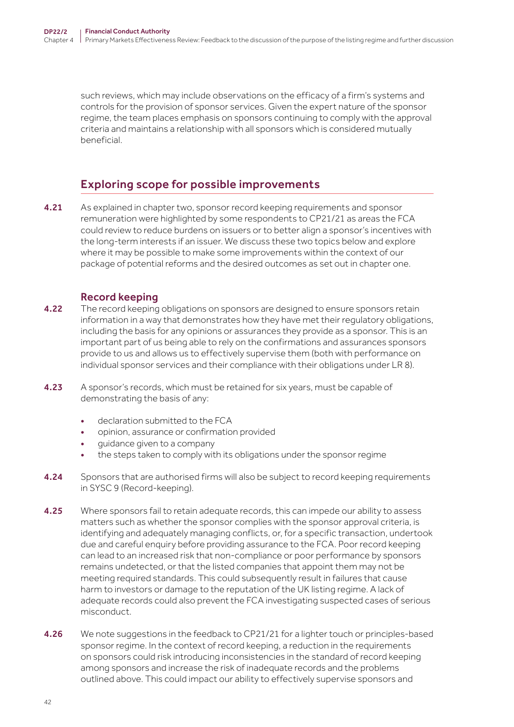such reviews, which may include observations on the efficacy of a firm's systems and controls for the provision of sponsor services. Given the expert nature of the sponsor regime, the team places emphasis on sponsors continuing to comply with the approval criteria and maintains a relationship with all sponsors which is considered mutually beneficial.

## Exploring scope for possible improvements

**4.21** As explained in chapter two, sponsor record keeping requirements and sponsor remuneration were highlighted by some respondents to CP21/21 as areas the FCA could review to reduce burdens on issuers or to better align a sponsor's incentives with the long-term interests if an issuer. We discuss these two topics below and explore where it may be possible to make some improvements within the context of our package of potential reforms and the desired outcomes as set out in chapter one.

### Record keeping

**4.22** The record keeping obligations on sponsors are designed to ensure sponsors retain information in a way that demonstrates how they have met their regulatory obligations, including the basis for any opinions or assurances they provide as a sponsor. This is an important part of us being able to rely on the confirmations and assurances sponsors provide to us and allows us to effectively supervise them (both with performance on individual sponsor services and their compliance with their obligations under LR 8).

**4.23** A sponsor's records, which must be retained for six years, must be capable of demonstrating the basis of any:

- declaration submitted to the FCA
- opinion, assurance or confirmation provided
- guidance given to a company
- the steps taken to comply with its obligations under the sponsor regime

**4.24** Sponsors that are authorised firms will also be subject to record keeping requirements in SYSC 9 (Record-keeping).

**4.25** Where sponsors fail to retain adequate records, this can impede our ability to assess matters such as whether the sponsor complies with the sponsor approval criteria, is identifying and adequately managing conflicts, or, for a specific transaction, undertook due and careful enquiry before providing assurance to the FCA. Poor record keeping can lead to an increased risk that non-compliance or poor performance by sponsors remains undetected, or that the listed companies that appoint them may not be meeting required standards. This could subsequently result in failures that cause harm to investors or damage to the reputation of the UK listing regime. A lack of adequate records could also prevent the FCA investigating suspected cases of serious misconduct.

**4.26** We note suggestions in the feedback to CP21/21 for a lighter touch or principles-based sponsor regime. In the context of record keeping, a reduction in the requirements on sponsors could risk introducing inconsistencies in the standard of record keeping among sponsors and increase the risk of inadequate records and the problems outlined above. This could impact our ability to effectively supervise sponsors and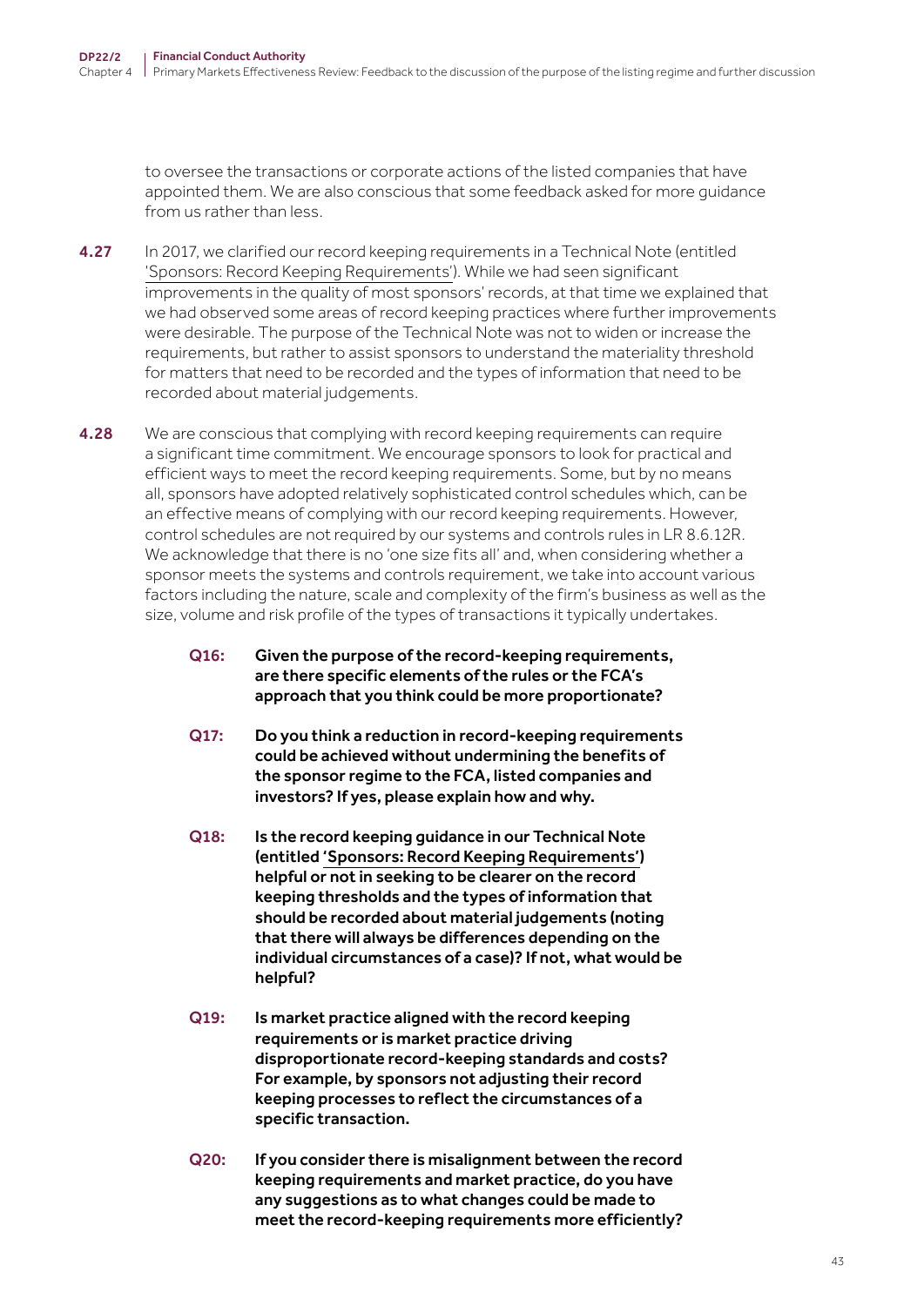to oversee the transactions or corporate actions of the listed companies that have appointed them. We are also conscious that some feedback asked for more guidance from us rather than less.

**4.27** In 2017, we clarified our record keeping requirements in a Technical Note (entitled 'Sponsors: Record Keeping Requirements'). While we had seen significant improvements in the quality of most sponsors' records, at that time we explained that we had observed some areas of record keeping practices where further improvements were desirable. The purpose of the Technical Note was not to widen or increase the requirements, but rather to assist sponsors to understand the materiality threshold for matters that need to be recorded and the types of information that need to be recorded about material judgements.

**4.28** We are conscious that complying with record keeping requirements can require a significant time commitment. We encourage sponsors to look for practical and efficient ways to meet the record keeping requirements. Some, but by no means all, sponsors have adopted relatively sophisticated control schedules which, can be an effective means of complying with our record keeping requirements. However, control schedules are not required by our systems and controls rules in LR 8.6.12R. We acknowledge that there is no 'one size fits all' and, when considering whether a sponsor meets the systems and controls requirement, we take into account various factors including the nature, scale and complexity of the firm's business as well as the size, volume and risk profile of the types of transactions it typically undertakes.

**Q16: Given the purpose of the record-keeping requirements, are there specific elements of the rules or the FCA's approach that you think could be more proportionate?**

**Q17: Do you think a reduction in record-keeping requirements could be achieved without undermining the benefits of the sponsor regime to the FCA, listed companies and investors? If yes, please explain how and why.**

**Q18: Is the record keeping guidance in our Technical Note (entitled 'Sponsors: Record Keeping Requirements') helpful or not in seeking to be clearer on the record keeping thresholds and the types of information that should be recorded about material judgements (noting that there will always be differences depending on the individual circumstances of a case)? If not, what would be helpful?**

**Q19: Is market practice aligned with the record keeping requirements or is market practice driving disproportionate record-keeping standards and costs? For example, by sponsors not adjusting their record keeping processes to reflect the circumstances of a specific transaction.**

**Q20: If you consider there is misalignment between the record keeping requirements and market practice, do you have any suggestions as to what changes could be made to meet the record-keeping requirements more efficiently?**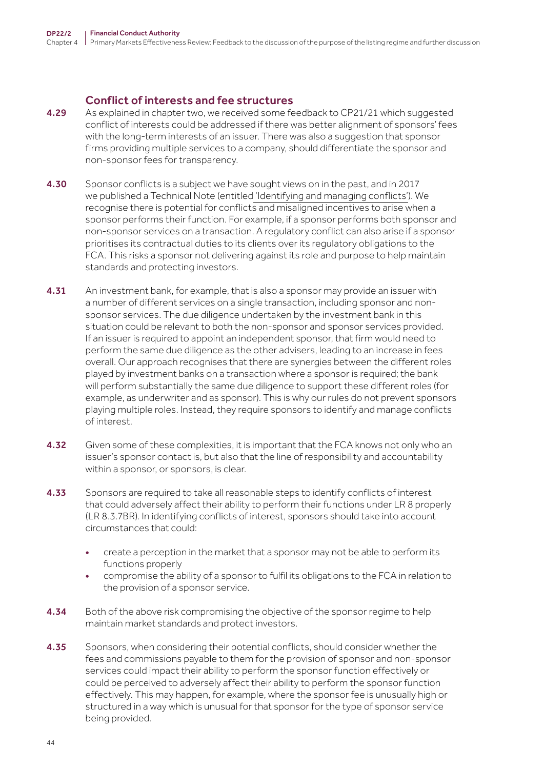## Conflict of interests and fee structures

4.29 As explained in chapter two, we received some feedback to CP21/21 which suggested conflict of interests could be addressed if there was better alignment of sponsors' fees with the long-term interests of an issuer. There was also a suggestion that sponsor firms providing multiple services to a company, should differentiate the sponsor and non-sponsor fees for transparency.

4.30 Sponsor conflicts is a subject we have sought views on in the past, and in 2017 we published a Technical Note (entitled 'Identifying and managing conflicts'). We recognise there is potential for conflicts and misaligned incentives to arise when a sponsor performs their function. For example, if a sponsor performs both sponsor and non-sponsor services on a transaction. A regulatory conflict can also arise if a sponsor prioritises its contractual duties to its clients over its regulatory obligations to the FCA. This risks a sponsor not delivering against its role and purpose to help maintain standards and protecting investors.

4.31 An investment bank, for example, that is also a sponsor may provide an issuer with a number of different services on a single transaction, including sponsor and non-sponsor services. The due diligence undertaken by the investment bank in this situation could be relevant to both the non-sponsor and sponsor services provided. If an issuer is required to appoint an independent sponsor, that firm would need to perform the same due diligence as the other advisers, leading to an increase in fees overall. Our approach recognises that there are synergies between the different roles played by investment banks on a transaction where a sponsor is required; the bank will perform substantially the same due diligence to support these different roles (for example, as underwriter and as sponsor). This is why our rules do not prevent sponsors playing multiple roles. Instead, they require sponsors to identify and manage conflicts of interest.

4.32 Given some of these complexities, it is important that the FCA knows not only who an issuer's sponsor contact is, but also that the line of responsibility and accountability within a sponsor, or sponsors, is clear.

4.33 Sponsors are required to take all reasonable steps to identify conflicts of interest that could adversely affect their ability to perform their functions under LR 8 properly (LR 8.3.7BR). In identifying conflicts of interest, sponsors should take into account circumstances that could:

- create a perception in the market that a sponsor may not be able to perform its functions properly
- compromise the ability of a sponsor to fulfil its obligations to the FCA in relation to the provision of a sponsor service.

4.34 Both of the above risk compromising the objective of the sponsor regime to help maintain market standards and protect investors.

4.35 Sponsors, when considering their potential conflicts, should consider whether the fees and commissions payable to them for the provision of sponsor and non-sponsor services could impact their ability to perform the sponsor function effectively or could be perceived to adversely affect their ability to perform the sponsor function effectively. This may happen, for example, where the sponsor fee is unusually high or structured in a way which is unusual for that sponsor for the type of sponsor service being provided.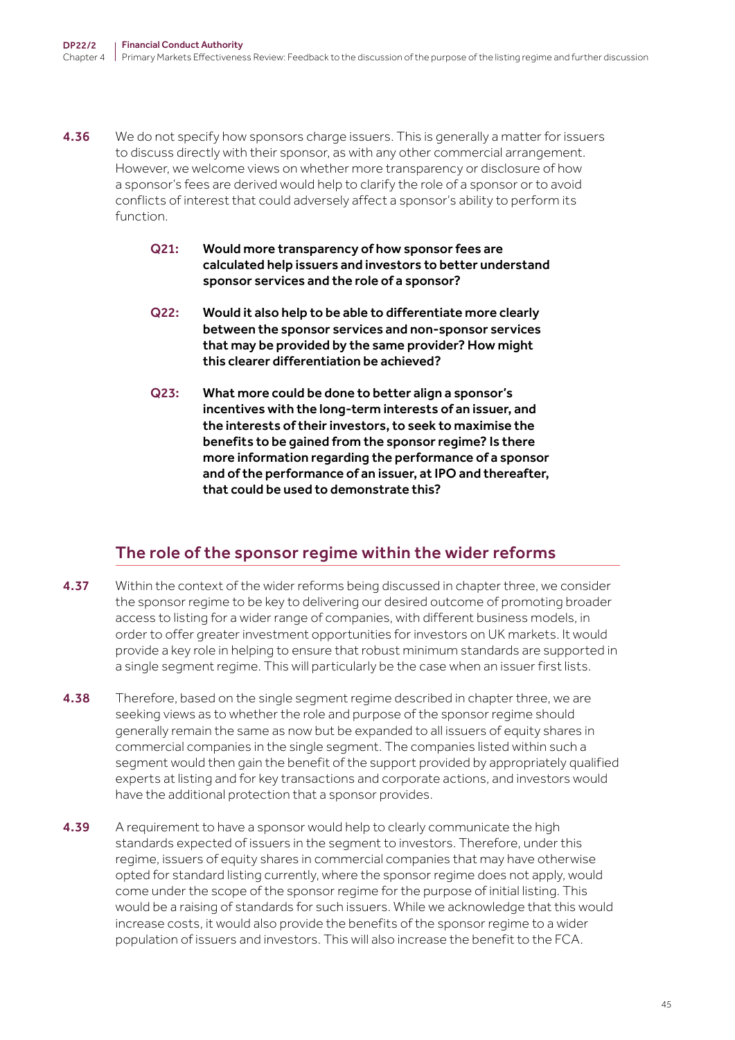4.36 We do not specify how sponsors charge issuers. This is generally a matter for issuers to discuss directly with their sponsor, as with any other commercial arrangement. However, we welcome views on whether more transparency or disclosure of how a sponsor's fees are derived would help to clarify the role of a sponsor or to avoid conflicts of interest that could adversely affect a sponsor's ability to perform its function.

> **Q21: Would more transparency of how sponsor fees are calculated help issuers and investors to better understand sponsor services and the role of a sponsor?**
>
> **Q22: Would it also help to be able to differentiate more clearly between the sponsor services and non-sponsor services that may be provided by the same provider? How might this clearer differentiation be achieved?**
>
> **Q23: What more could be done to better align a sponsor's incentives with the long-term interests of an issuer, and the interests of their investors, to seek to maximise the benefits to be gained from the sponsor regime? Is there more information regarding the performance of a sponsor and of the performance of an issuer, at IPO and thereafter, that could be used to demonstrate this?**

## The role of the sponsor regime within the wider reforms

4.37 Within the context of the wider reforms being discussed in chapter three, we consider the sponsor regime to be key to delivering our desired outcome of promoting broader access to listing for a wider range of companies, with different business models, in order to offer greater investment opportunities for investors on UK markets. It would provide a key role in helping to ensure that robust minimum standards are supported in a single segment regime. This will particularly be the case when an issuer first lists.

4.38 Therefore, based on the single segment regime described in chapter three, we are seeking views as to whether the role and purpose of the sponsor regime should generally remain the same as now but be expanded to all issuers of equity shares in commercial companies in the single segment. The companies listed within such a segment would then gain the benefit of the support provided by appropriately qualified experts at listing and for key transactions and corporate actions, and investors would have the additional protection that a sponsor provides.

4.39 A requirement to have a sponsor would help to clearly communicate the high standards expected of issuers in the segment to investors. Therefore, under this regime, issuers of equity shares in commercial companies that may have otherwise opted for standard listing currently, where the sponsor regime does not apply, would come under the scope of the sponsor regime for the purpose of initial listing. This would be a raising of standards for such issuers. While we acknowledge that this would increase costs, it would also provide the benefits of the sponsor regime to a wider population of issuers and investors. This will also increase the benefit to the FCA.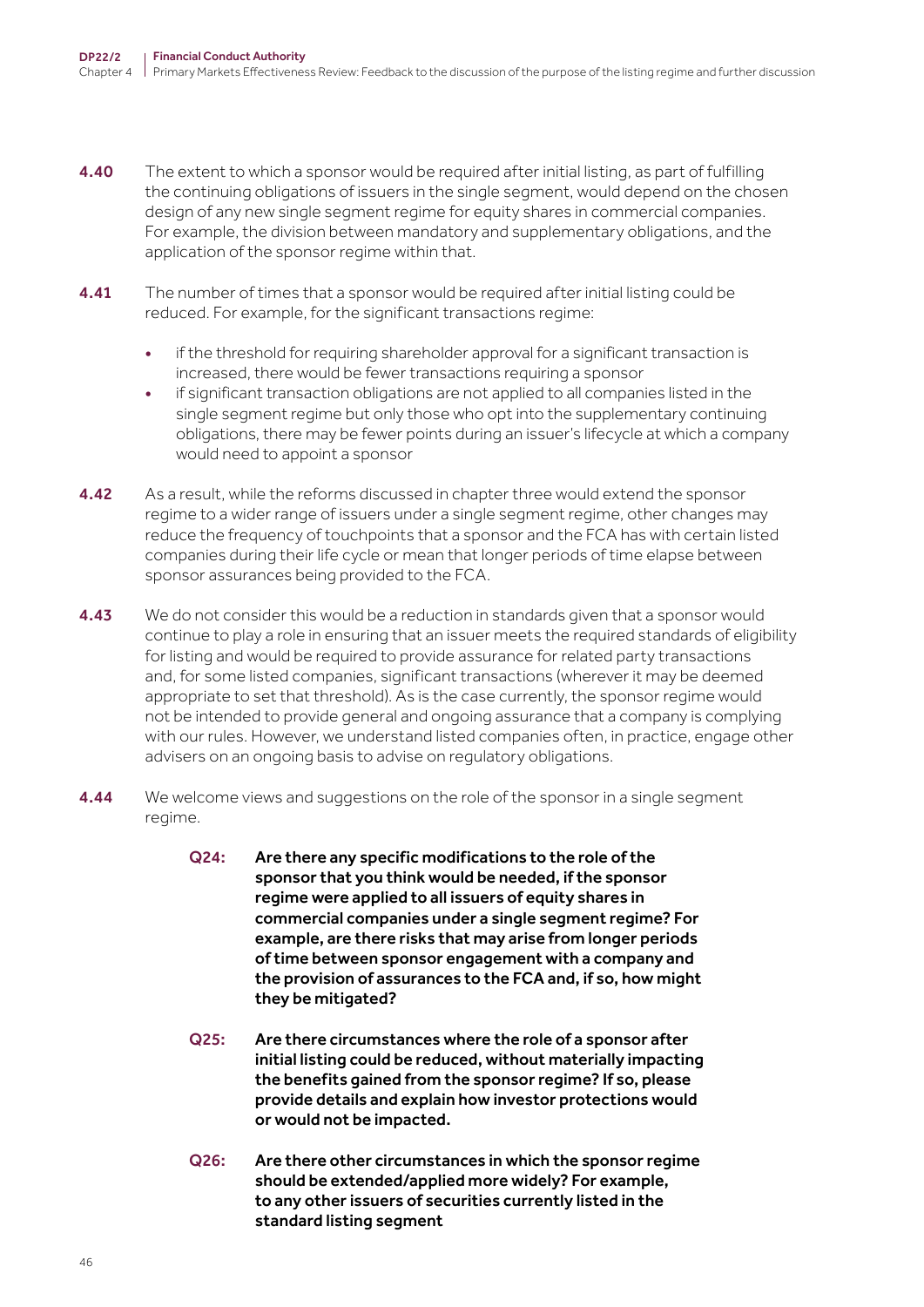4.40 The extent to which a sponsor would be required after initial listing, as part of fulfilling the continuing obligations of issuers in the single segment, would depend on the chosen design of any new single segment regime for equity shares in commercial companies. For example, the division between mandatory and supplementary obligations, and the application of the sponsor regime within that.

4.41 The number of times that a sponsor would be required after initial listing could be reduced. For example, for the significant transactions regime:

- if the threshold for requiring shareholder approval for a significant transaction is increased, there would be fewer transactions requiring a sponsor
- if significant transaction obligations are not applied to all companies listed in the single segment regime but only those who opt into the supplementary continuing obligations, there may be fewer points during an issuer's lifecycle at which a company would need to appoint a sponsor

4.42 As a result, while the reforms discussed in chapter three would extend the sponsor regime to a wider range of issuers under a single segment regime, other changes may reduce the frequency of touchpoints that a sponsor and the FCA has with certain listed companies during their life cycle or mean that longer periods of time elapse between sponsor assurances being provided to the FCA.

4.43 We do not consider this would be a reduction in standards given that a sponsor would continue to play a role in ensuring that an issuer meets the required standards of eligibility for listing and would be required to provide assurance for related party transactions and, for some listed companies, significant transactions (wherever it may be deemed appropriate to set that threshold). As is the case currently, the sponsor regime would not be intended to provide general and ongoing assurance that a company is complying with our rules. However, we understand listed companies often, in practice, engage other advisers on an ongoing basis to advise on regulatory obligations.

4.44 We welcome views and suggestions on the role of the sponsor in a single segment regime.

**Q24: Are there any specific modifications to the role of the sponsor that you think would be needed, if the sponsor regime were applied to all issuers of equity shares in commercial companies under a single segment regime? For example, are there risks that may arise from longer periods of time between sponsor engagement with a company and the provision of assurances to the FCA and, if so, how might they be mitigated?**

**Q25: Are there circumstances where the role of a sponsor after initial listing could be reduced, without materially impacting the benefits gained from the sponsor regime? If so, please provide details and explain how investor protections would or would not be impacted.**

**Q26: Are there other circumstances in which the sponsor regime should be extended/applied more widely? For example, to any other issuers of securities currently listed in the standard listing segment**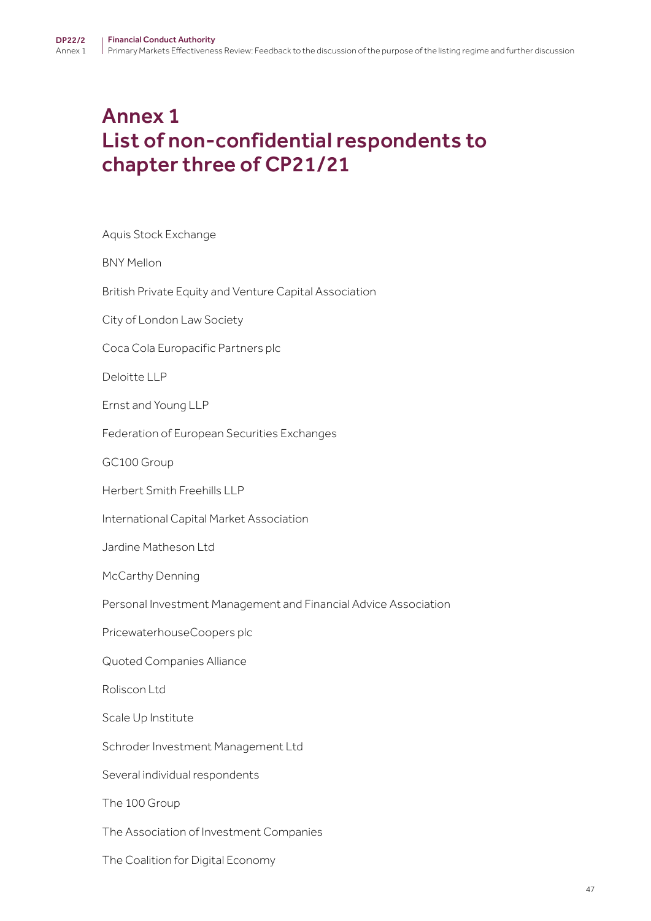# Annex 1
# List of non-confidential respondents to chapter three of CP21/21

Aquis Stock Exchange

BNY Mellon

British Private Equity and Venture Capital Association

City of London Law Society

Coca Cola Europacific Partners plc

Deloitte LLP

Ernst and Young LLP

Federation of European Securities Exchanges

GC100 Group

Herbert Smith Freehills LLP

International Capital Market Association

Jardine Matheson Ltd

McCarthy Denning

Personal Investment Management and Financial Advice Association

PricewaterhouseCoopers plc

Quoted Companies Alliance

Roliscon Ltd

Scale Up Institute

Schroder Investment Management Ltd

Several individual respondents

The 100 Group

The Association of Investment Companies

The Coalition for Digital Economy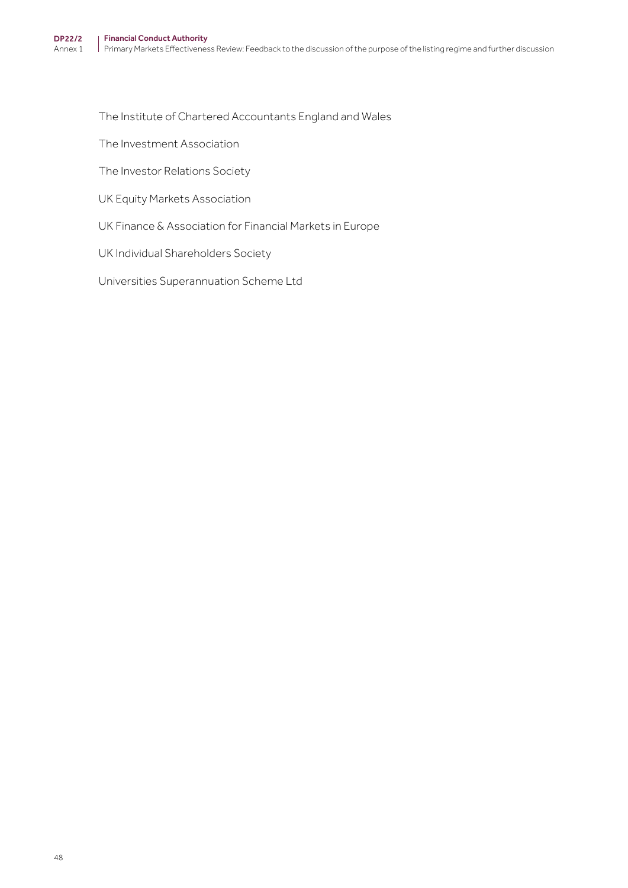The Institute of Chartered Accountants England and Wales

The Investment Association

The Investor Relations Society

UK Equity Markets Association

UK Finance & Association for Financial Markets in Europe

UK Individual Shareholders Society

Universities Superannuation Scheme Ltd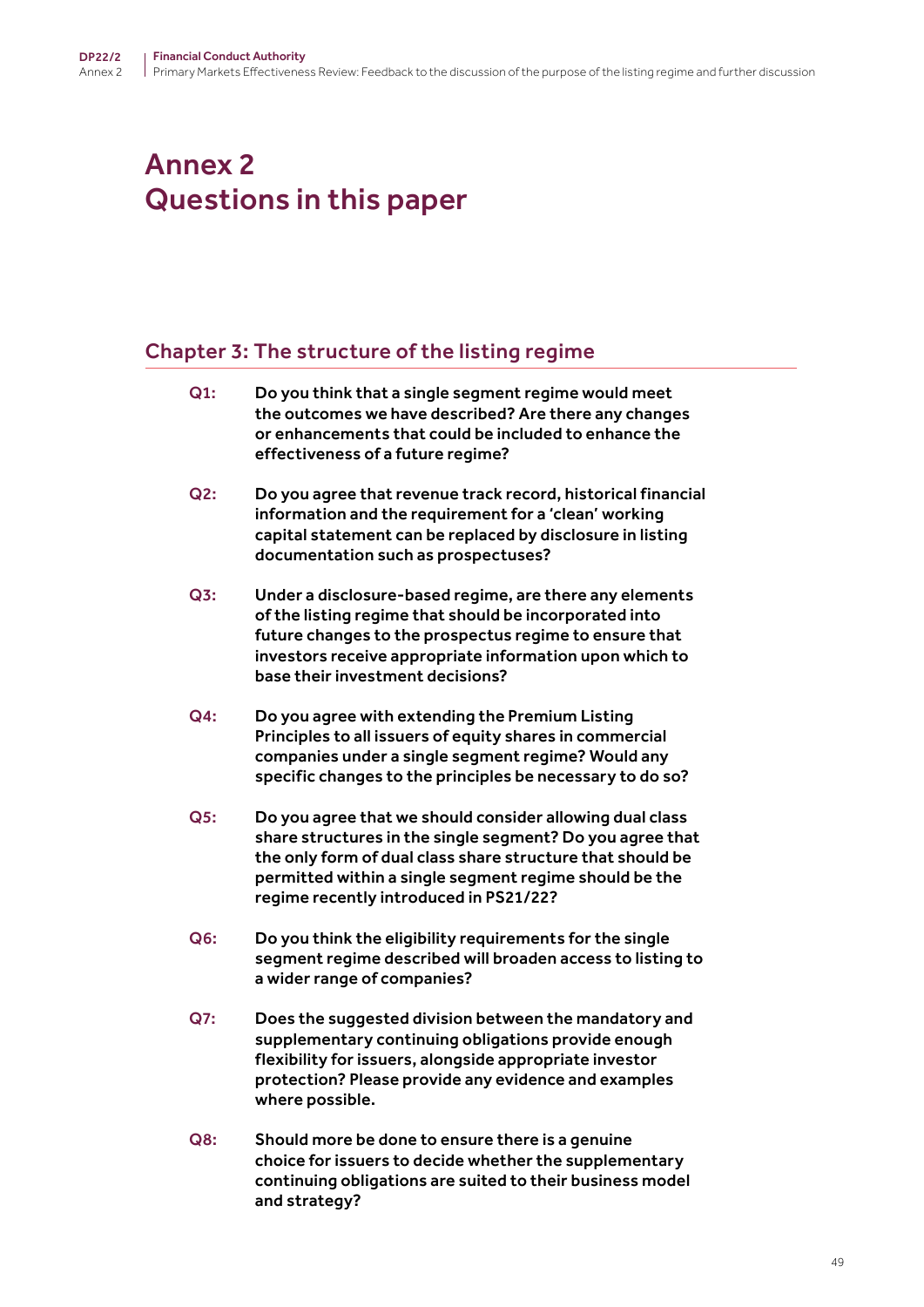# Annex 2
# Questions in this paper

## Chapter 3: The structure of the listing regime

**Q1:** **Do you think that a single segment regime would meet the outcomes we have described? Are there any changes or enhancements that could be included to enhance the effectiveness of a future regime?**

**Q2:** **Do you agree that revenue track record, historical financial information and the requirement for a 'clean' working capital statement can be replaced by disclosure in listing documentation such as prospectuses?**

**Q3:** **Under a disclosure-based regime, are there any elements of the listing regime that should be incorporated into future changes to the prospectus regime to ensure that investors receive appropriate information upon which to base their investment decisions?**

**Q4:** **Do you agree with extending the Premium Listing Principles to all issuers of equity shares in commercial companies under a single segment regime? Would any specific changes to the principles be necessary to do so?**

**Q5:** **Do you agree that we should consider allowing dual class share structures in the single segment? Do you agree that the only form of dual class share structure that should be permitted within a single segment regime should be the regime recently introduced in PS21/22?**

**Q6:** **Do you think the eligibility requirements for the single segment regime described will broaden access to listing to a wider range of companies?**

**Q7:** **Does the suggested division between the mandatory and supplementary continuing obligations provide enough flexibility for issuers, alongside appropriate investor protection? Please provide any evidence and examples where possible.**

**Q8:** **Should more be done to ensure there is a genuine choice for issuers to decide whether the supplementary continuing obligations are suited to their business model and strategy?**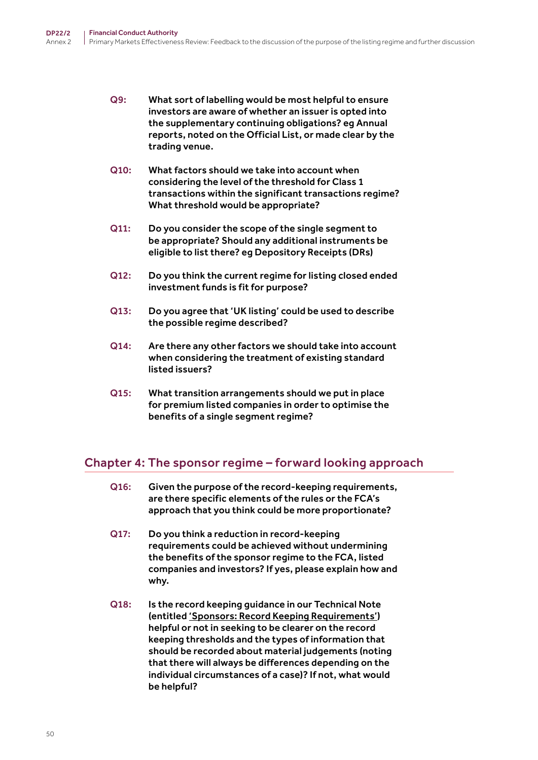**Q9:** What sort of labelling would be most helpful to ensure investors are aware of whether an issuer is opted into the supplementary continuing obligations? eg Annual reports, noted on the Official List, or made clear by the trading venue.

**Q10:** What factors should we take into account when considering the level of the threshold for Class 1 transactions within the significant transactions regime? What threshold would be appropriate?

**Q11:** Do you consider the scope of the single segment to be appropriate? Should any additional instruments be eligible to list there? eg Depository Receipts (DRs)

**Q12:** Do you think the current regime for listing closed ended investment funds is fit for purpose?

**Q13:** Do you agree that 'UK listing' could be used to describe the possible regime described?

**Q14:** Are there any other factors we should take into account when considering the treatment of existing standard listed issuers?

**Q15:** What transition arrangements should we put in place for premium listed companies in order to optimise the benefits of a single segment regime?

## Chapter 4: The sponsor regime – forward looking approach

**Q16:** Given the purpose of the record-keeping requirements, are there specific elements of the rules or the FCA's approach that you think could be more proportionate?

**Q17:** Do you think a reduction in record-keeping requirements could be achieved without undermining the benefits of the sponsor regime to the FCA, listed companies and investors? If yes, please explain how and why.

**Q18:** Is the record keeping guidance in our Technical Note (entitled 'Sponsors: Record Keeping Requirements') helpful or not in seeking to be clearer on the record keeping thresholds and the types of information that should be recorded about material judgements (noting that there will always be differences depending on the individual circumstances of a case)? If not, what would be helpful?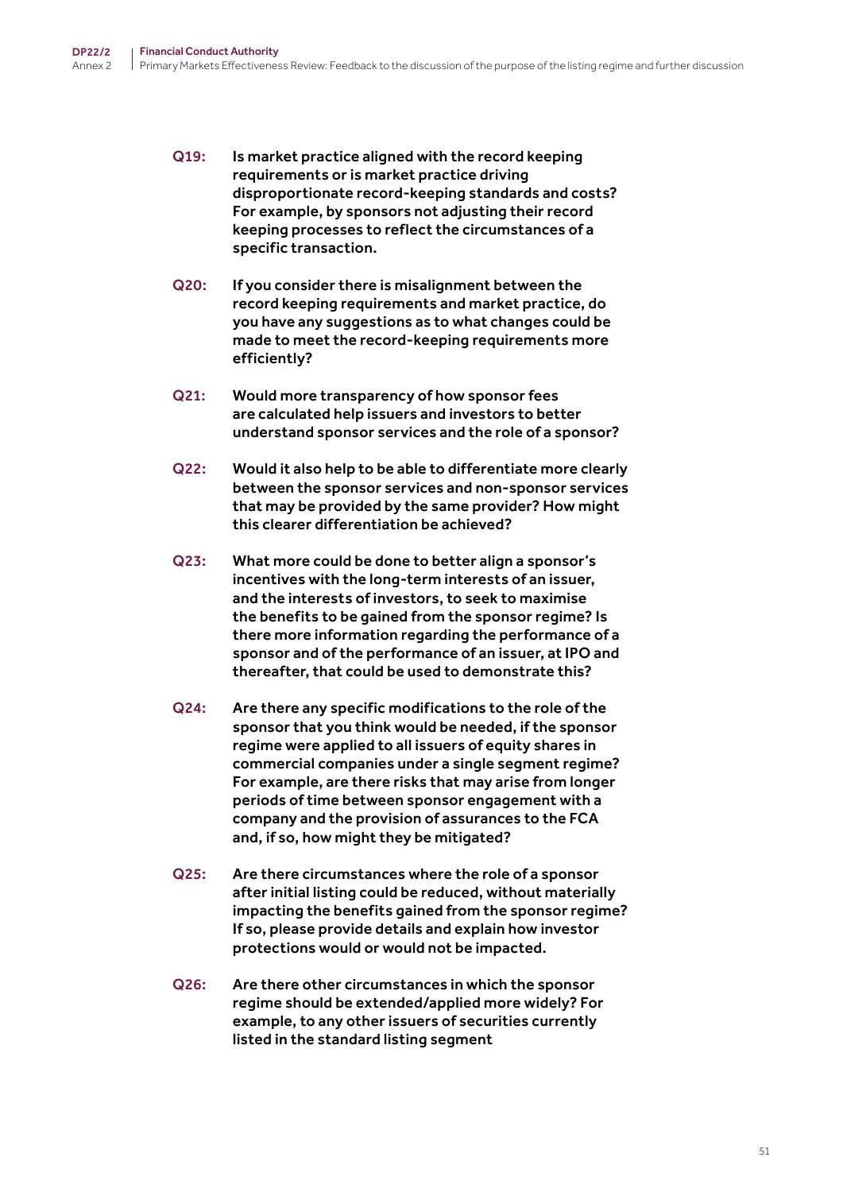**Q19:** **Is market practice aligned with the record keeping requirements or is market practice driving disproportionate record-keeping standards and costs? For example, by sponsors not adjusting their record keeping processes to reflect the circumstances of a specific transaction.**

**Q20:** **If you consider there is misalignment between the record keeping requirements and market practice, do you have any suggestions as to what changes could be made to meet the record-keeping requirements more efficiently?**

**Q21:** **Would more transparency of how sponsor fees are calculated help issuers and investors to better understand sponsor services and the role of a sponsor?**

**Q22:** **Would it also help to be able to differentiate more clearly between the sponsor services and non-sponsor services that may be provided by the same provider? How might this clearer differentiation be achieved?**

**Q23:** **What more could be done to better align a sponsor's incentives with the long-term interests of an issuer, and the interests of investors, to seek to maximise the benefits to be gained from the sponsor regime? Is there more information regarding the performance of a sponsor and of the performance of an issuer, at IPO and thereafter, that could be used to demonstrate this?**

**Q24:** **Are there any specific modifications to the role of the sponsor that you think would be needed, if the sponsor regime were applied to all issuers of equity shares in commercial companies under a single segment regime? For example, are there risks that may arise from longer periods of time between sponsor engagement with a company and the provision of assurances to the FCA and, if so, how might they be mitigated?**

**Q25:** **Are there circumstances where the role of a sponsor after initial listing could be reduced, without materially impacting the benefits gained from the sponsor regime? If so, please provide details and explain how investor protections would or would not be impacted.**

**Q26:** **Are there other circumstances in which the sponsor regime should be extended/applied more widely? For example, to any other issuers of securities currently listed in the standard listing segment**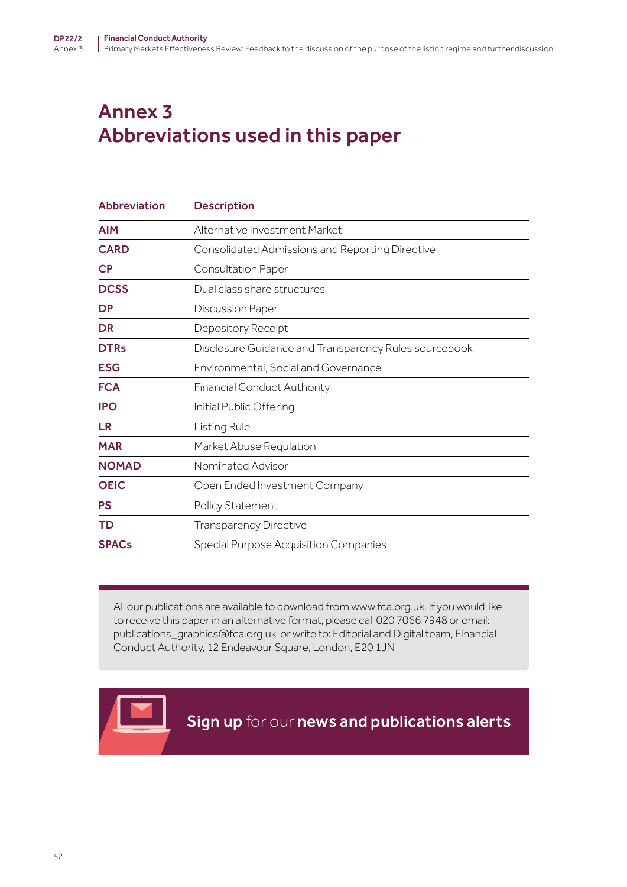# Annex 3
# Abbreviations used in this paper

| Abbreviation | Description |
|---|---|
| **AIM** | Alternative Investment Market |
| **CARD** | Consolidated Admissions and Reporting Directive |
| **CP** | Consultation Paper |
| **DCSS** | Dual class share structures |
| **DP** | Discussion Paper |
| **DR** | Depository Receipt |
| **DTRs** | Disclosure Guidance and Transparency Rules sourcebook |
| **ESG** | Environmental, Social and Governance |
| **FCA** | Financial Conduct Authority |
| **IPO** | Initial Public Offering |
| **LR** | Listing Rule |
| **MAR** | Market Abuse Regulation |
| **NOMAD** | Nominated Advisor |
| **OEIC** | Open Ended Investment Company |
| **PS** | Policy Statement |
| **TD** | Transparency Directive |
| **SPACs** | Special Purpose Acquisition Companies |

All our publications are available to download from www.fca.org.uk. If you would like to receive this paper in an alternative format, please call 020 7066 7948 or email: publications_graphics@fca.org.uk or write to: Editorial and Digital team, Financial Conduct Authority, 12 Endeavour Square, London, E20 1JN

**Sign up** for our **news and publications alerts**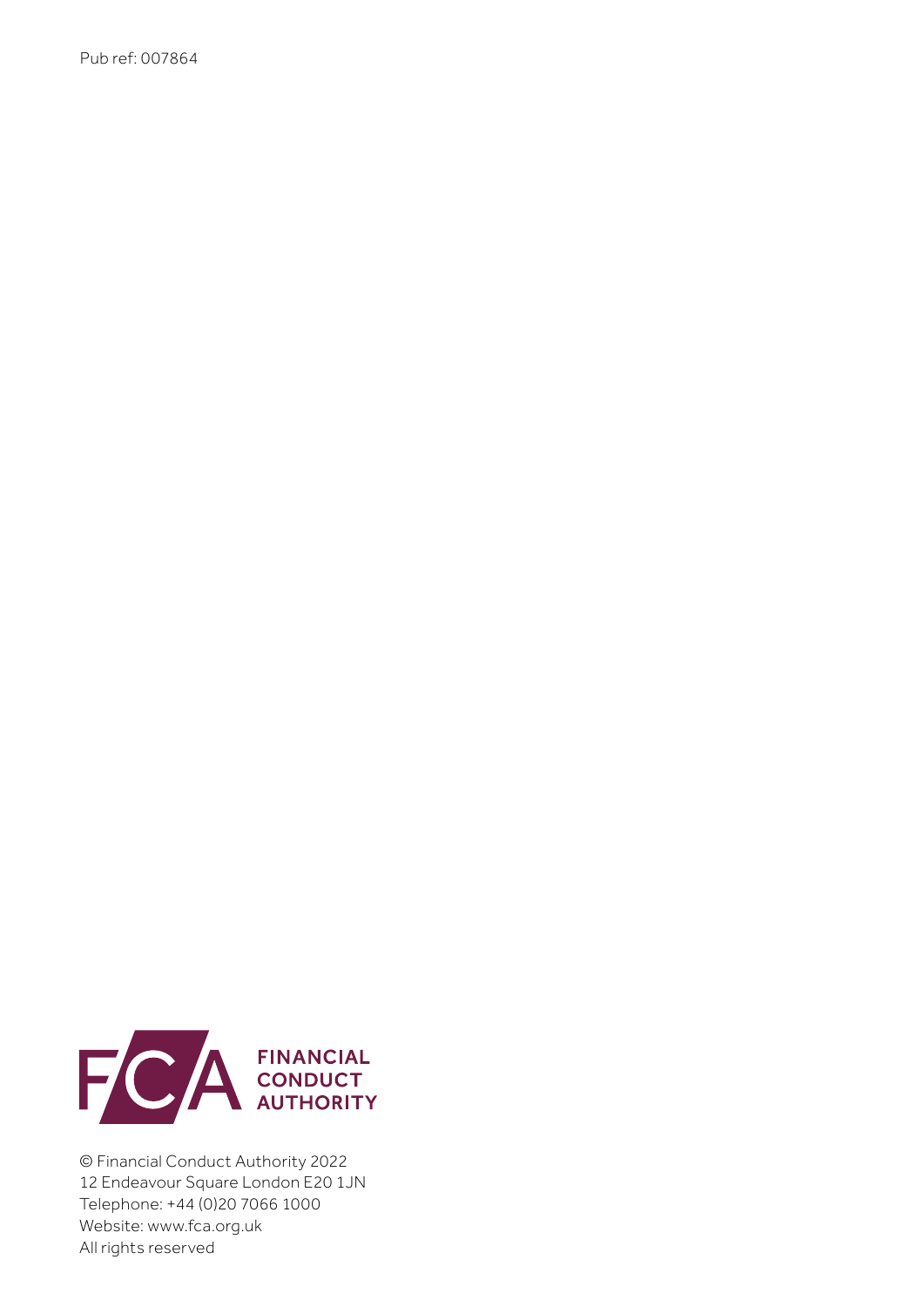Pub ref: 007864

FINANCIAL
CONDUCT
AUTHORITY

© Financial Conduct Authority 2022
12 Endeavour Square London E20 1JN
Telephone: +44 (0)20 7066 1000
Website: www.fca.org.uk
All rights reserved